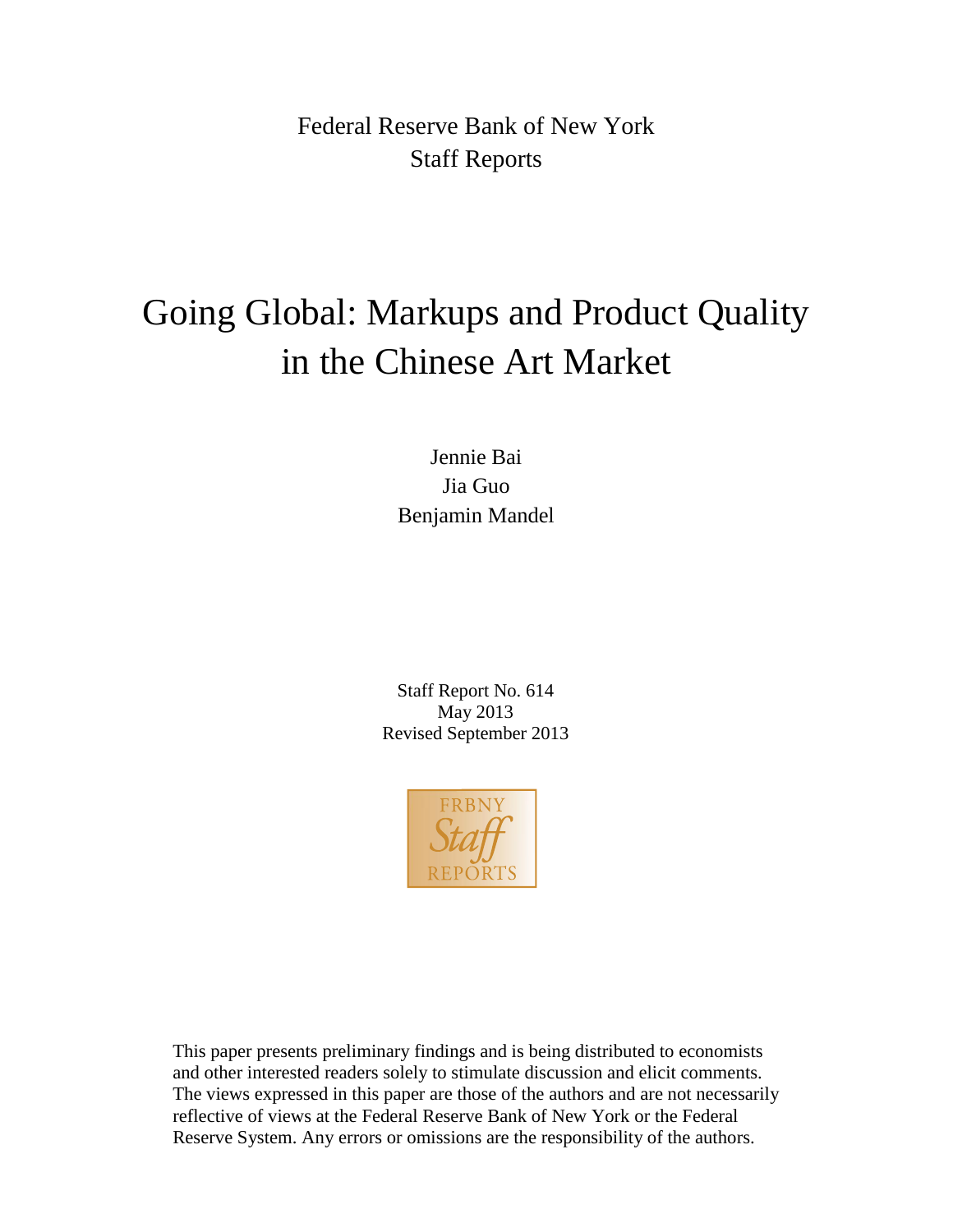Federal Reserve Bank of New York
Staff Reports

# Going Global: Markups and Product Quality in the Chinese Art Market

Jennie Bai
Jia Guo
Benjamin Mandel

Staff Report No. 614
May 2013
Revised September 2013

FRBNY Staff REPORTS

This paper presents preliminary findings and is being distributed to economists and other interested readers solely to stimulate discussion and elicit comments. The views expressed in this paper are those of the authors and are not necessarily reflective of views at the Federal Reserve Bank of New York or the Federal Reserve System. Any errors or omissions are the responsibility of the authors.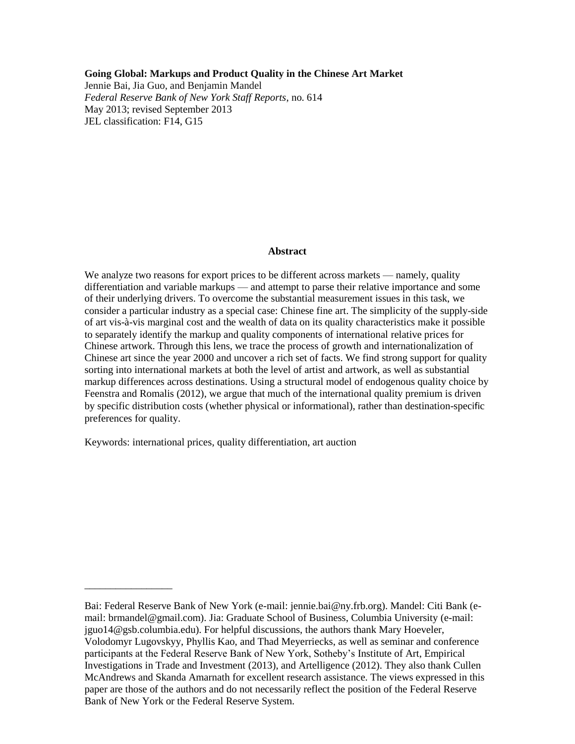**Going Global: Markups and Product Quality in the Chinese Art Market**
Jennie Bai, Jia Guo, and Benjamin Mandel
*Federal Reserve Bank of New York Staff Reports*, no. 614
May 2013; revised September 2013
JEL classification: F14, G15

## Abstract

We analyze two reasons for export prices to be different across markets — namely, quality differentiation and variable markups — and attempt to parse their relative importance and some of their underlying drivers. To overcome the substantial measurement issues in this task, we consider a particular industry as a special case: Chinese fine art. The simplicity of the supply-side of art vis-à-vis marginal cost and the wealth of data on its quality characteristics make it possible to separately identify the markup and quality components of international relative prices for Chinese artwork. Through this lens, we trace the process of growth and internationalization of Chinese art since the year 2000 and uncover a rich set of facts. We find strong support for quality sorting into international markets at both the level of artist and artwork, as well as substantial markup differences across destinations. Using a structural model of endogenous quality choice by Feenstra and Romalis (2012), we argue that much of the international quality premium is driven by specific distribution costs (whether physical or informational), rather than destination-specific preferences for quality.

Keywords: international prices, quality differentiation, art auction

---

Bai: Federal Reserve Bank of New York (e-mail: jennie.bai@ny.frb.org). Mandel: Citi Bank (e-mail: brmandel@gmail.com). Jia: Graduate School of Business, Columbia University (e-mail: jguo14@gsb.columbia.edu). For helpful discussions, the authors thank Mary Hoeveler, Volodomyr Lugovskyy, Phyllis Kao, and Thad Meyerriecks, as well as seminar and conference participants at the Federal Reserve Bank of New York, Sotheby's Institute of Art, Empirical Investigations in Trade and Investment (2013), and Artelligence (2012). They also thank Cullen McAndrews and Skanda Amarnath for excellent research assistance. The views expressed in this paper are those of the authors and do not necessarily reflect the position of the Federal Reserve Bank of New York or the Federal Reserve System.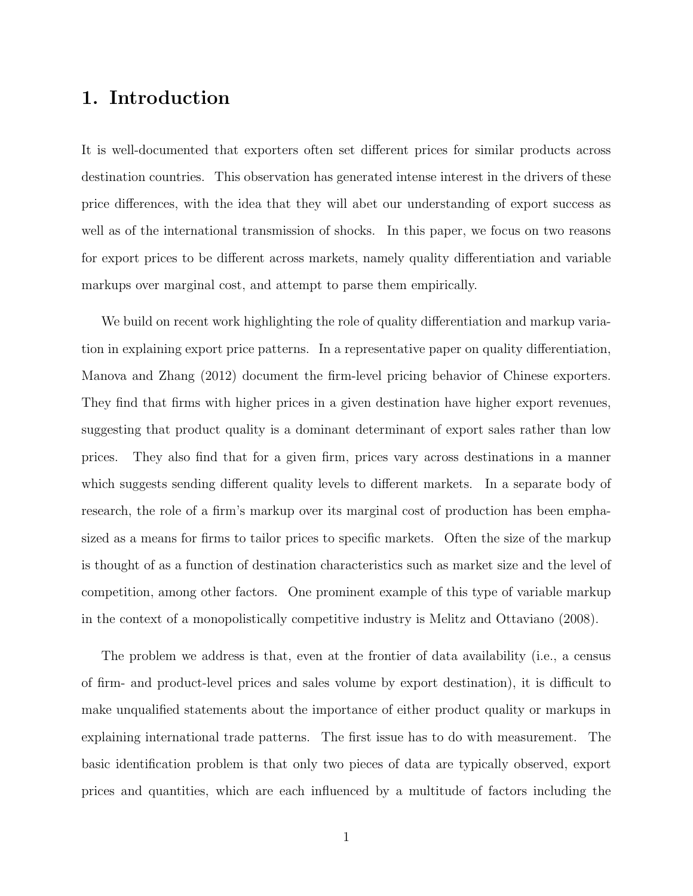# 1. Introduction

It is well-documented that exporters often set different prices for similar products across destination countries. This observation has generated intense interest in the drivers of these price differences, with the idea that they will abet our understanding of export success as well as of the international transmission of shocks. In this paper, we focus on two reasons for export prices to be different across markets, namely quality differentiation and variable markups over marginal cost, and attempt to parse them empirically.

We build on recent work highlighting the role of quality differentiation and markup variation in explaining export price patterns. In a representative paper on quality differentiation, Manova and Zhang (2012) document the firm-level pricing behavior of Chinese exporters. They find that firms with higher prices in a given destination have higher export revenues, suggesting that product quality is a dominant determinant of export sales rather than low prices. They also find that for a given firm, prices vary across destinations in a manner which suggests sending different quality levels to different markets. In a separate body of research, the role of a firm's markup over its marginal cost of production has been emphasized as a means for firms to tailor prices to specific markets. Often the size of the markup is thought of as a function of destination characteristics such as market size and the level of competition, among other factors. One prominent example of this type of variable markup in the context of a monopolistically competitive industry is Melitz and Ottaviano (2008).

The problem we address is that, even at the frontier of data availability (i.e., a census of firm- and product-level prices and sales volume by export destination), it is difficult to make unqualified statements about the importance of either product quality or markups in explaining international trade patterns. The first issue has to do with measurement. The basic identification problem is that only two pieces of data are typically observed, export prices and quantities, which are each influenced by a multitude of factors including the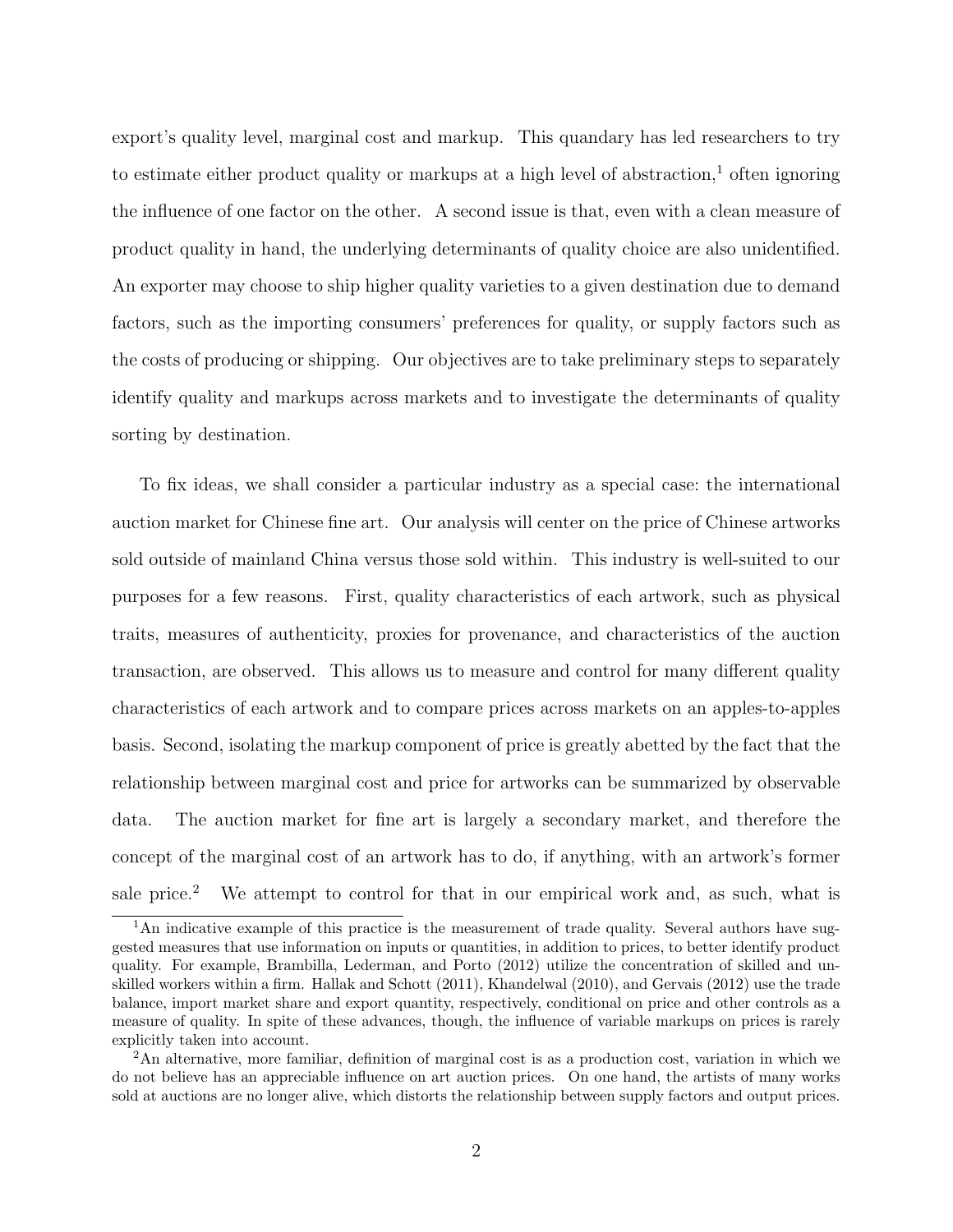export's quality level, marginal cost and markup. This quandary has led researchers to try to estimate either product quality or markups at a high level of abstraction,[1] often ignoring the influence of one factor on the other. A second issue is that, even with a clean measure of product quality in hand, the underlying determinants of quality choice are also unidentified. An exporter may choose to ship higher quality varieties to a given destination due to demand factors, such as the importing consumers' preferences for quality, or supply factors such as the costs of producing or shipping. Our objectives are to take preliminary steps to separately identify quality and markups across markets and to investigate the determinants of quality sorting by destination.

To fix ideas, we shall consider a particular industry as a special case: the international auction market for Chinese fine art. Our analysis will center on the price of Chinese artworks sold outside of mainland China versus those sold within. This industry is well-suited to our purposes for a few reasons. First, quality characteristics of each artwork, such as physical traits, measures of authenticity, proxies for provenance, and characteristics of the auction transaction, are observed. This allows us to measure and control for many different quality characteristics of each artwork and to compare prices across markets on an apples-to-apples basis. Second, isolating the markup component of price is greatly abetted by the fact that the relationship between marginal cost and price for artworks can be summarized by observable data. The auction market for fine art is largely a secondary market, and therefore the concept of the marginal cost of an artwork has to do, if anything, with an artwork's former sale price.[2] We attempt to control for that in our empirical work and, as such, what is

[1] An indicative example of this practice is the measurement of trade quality. Several authors have suggested measures that use information on inputs or quantities, in addition to prices, to better identify product quality. For example, Brambilla, Lederman, and Porto (2012) utilize the concentration of skilled and unskilled workers within a firm. Hallak and Schott (2011), Khandelwal (2010), and Gervais (2012) use the trade balance, import market share and export quantity, respectively, conditional on price and other controls as a measure of quality. In spite of these advances, though, the influence of variable markups on prices is rarely explicitly taken into account.

[2] An alternative, more familiar, definition of marginal cost is as a production cost, variation in which we do not believe has an appreciable influence on art auction prices. On one hand, the artists of many works sold at auctions are no longer alive, which distorts the relationship between supply factors and output prices.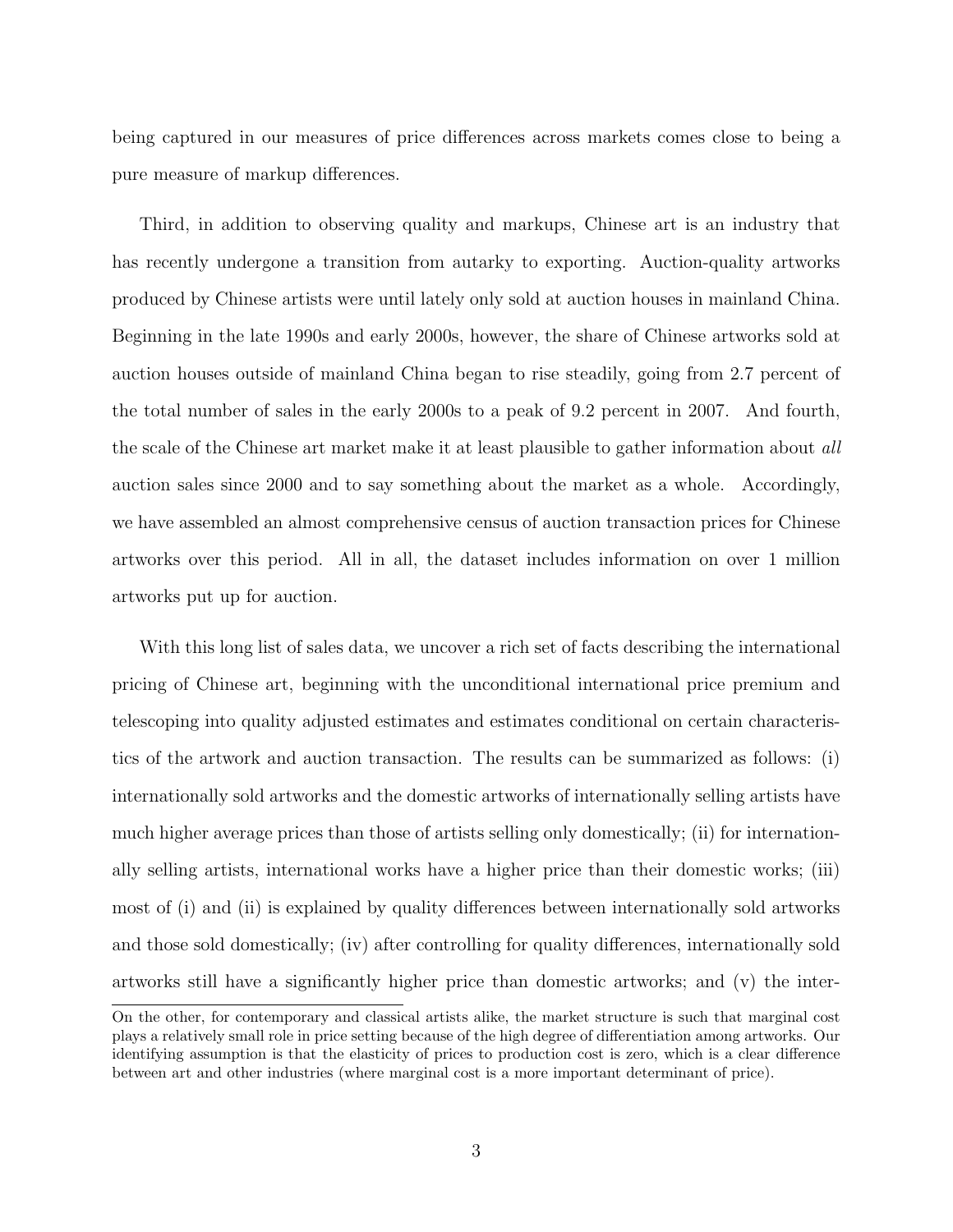being captured in our measures of price differences across markets comes close to being a pure measure of markup differences.

Third, in addition to observing quality and markups, Chinese art is an industry that has recently undergone a transition from autarky to exporting. Auction-quality artworks produced by Chinese artists were until lately only sold at auction houses in mainland China. Beginning in the late 1990s and early 2000s, however, the share of Chinese artworks sold at auction houses outside of mainland China began to rise steadily, going from 2.7 percent of the total number of sales in the early 2000s to a peak of 9.2 percent in 2007. And fourth, the scale of the Chinese art market make it at least plausible to gather information about *all* auction sales since 2000 and to say something about the market as a whole. Accordingly, we have assembled an almost comprehensive census of auction transaction prices for Chinese artworks over this period. All in all, the dataset includes information on over 1 million artworks put up for auction.

With this long list of sales data, we uncover a rich set of facts describing the international pricing of Chinese art, beginning with the unconditional international price premium and telescoping into quality adjusted estimates and estimates conditional on certain characteristics of the artwork and auction transaction. The results can be summarized as follows: (i) internationally sold artworks and the domestic artworks of internationally selling artists have much higher average prices than those of artists selling only domestically; (ii) for internationally selling artists, international works have a higher price than their domestic works; (iii) most of (i) and (ii) is explained by quality differences between internationally sold artworks and those sold domestically; (iv) after controlling for quality differences, internationally sold artworks still have a significantly higher price than domestic artworks; and (v) the inter-

On the other, for contemporary and classical artists alike, the market structure is such that marginal cost plays a relatively small role in price setting because of the high degree of differentiation among artworks. Our identifying assumption is that the elasticity of prices to production cost is zero, which is a clear difference between art and other industries (where marginal cost is a more important determinant of price).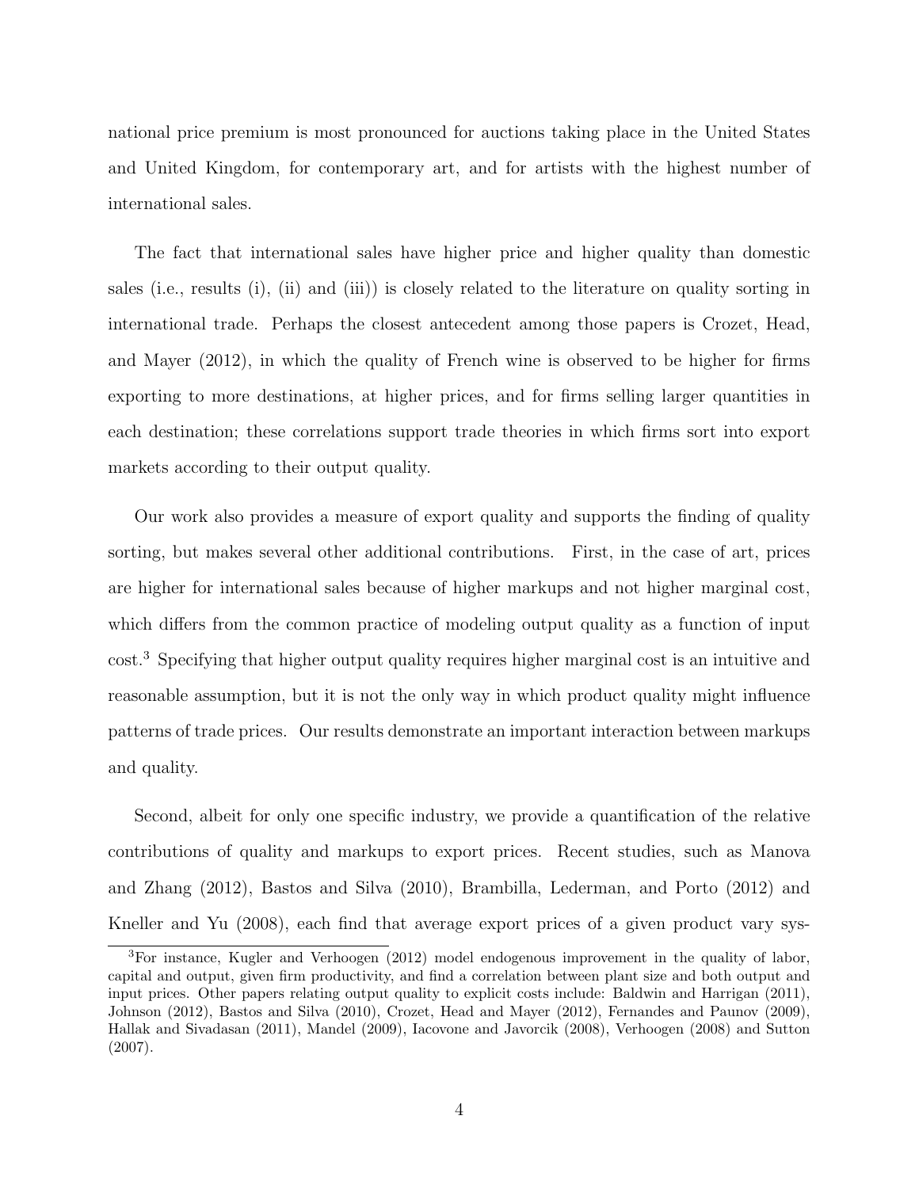national price premium is most pronounced for auctions taking place in the United States and United Kingdom, for contemporary art, and for artists with the highest number of international sales.

The fact that international sales have higher price and higher quality than domestic sales (i.e., results (i), (ii) and (iii)) is closely related to the literature on quality sorting in international trade. Perhaps the closest antecedent among those papers is Crozet, Head, and Mayer (2012), in which the quality of French wine is observed to be higher for firms exporting to more destinations, at higher prices, and for firms selling larger quantities in each destination; these correlations support trade theories in which firms sort into export markets according to their output quality.

Our work also provides a measure of export quality and supports the finding of quality sorting, but makes several other additional contributions. First, in the case of art, prices are higher for international sales because of higher markups and not higher marginal cost, which differs from the common practice of modeling output quality as a function of input cost.[3] Specifying that higher output quality requires higher marginal cost is an intuitive and reasonable assumption, but it is not the only way in which product quality might influence patterns of trade prices. Our results demonstrate an important interaction between markups and quality.

Second, albeit for only one specific industry, we provide a quantification of the relative contributions of quality and markups to export prices. Recent studies, such as Manova and Zhang (2012), Bastos and Silva (2010), Brambilla, Lederman, and Porto (2012) and Kneller and Yu (2008), each find that average export prices of a given product vary sys-

[3]For instance, Kugler and Verhoogen (2012) model endogenous improvement in the quality of labor, capital and output, given firm productivity, and find a correlation between plant size and both output and input prices. Other papers relating output quality to explicit costs include: Baldwin and Harrigan (2011), Johnson (2012), Bastos and Silva (2010), Crozet, Head and Mayer (2012), Fernandes and Paunov (2009), Hallak and Sivadasan (2011), Mandel (2009), Iacovone and Javorcik (2008), Verhoogen (2008) and Sutton (2007).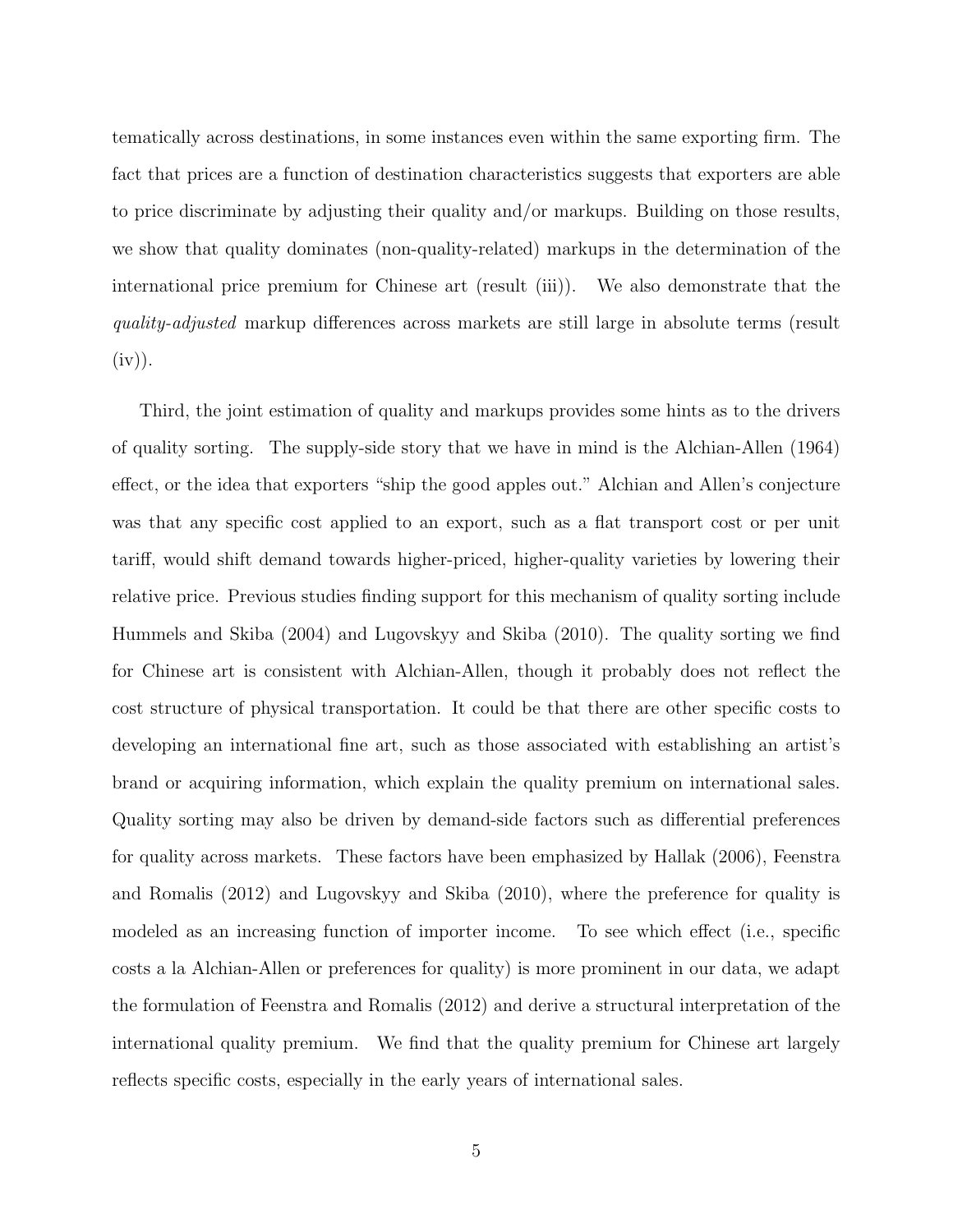tematically across destinations, in some instances even within the same exporting firm. The fact that prices are a function of destination characteristics suggests that exporters are able to price discriminate by adjusting their quality and/or markups. Building on those results, we show that quality dominates (non-quality-related) markups in the determination of the international price premium for Chinese art (result (iii)). We also demonstrate that the *quality-adjusted* markup differences across markets are still large in absolute terms (result (iv)).

Third, the joint estimation of quality and markups provides some hints as to the drivers of quality sorting. The supply-side story that we have in mind is the Alchian-Allen (1964) effect, or the idea that exporters "ship the good apples out." Alchian and Allen's conjecture was that any specific cost applied to an export, such as a flat transport cost or per unit tariff, would shift demand towards higher-priced, higher-quality varieties by lowering their relative price. Previous studies finding support for this mechanism of quality sorting include Hummels and Skiba (2004) and Lugovskyy and Skiba (2010). The quality sorting we find for Chinese art is consistent with Alchian-Allen, though it probably does not reflect the cost structure of physical transportation. It could be that there are other specific costs to developing an international fine art, such as those associated with establishing an artist's brand or acquiring information, which explain the quality premium on international sales. Quality sorting may also be driven by demand-side factors such as differential preferences for quality across markets. These factors have been emphasized by Hallak (2006), Feenstra and Romalis (2012) and Lugovskyy and Skiba (2010), where the preference for quality is modeled as an increasing function of importer income. To see which effect (i.e., specific costs a la Alchian-Allen or preferences for quality) is more prominent in our data, we adapt the formulation of Feenstra and Romalis (2012) and derive a structural interpretation of the international quality premium. We find that the quality premium for Chinese art largely reflects specific costs, especially in the early years of international sales.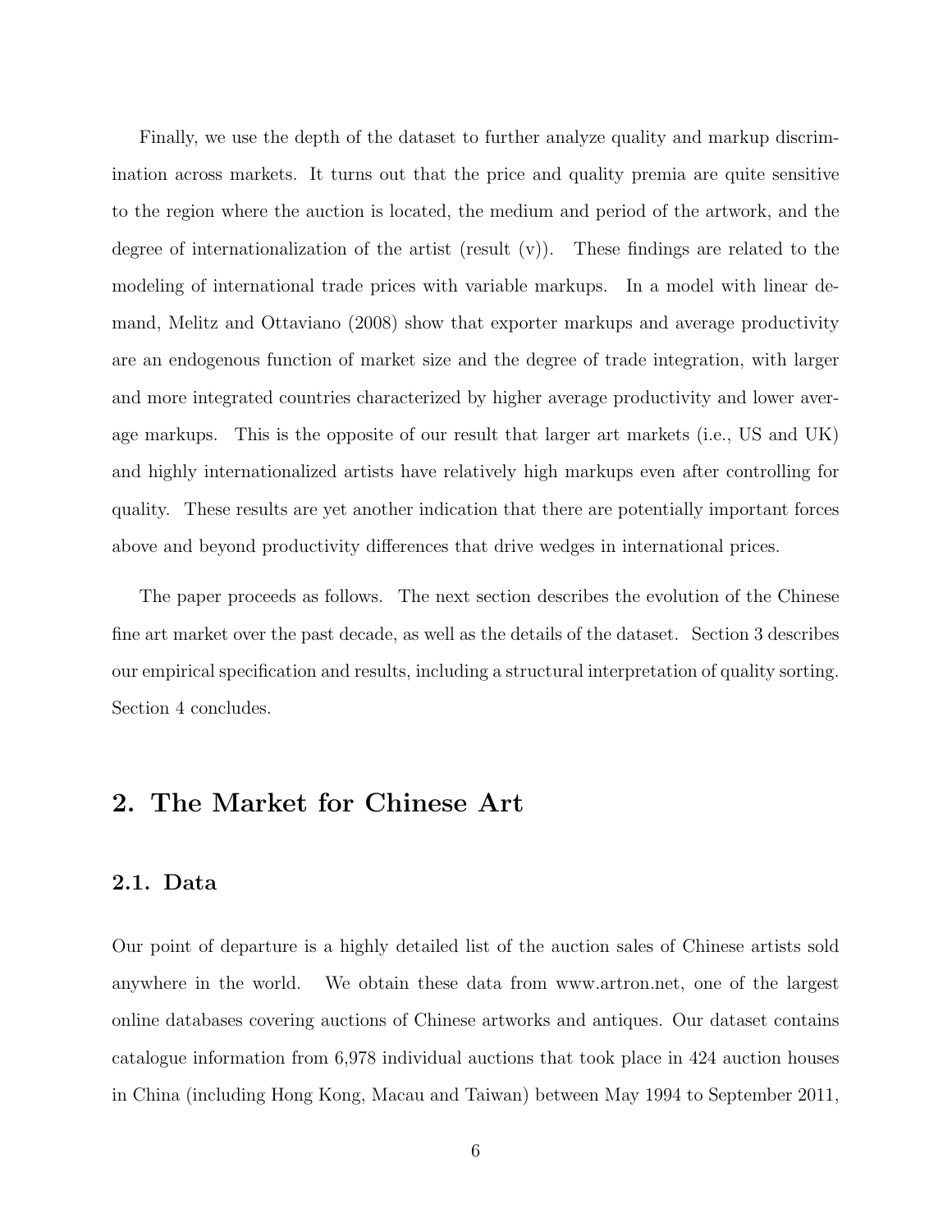Finally, we use the depth of the dataset to further analyze quality and markup discrimination across markets. It turns out that the price and quality premia are quite sensitive to the region where the auction is located, the medium and period of the artwork, and the degree of internationalization of the artist (result (v)). These findings are related to the modeling of international trade prices with variable markups. In a model with linear demand, Melitz and Ottaviano (2008) show that exporter markups and average productivity are an endogenous function of market size and the degree of trade integration, with larger and more integrated countries characterized by higher average productivity and lower average markups. This is the opposite of our result that larger art markets (i.e., US and UK) and highly internationalized artists have relatively high markups even after controlling for quality. These results are yet another indication that there are potentially important forces above and beyond productivity differences that drive wedges in international prices.

The paper proceeds as follows. The next section describes the evolution of the Chinese fine art market over the past decade, as well as the details of the dataset. Section 3 describes our empirical specification and results, including a structural interpretation of quality sorting. Section 4 concludes.

## 2. The Market for Chinese Art

### 2.1. Data

Our point of departure is a highly detailed list of the auction sales of Chinese artists sold anywhere in the world. We obtain these data from www.artron.net, one of the largest online databases covering auctions of Chinese artworks and antiques. Our dataset contains catalogue information from 6,978 individual auctions that took place in 424 auction houses in China (including Hong Kong, Macau and Taiwan) between May 1994 to September 2011,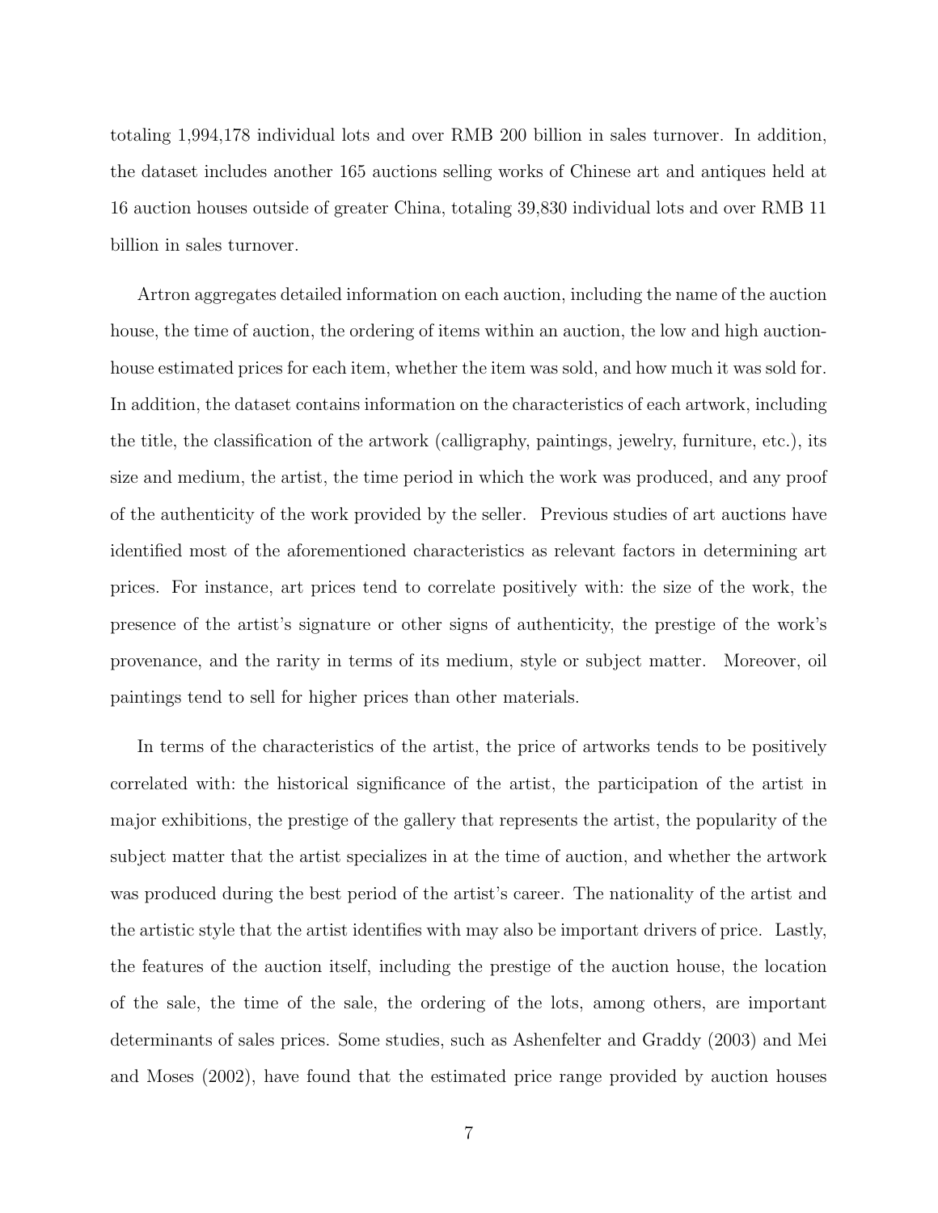totaling 1,994,178 individual lots and over RMB 200 billion in sales turnover. In addition, the dataset includes another 165 auctions selling works of Chinese art and antiques held at 16 auction houses outside of greater China, totaling 39,830 individual lots and over RMB 11 billion in sales turnover.

Artron aggregates detailed information on each auction, including the name of the auction house, the time of auction, the ordering of items within an auction, the low and high auction-house estimated prices for each item, whether the item was sold, and how much it was sold for. In addition, the dataset contains information on the characteristics of each artwork, including the title, the classification of the artwork (calligraphy, paintings, jewelry, furniture, etc.), its size and medium, the artist, the time period in which the work was produced, and any proof of the authenticity of the work provided by the seller. Previous studies of art auctions have identified most of the aforementioned characteristics as relevant factors in determining art prices. For instance, art prices tend to correlate positively with: the size of the work, the presence of the artist's signature or other signs of authenticity, the prestige of the work's provenance, and the rarity in terms of its medium, style or subject matter. Moreover, oil paintings tend to sell for higher prices than other materials.

In terms of the characteristics of the artist, the price of artworks tends to be positively correlated with: the historical significance of the artist, the participation of the artist in major exhibitions, the prestige of the gallery that represents the artist, the popularity of the subject matter that the artist specializes in at the time of auction, and whether the artwork was produced during the best period of the artist's career. The nationality of the artist and the artistic style that the artist identifies with may also be important drivers of price. Lastly, the features of the auction itself, including the prestige of the auction house, the location of the sale, the time of the sale, the ordering of the lots, among others, are important determinants of sales prices. Some studies, such as Ashenfelter and Graddy (2003) and Mei and Moses (2002), have found that the estimated price range provided by auction houses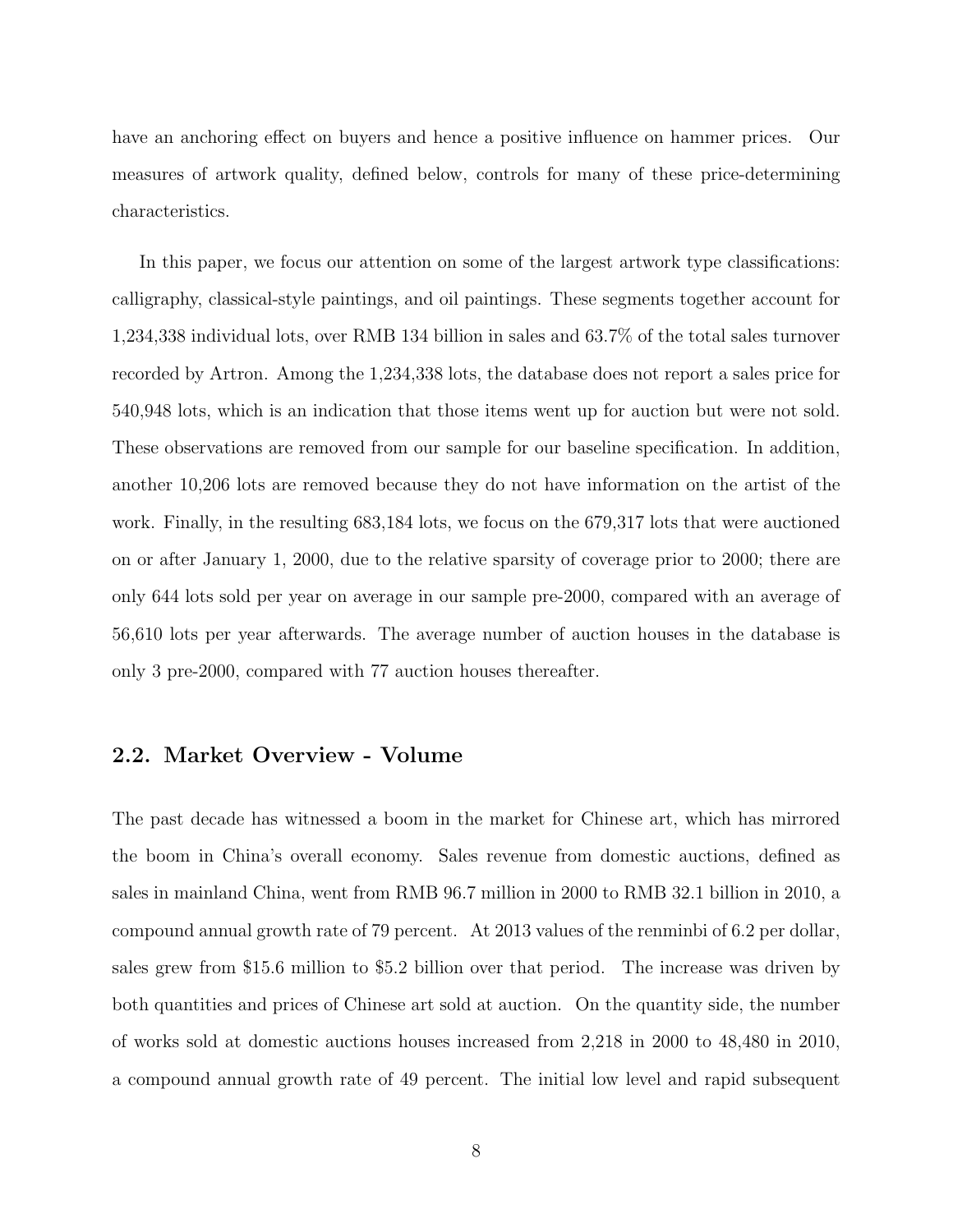have an anchoring effect on buyers and hence a positive influence on hammer prices. Our measures of artwork quality, defined below, controls for many of these price-determining characteristics.

In this paper, we focus our attention on some of the largest artwork type classifications: calligraphy, classical-style paintings, and oil paintings. These segments together account for 1,234,338 individual lots, over RMB 134 billion in sales and 63.7% of the total sales turnover recorded by Artron. Among the 1,234,338 lots, the database does not report a sales price for 540,948 lots, which is an indication that those items went up for auction but were not sold. These observations are removed from our sample for our baseline specification. In addition, another 10,206 lots are removed because they do not have information on the artist of the work. Finally, in the resulting 683,184 lots, we focus on the 679,317 lots that were auctioned on or after January 1, 2000, due to the relative sparsity of coverage prior to 2000; there are only 644 lots sold per year on average in our sample pre-2000, compared with an average of 56,610 lots per year afterwards. The average number of auction houses in the database is only 3 pre-2000, compared with 77 auction houses thereafter.

## 2.2. Market Overview - Volume

The past decade has witnessed a boom in the market for Chinese art, which has mirrored the boom in China's overall economy. Sales revenue from domestic auctions, defined as sales in mainland China, went from RMB 96.7 million in 2000 to RMB 32.1 billion in 2010, a compound annual growth rate of 79 percent. At 2013 values of the renminbi of 6.2 per dollar, sales grew from $15.6 million to $5.2 billion over that period. The increase was driven by both quantities and prices of Chinese art sold at auction. On the quantity side, the number of works sold at domestic auctions houses increased from 2,218 in 2000 to 48,480 in 2010, a compound annual growth rate of 49 percent. The initial low level and rapid subsequent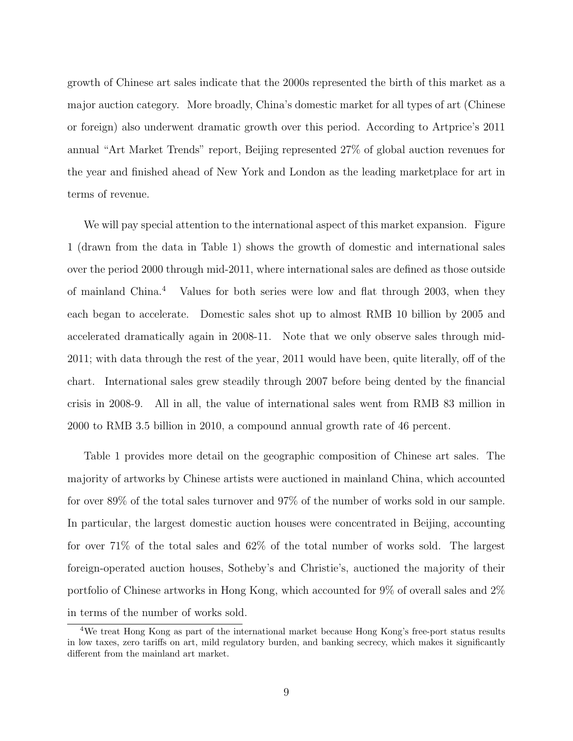growth of Chinese art sales indicate that the 2000s represented the birth of this market as a major auction category. More broadly, China's domestic market for all types of art (Chinese or foreign) also underwent dramatic growth over this period. According to Artprice's 2011 annual "Art Market Trends" report, Beijing represented 27% of global auction revenues for the year and finished ahead of New York and London as the leading marketplace for art in terms of revenue.

We will pay special attention to the international aspect of this market expansion. Figure 1 (drawn from the data in Table 1) shows the growth of domestic and international sales over the period 2000 through mid-2011, where international sales are defined as those outside of mainland China.[4] Values for both series were low and flat through 2003, when they each began to accelerate. Domestic sales shot up to almost RMB 10 billion by 2005 and accelerated dramatically again in 2008-11. Note that we only observe sales through mid-2011; with data through the rest of the year, 2011 would have been, quite literally, off of the chart. International sales grew steadily through 2007 before being dented by the financial crisis in 2008-9. All in all, the value of international sales went from RMB 83 million in 2000 to RMB 3.5 billion in 2010, a compound annual growth rate of 46 percent.

Table 1 provides more detail on the geographic composition of Chinese art sales. The majority of artworks by Chinese artists were auctioned in mainland China, which accounted for over 89% of the total sales turnover and 97% of the number of works sold in our sample. In particular, the largest domestic auction houses were concentrated in Beijing, accounting for over 71% of the total sales and 62% of the total number of works sold. The largest foreign-operated auction houses, Sotheby's and Christie's, auctioned the majority of their portfolio of Chinese artworks in Hong Kong, which accounted for 9% of overall sales and 2% in terms of the number of works sold.

[4] We treat Hong Kong as part of the international market because Hong Kong's free-port status results in low taxes, zero tariffs on art, mild regulatory burden, and banking secrecy, which makes it significantly different from the mainland art market.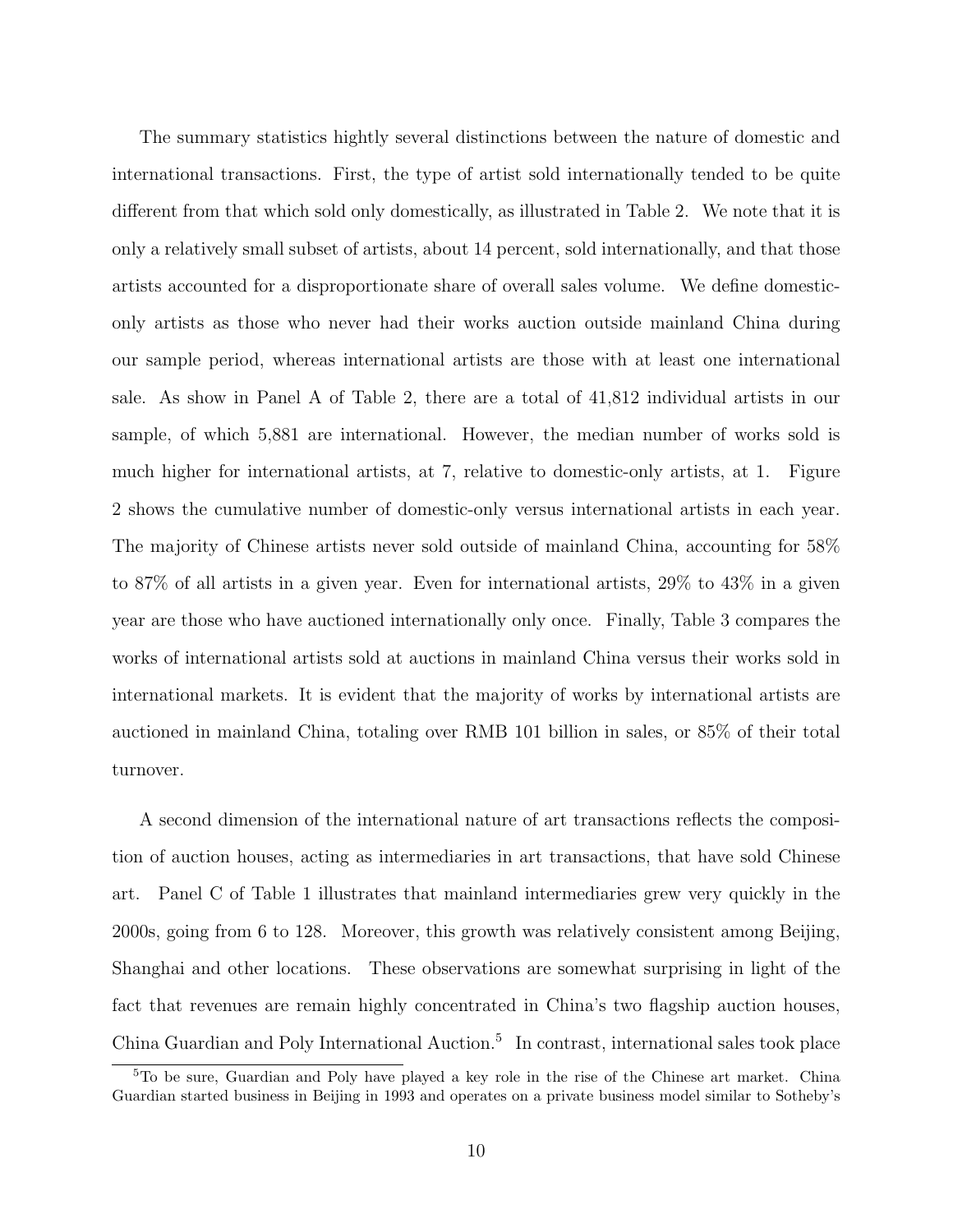The summary statistics hightly several distinctions between the nature of domestic and international transactions. First, the type of artist sold internationally tended to be quite different from that which sold only domestically, as illustrated in Table 2. We note that it is only a relatively small subset of artists, about 14 percent, sold internationally, and that those artists accounted for a disproportionate share of overall sales volume. We define domestic-only artists as those who never had their works auction outside mainland China during our sample period, whereas international artists are those with at least one international sale. As show in Panel A of Table 2, there are a total of 41,812 individual artists in our sample, of which 5,881 are international. However, the median number of works sold is much higher for international artists, at 7, relative to domestic-only artists, at 1. Figure 2 shows the cumulative number of domestic-only versus international artists in each year. The majority of Chinese artists never sold outside of mainland China, accounting for 58% to 87% of all artists in a given year. Even for international artists, 29% to 43% in a given year are those who have auctioned internationally only once. Finally, Table 3 compares the works of international artists sold at auctions in mainland China versus their works sold in international markets. It is evident that the majority of works by international artists are auctioned in mainland China, totaling over RMB 101 billion in sales, or 85% of their total turnover.

A second dimension of the international nature of art transactions reflects the composition of auction houses, acting as intermediaries in art transactions, that have sold Chinese art. Panel C of Table 1 illustrates that mainland intermediaries grew very quickly in the 2000s, going from 6 to 128. Moreover, this growth was relatively consistent among Beijing, Shanghai and other locations. These observations are somewhat surprising in light of the fact that revenues are remain highly concentrated in China's two flagship auction houses, China Guardian and Poly International Auction.[5] In contrast, international sales took place

[5] To be sure, Guardian and Poly have played a key role in the rise of the Chinese art market. China Guardian started business in Beijing in 1993 and operates on a private business model similar to Sotheby's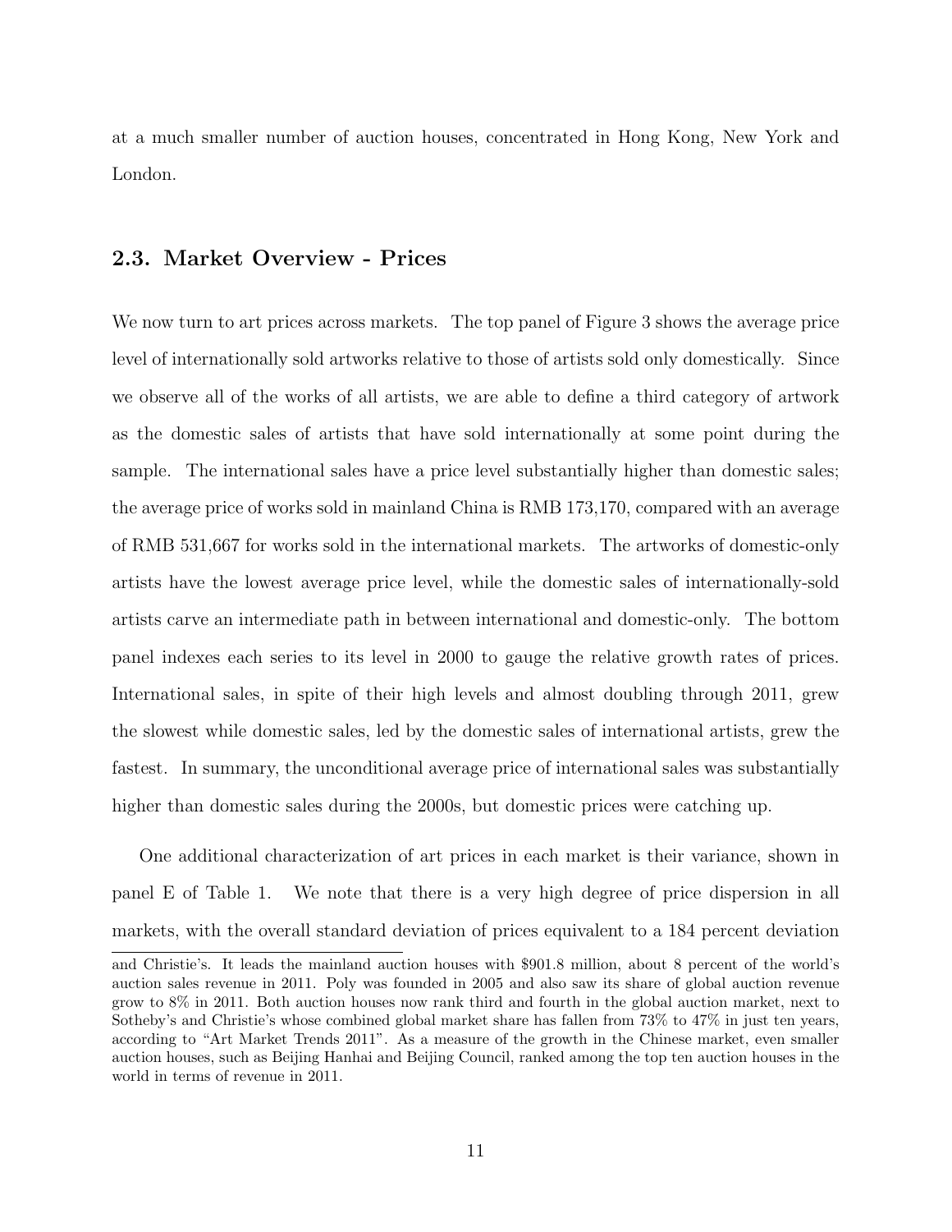at a much smaller number of auction houses, concentrated in Hong Kong, New York and London.

### 2.3. Market Overview - Prices

We now turn to art prices across markets. The top panel of Figure 3 shows the average price level of internationally sold artworks relative to those of artists sold only domestically. Since we observe all of the works of all artists, we are able to define a third category of artwork as the domestic sales of artists that have sold internationally at some point during the sample. The international sales have a price level substantially higher than domestic sales; the average price of works sold in mainland China is RMB 173,170, compared with an average of RMB 531,667 for works sold in the international markets. The artworks of domestic-only artists have the lowest average price level, while the domestic sales of internationally-sold artists carve an intermediate path in between international and domestic-only. The bottom panel indexes each series to its level in 2000 to gauge the relative growth rates of prices. International sales, in spite of their high levels and almost doubling through 2011, grew the slowest while domestic sales, led by the domestic sales of international artists, grew the fastest. In summary, the unconditional average price of international sales was substantially higher than domestic sales during the 2000s, but domestic prices were catching up.

One additional characterization of art prices in each market is their variance, shown in panel E of Table 1. We note that there is a very high degree of price dispersion in all markets, with the overall standard deviation of prices equivalent to a 184 percent deviation

and Christie's. It leads the mainland auction houses with $901.8 million, about 8 percent of the world's auction sales revenue in 2011. Poly was founded in 2005 and also saw its share of global auction revenue grow to 8% in 2011. Both auction houses now rank third and fourth in the global auction market, next to Sotheby's and Christie's whose combined global market share has fallen from 73% to 47% in just ten years, according to "Art Market Trends 2011". As a measure of the growth in the Chinese market, even smaller auction houses, such as Beijing Hanhai and Beijing Council, ranked among the top ten auction houses in the world in terms of revenue in 2011.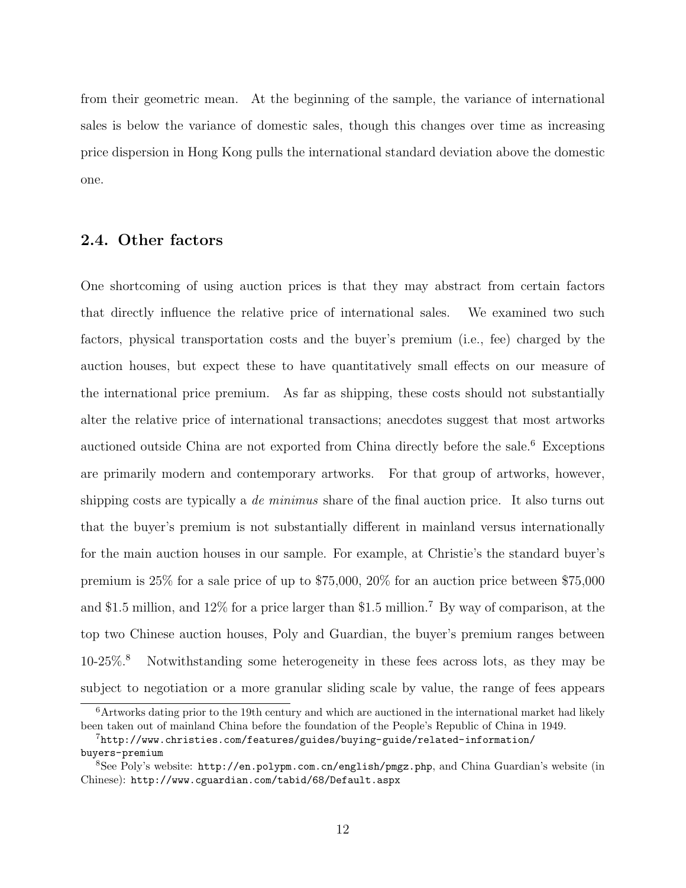from their geometric mean. At the beginning of the sample, the variance of international sales is below the variance of domestic sales, though this changes over time as increasing price dispersion in Hong Kong pulls the international standard deviation above the domestic one.

## 2.4. Other factors

One shortcoming of using auction prices is that they may abstract from certain factors that directly influence the relative price of international sales. We examined two such factors, physical transportation costs and the buyer's premium (i.e., fee) charged by the auction houses, but expect these to have quantitatively small effects on our measure of the international price premium. As far as shipping, these costs should not substantially alter the relative price of international transactions; anecdotes suggest that most artworks auctioned outside China are not exported from China directly before the sale.[6] Exceptions are primarily modern and contemporary artworks. For that group of artworks, however, shipping costs are typically a *de minimus* share of the final auction price. It also turns out that the buyer's premium is not substantially different in mainland versus internationally for the main auction houses in our sample. For example, at Christie's the standard buyer's premium is 25% for a sale price of up to \$75,000, 20% for an auction price between \$75,000 and \$1.5 million, and 12% for a price larger than \$1.5 million.[7] By way of comparison, at the top two Chinese auction houses, Poly and Guardian, the buyer's premium ranges between 10-25%.[8] Notwithstanding some heterogeneity in these fees across lots, as they may be subject to negotiation or a more granular sliding scale by value, the range of fees appears

[6] Artworks dating prior to the 19th century and which are auctioned in the international market had likely been taken out of mainland China before the foundation of the People's Republic of China in 1949.

[7] `http://www.christies.com/features/guides/buying-guide/related-information/buyers-premium`

[8] See Poly's website: `http://en.polypm.com.cn/english/pmgz.php`, and China Guardian's website (in Chinese): `http://www.cguardian.com/tabid/68/Default.aspx`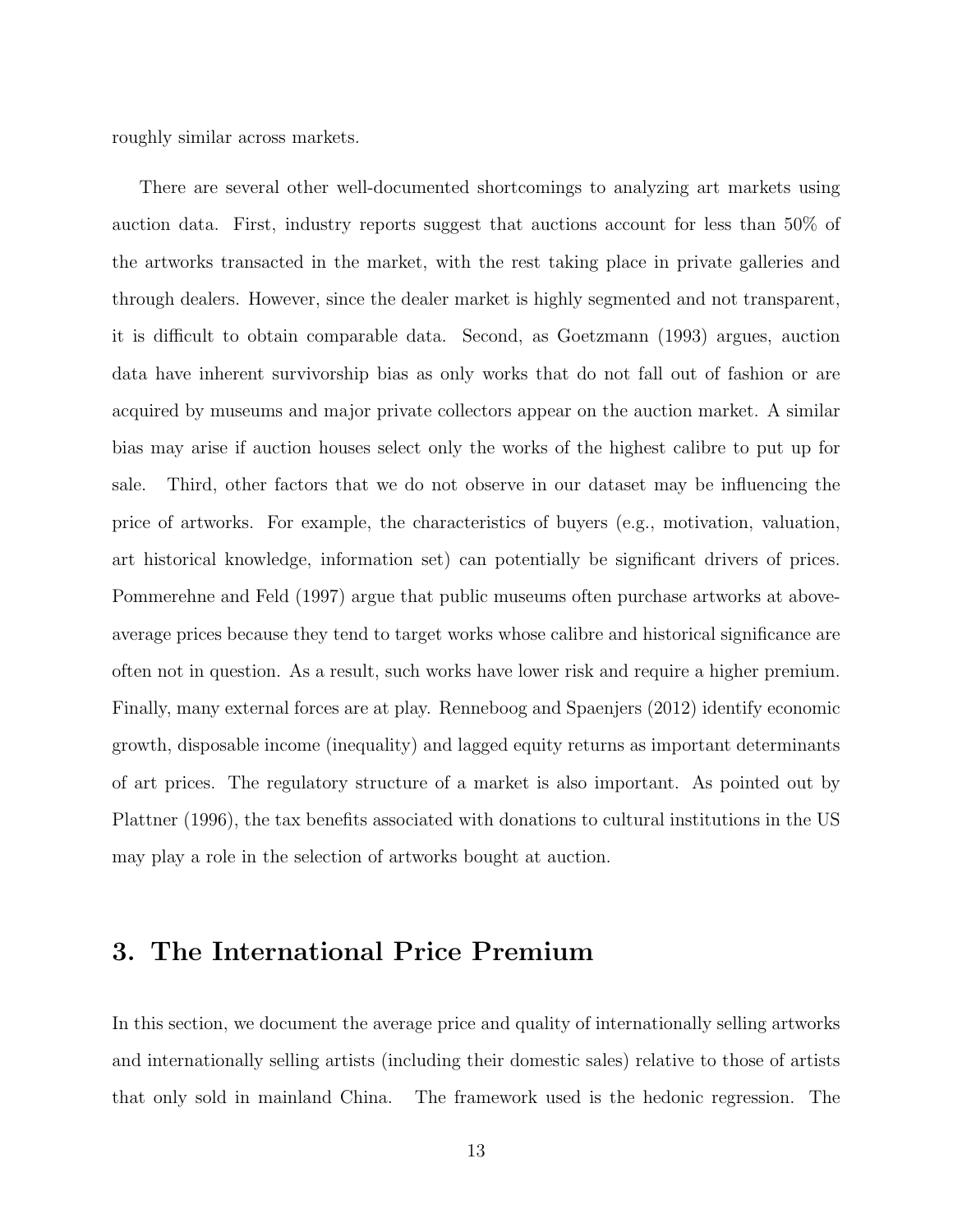roughly similar across markets.

There are several other well-documented shortcomings to analyzing art markets using auction data. First, industry reports suggest that auctions account for less than 50% of the artworks transacted in the market, with the rest taking place in private galleries and through dealers. However, since the dealer market is highly segmented and not transparent, it is difficult to obtain comparable data. Second, as Goetzmann (1993) argues, auction data have inherent survivorship bias as only works that do not fall out of fashion or are acquired by museums and major private collectors appear on the auction market. A similar bias may arise if auction houses select only the works of the highest calibre to put up for sale. Third, other factors that we do not observe in our dataset may be influencing the price of artworks. For example, the characteristics of buyers (e.g., motivation, valuation, art historical knowledge, information set) can potentially be significant drivers of prices. Pommerehne and Feld (1997) argue that public museums often purchase artworks at above-average prices because they tend to target works whose calibre and historical significance are often not in question. As a result, such works have lower risk and require a higher premium. Finally, many external forces are at play. Renneboog and Spaenjers (2012) identify economic growth, disposable income (inequality) and lagged equity returns as important determinants of art prices. The regulatory structure of a market is also important. As pointed out by Plattner (1996), the tax benefits associated with donations to cultural institutions in the US may play a role in the selection of artworks bought at auction.

## 3. The International Price Premium

In this section, we document the average price and quality of internationally selling artworks and internationally selling artists (including their domestic sales) relative to those of artists that only sold in mainland China. The framework used is the hedonic regression. The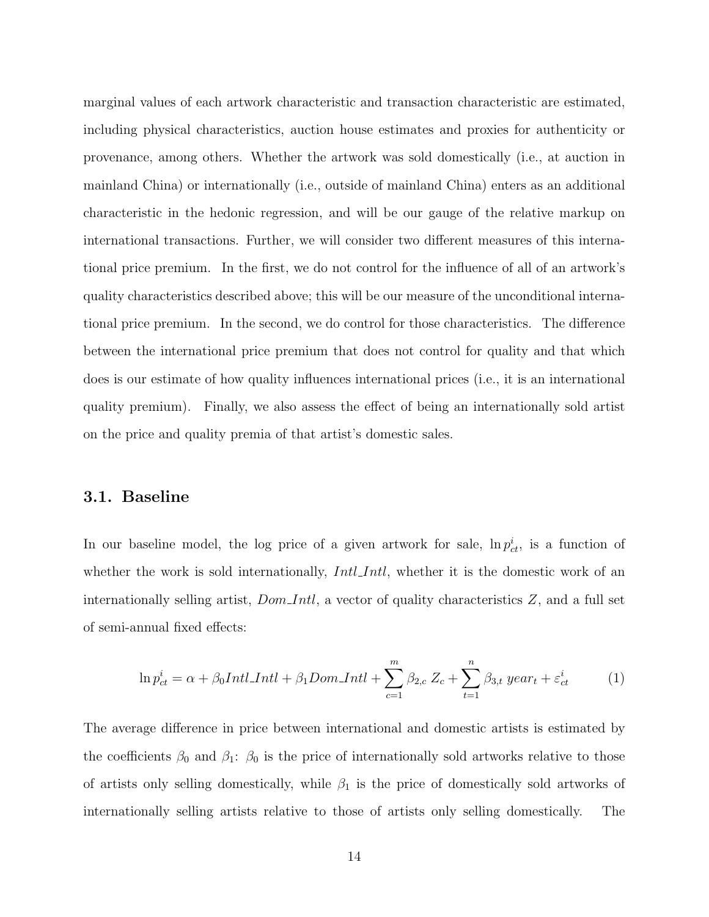marginal values of each artwork characteristic and transaction characteristic are estimated, including physical characteristics, auction house estimates and proxies for authenticity or provenance, among others. Whether the artwork was sold domestically (i.e., at auction in mainland China) or internationally (i.e., outside of mainland China) enters as an additional characteristic in the hedonic regression, and will be our gauge of the relative markup on international transactions. Further, we will consider two different measures of this international price premium. In the first, we do not control for the influence of all of an artwork's quality characteristics described above; this will be our measure of the unconditional international price premium. In the second, we do control for those characteristics. The difference between the international price premium that does not control for quality and that which does is our estimate of how quality influences international prices (i.e., it is an international quality premium). Finally, we also assess the effect of being an internationally sold artist on the price and quality premia of that artist's domestic sales.

## 3.1. Baseline

In our baseline model, the log price of a given artwork for sale, $\ln p^i_{ct}$, is a function of whether the work is sold internationally, $Intl\_Intl$, whether it is the domestic work of an internationally selling artist, $Dom\_Intl$, a vector of quality characteristics $Z$, and a full set of semi-annual fixed effects:

$$\ln p^i_{ct} = \alpha + \beta_0 Intl\_Intl + \beta_1 Dom\_Intl + \sum_{c=1}^{m} \beta_{2,c}\, Z_c + \sum_{t=1}^{n} \beta_{3,t}\, year_t + \varepsilon^i_{ct} \tag{1}$$

The average difference in price between international and domestic artists is estimated by the coefficients $\beta_0$ and $\beta_1$: $\beta_0$ is the price of internationally sold artworks relative to those of artists only selling domestically, while $\beta_1$ is the price of domestically sold artworks of internationally selling artists relative to those of artists only selling domestically. The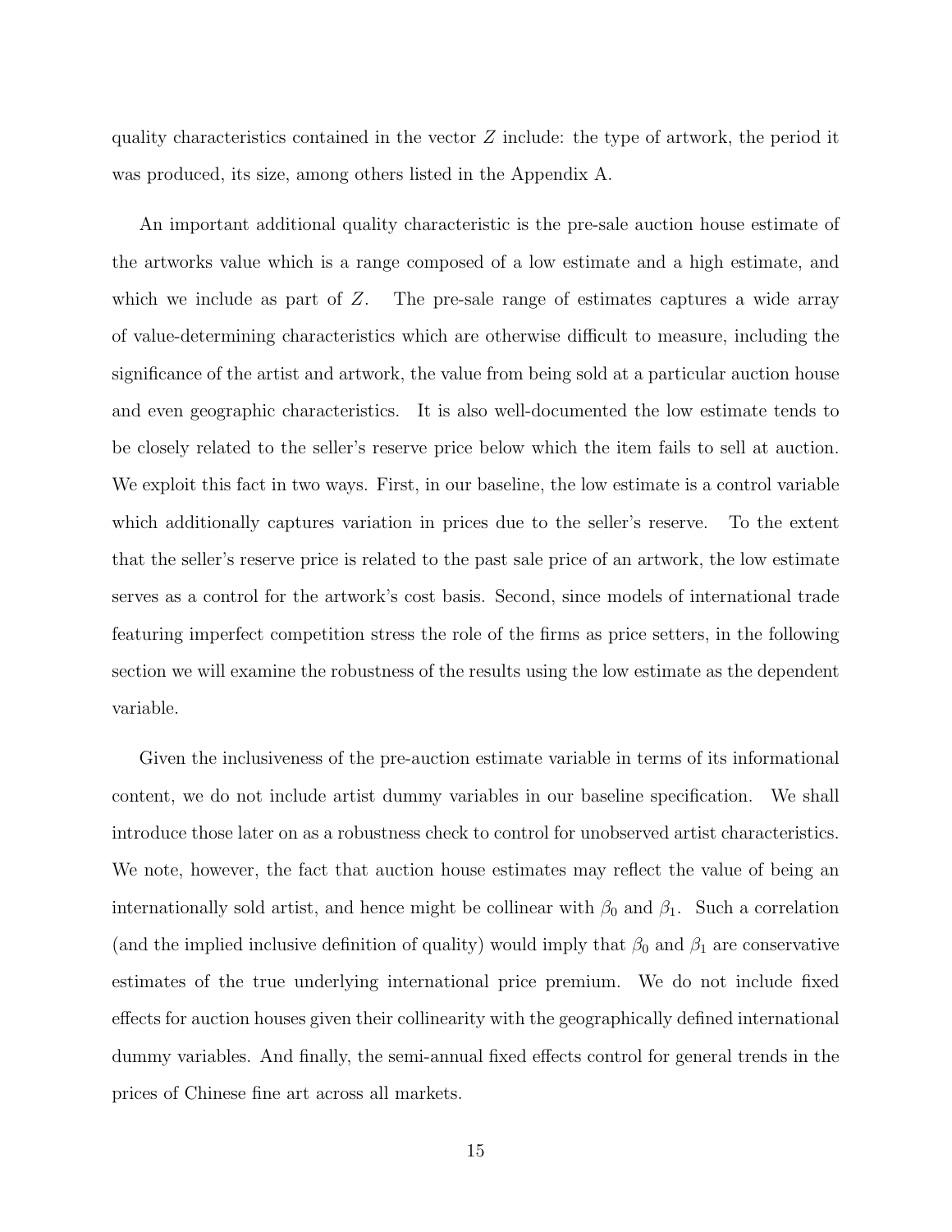quality characteristics contained in the vector $Z$ include: the type of artwork, the period it was produced, its size, among others listed in the Appendix A.

An important additional quality characteristic is the pre-sale auction house estimate of the artworks value which is a range composed of a low estimate and a high estimate, and which we include as part of $Z$. The pre-sale range of estimates captures a wide array of value-determining characteristics which are otherwise difficult to measure, including the significance of the artist and artwork, the value from being sold at a particular auction house and even geographic characteristics. It is also well-documented the low estimate tends to be closely related to the seller's reserve price below which the item fails to sell at auction. We exploit this fact in two ways. First, in our baseline, the low estimate is a control variable which additionally captures variation in prices due to the seller's reserve. To the extent that the seller's reserve price is related to the past sale price of an artwork, the low estimate serves as a control for the artwork's cost basis. Second, since models of international trade featuring imperfect competition stress the role of the firms as price setters, in the following section we will examine the robustness of the results using the low estimate as the dependent variable.

Given the inclusiveness of the pre-auction estimate variable in terms of its informational content, we do not include artist dummy variables in our baseline specification. We shall introduce those later on as a robustness check to control for unobserved artist characteristics. We note, however, the fact that auction house estimates may reflect the value of being an internationally sold artist, and hence might be collinear with $\beta_0$ and $\beta_1$. Such a correlation (and the implied inclusive definition of quality) would imply that $\beta_0$ and $\beta_1$ are conservative estimates of the true underlying international price premium. We do not include fixed effects for auction houses given their collinearity with the geographically defined international dummy variables. And finally, the semi-annual fixed effects control for general trends in the prices of Chinese fine art across all markets.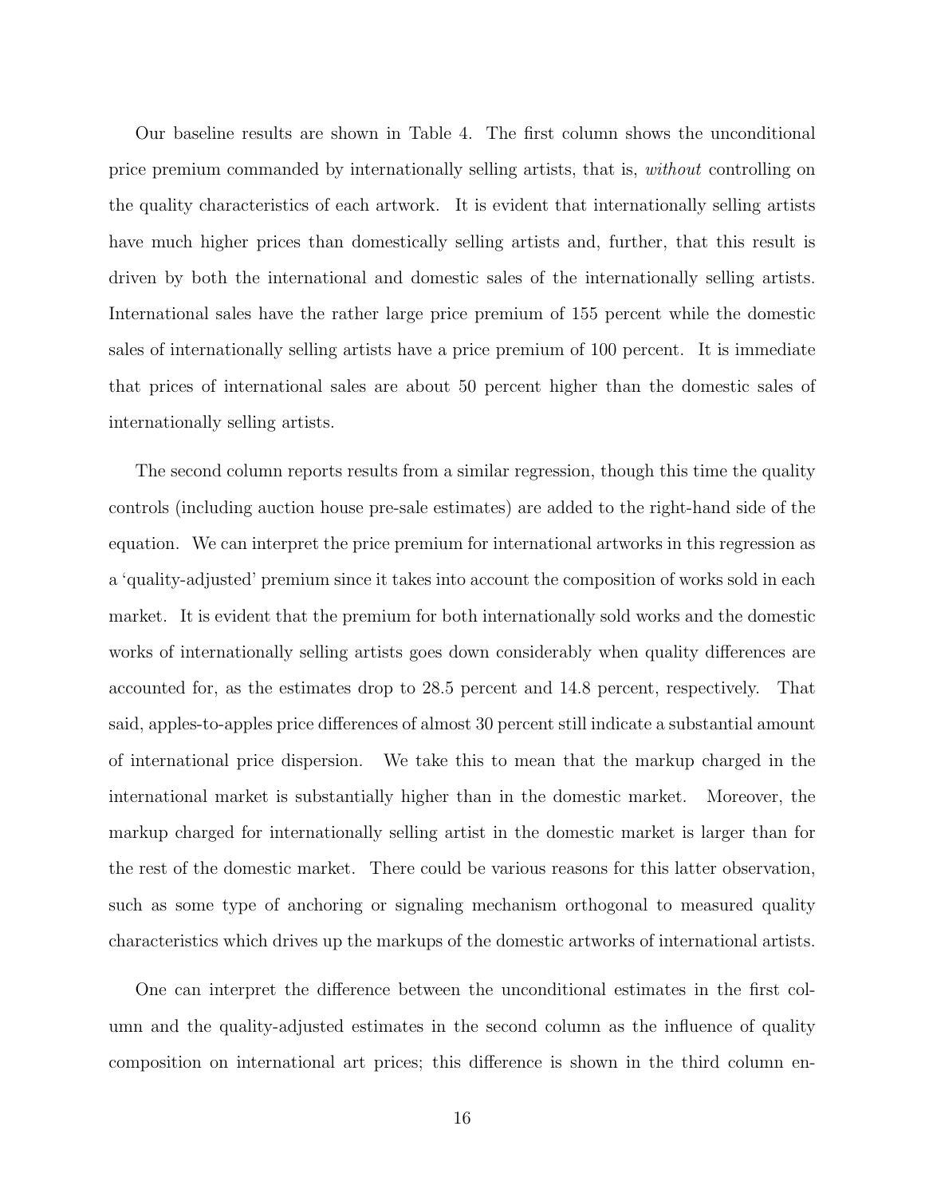Our baseline results are shown in Table 4. The first column shows the unconditional price premium commanded by internationally selling artists, that is, *without* controlling on the quality characteristics of each artwork. It is evident that internationally selling artists have much higher prices than domestically selling artists and, further, that this result is driven by both the international and domestic sales of the internationally selling artists. International sales have the rather large price premium of 155 percent while the domestic sales of internationally selling artists have a price premium of 100 percent. It is immediate that prices of international sales are about 50 percent higher than the domestic sales of internationally selling artists.

The second column reports results from a similar regression, though this time the quality controls (including auction house pre-sale estimates) are added to the right-hand side of the equation. We can interpret the price premium for international artworks in this regression as a 'quality-adjusted' premium since it takes into account the composition of works sold in each market. It is evident that the premium for both internationally sold works and the domestic works of internationally selling artists goes down considerably when quality differences are accounted for, as the estimates drop to 28.5 percent and 14.8 percent, respectively. That said, apples-to-apples price differences of almost 30 percent still indicate a substantial amount of international price dispersion. We take this to mean that the markup charged in the international market is substantially higher than in the domestic market. Moreover, the markup charged for internationally selling artist in the domestic market is larger than for the rest of the domestic market. There could be various reasons for this latter observation, such as some type of anchoring or signaling mechanism orthogonal to measured quality characteristics which drives up the markups of the domestic artworks of international artists.

One can interpret the difference between the unconditional estimates in the first column and the quality-adjusted estimates in the second column as the influence of quality composition on international art prices; this difference is shown in the third column en-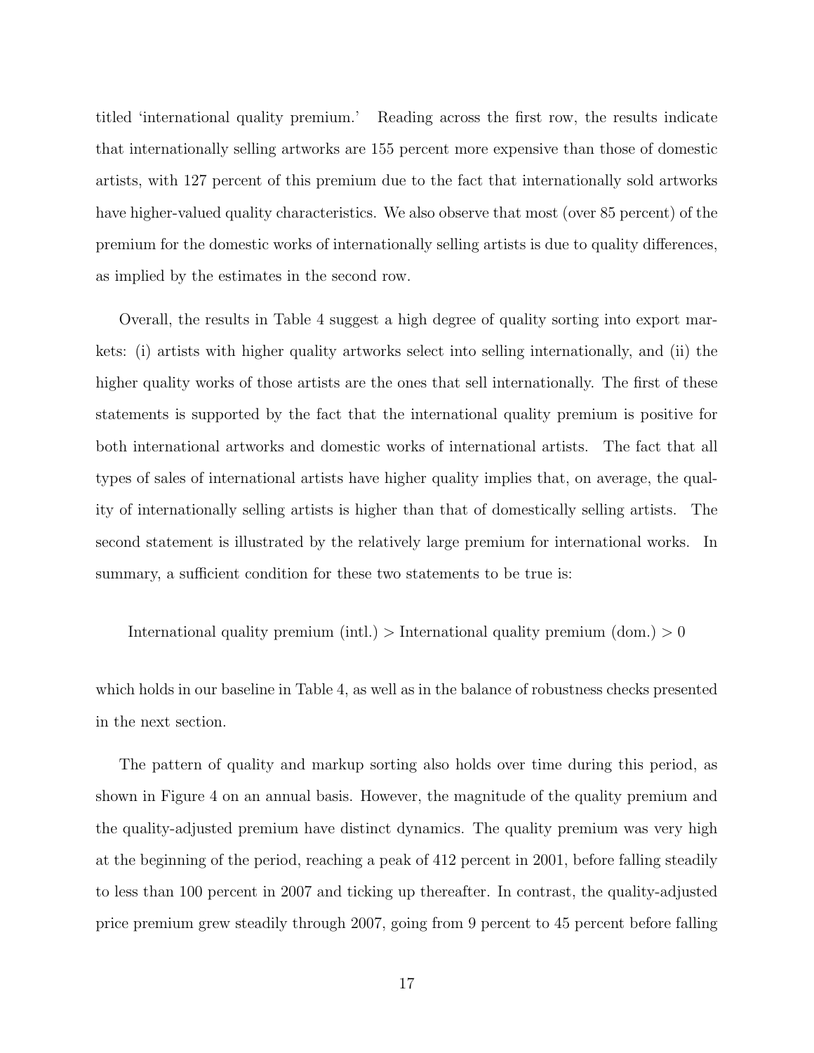titled 'international quality premium.' Reading across the first row, the results indicate that internationally selling artworks are 155 percent more expensive than those of domestic artists, with 127 percent of this premium due to the fact that internationally sold artworks have higher-valued quality characteristics. We also observe that most (over 85 percent) of the premium for the domestic works of internationally selling artists is due to quality differences, as implied by the estimates in the second row.

Overall, the results in Table 4 suggest a high degree of quality sorting into export markets: (i) artists with higher quality artworks select into selling internationally, and (ii) the higher quality works of those artists are the ones that sell internationally. The first of these statements is supported by the fact that the international quality premium is positive for both international artworks and domestic works of international artists. The fact that all types of sales of international artists have higher quality implies that, on average, the quality of internationally selling artists is higher than that of domestically selling artists. The second statement is illustrated by the relatively large premium for international works. In summary, a sufficient condition for these two statements to be true is:

$$\text{International quality premium (intl.)} > \text{International quality premium (dom.)} > 0$$

which holds in our baseline in Table 4, as well as in the balance of robustness checks presented in the next section.

The pattern of quality and markup sorting also holds over time during this period, as shown in Figure 4 on an annual basis. However, the magnitude of the quality premium and the quality-adjusted premium have distinct dynamics. The quality premium was very high at the beginning of the period, reaching a peak of 412 percent in 2001, before falling steadily to less than 100 percent in 2007 and ticking up thereafter. In contrast, the quality-adjusted price premium grew steadily through 2007, going from 9 percent to 45 percent before falling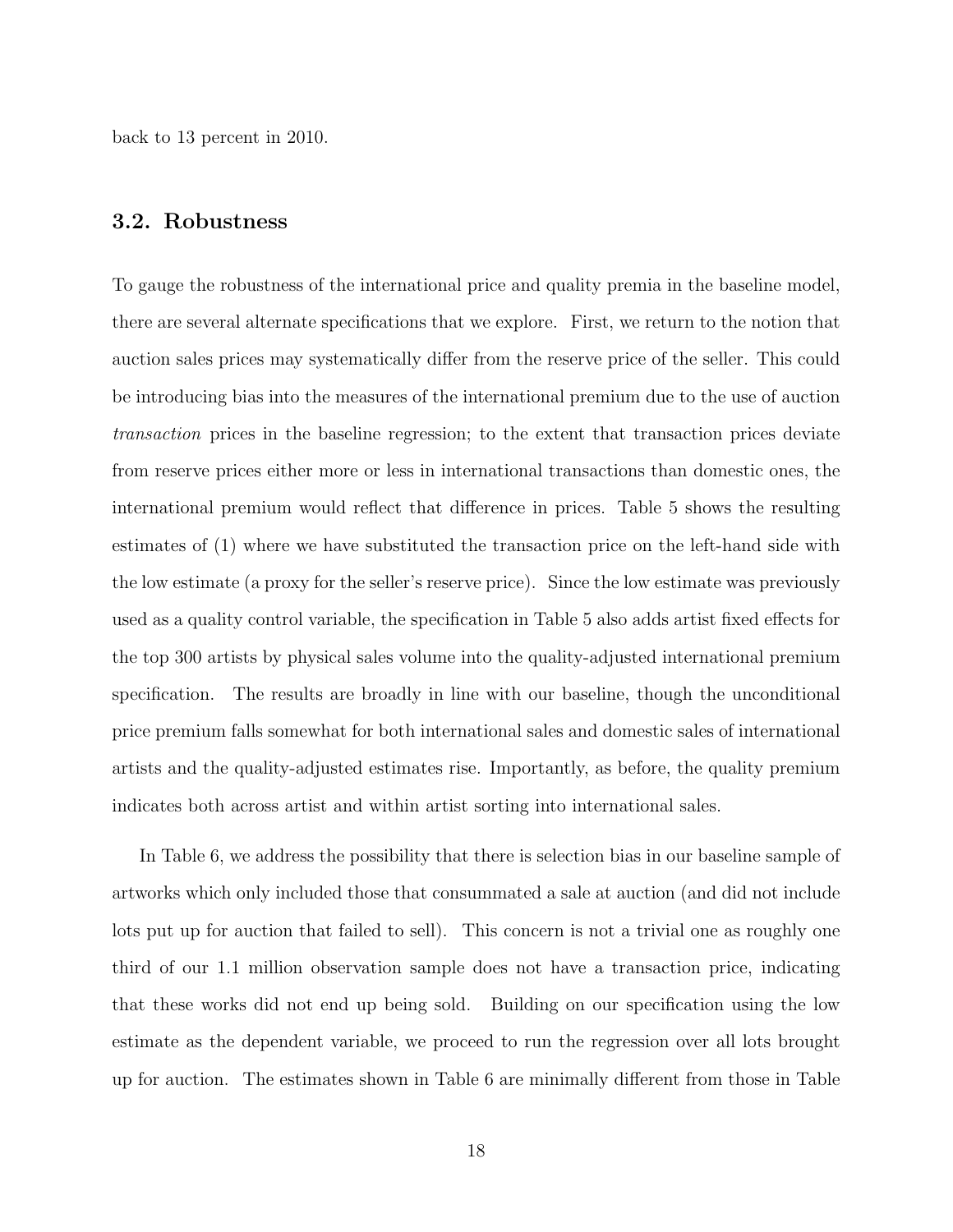back to 13 percent in 2010.

### 3.2. Robustness

To gauge the robustness of the international price and quality premia in the baseline model, there are several alternate specifications that we explore. First, we return to the notion that auction sales prices may systematically differ from the reserve price of the seller. This could be introducing bias into the measures of the international premium due to the use of auction *transaction* prices in the baseline regression; to the extent that transaction prices deviate from reserve prices either more or less in international transactions than domestic ones, the international premium would reflect that difference in prices. Table 5 shows the resulting estimates of (1) where we have substituted the transaction price on the left-hand side with the low estimate (a proxy for the seller's reserve price). Since the low estimate was previously used as a quality control variable, the specification in Table 5 also adds artist fixed effects for the top 300 artists by physical sales volume into the quality-adjusted international premium specification. The results are broadly in line with our baseline, though the unconditional price premium falls somewhat for both international sales and domestic sales of international artists and the quality-adjusted estimates rise. Importantly, as before, the quality premium indicates both across artist and within artist sorting into international sales.

In Table 6, we address the possibility that there is selection bias in our baseline sample of artworks which only included those that consummated a sale at auction (and did not include lots put up for auction that failed to sell). This concern is not a trivial one as roughly one third of our 1.1 million observation sample does not have a transaction price, indicating that these works did not end up being sold. Building on our specification using the low estimate as the dependent variable, we proceed to run the regression over all lots brought up for auction. The estimates shown in Table 6 are minimally different from those in Table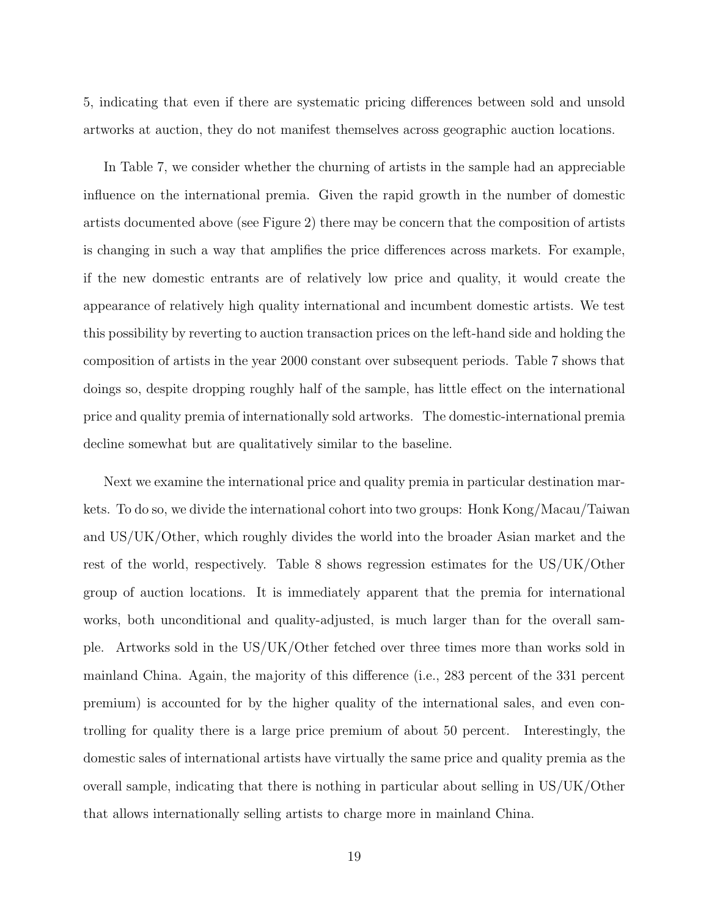5, indicating that even if there are systematic pricing differences between sold and unsold artworks at auction, they do not manifest themselves across geographic auction locations.

In Table 7, we consider whether the churning of artists in the sample had an appreciable influence on the international premia. Given the rapid growth in the number of domestic artists documented above (see Figure 2) there may be concern that the composition of artists is changing in such a way that amplifies the price differences across markets. For example, if the new domestic entrants are of relatively low price and quality, it would create the appearance of relatively high quality international and incumbent domestic artists. We test this possibility by reverting to auction transaction prices on the left-hand side and holding the composition of artists in the year 2000 constant over subsequent periods. Table 7 shows that doings so, despite dropping roughly half of the sample, has little effect on the international price and quality premia of internationally sold artworks. The domestic-international premia decline somewhat but are qualitatively similar to the baseline.

Next we examine the international price and quality premia in particular destination markets. To do so, we divide the international cohort into two groups: Honk Kong/Macau/Taiwan and US/UK/Other, which roughly divides the world into the broader Asian market and the rest of the world, respectively. Table 8 shows regression estimates for the US/UK/Other group of auction locations. It is immediately apparent that the premia for international works, both unconditional and quality-adjusted, is much larger than for the overall sample. Artworks sold in the US/UK/Other fetched over three times more than works sold in mainland China. Again, the majority of this difference (i.e., 283 percent of the 331 percent premium) is accounted for by the higher quality of the international sales, and even controlling for quality there is a large price premium of about 50 percent. Interestingly, the domestic sales of international artists have virtually the same price and quality premia as the overall sample, indicating that there is nothing in particular about selling in US/UK/Other that allows internationally selling artists to charge more in mainland China.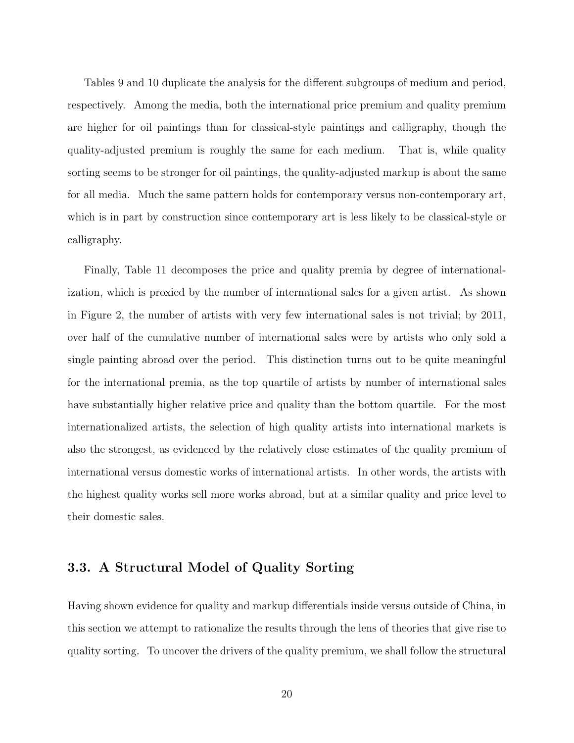Tables 9 and 10 duplicate the analysis for the different subgroups of medium and period, respectively. Among the media, both the international price premium and quality premium are higher for oil paintings than for classical-style paintings and calligraphy, though the quality-adjusted premium is roughly the same for each medium. That is, while quality sorting seems to be stronger for oil paintings, the quality-adjusted markup is about the same for all media. Much the same pattern holds for contemporary versus non-contemporary art, which is in part by construction since contemporary art is less likely to be classical-style or calligraphy.

Finally, Table 11 decomposes the price and quality premia by degree of internationalization, which is proxied by the number of international sales for a given artist. As shown in Figure 2, the number of artists with very few international sales is not trivial; by 2011, over half of the cumulative number of international sales were by artists who only sold a single painting abroad over the period. This distinction turns out to be quite meaningful for the international premia, as the top quartile of artists by number of international sales have substantially higher relative price and quality than the bottom quartile. For the most internationalized artists, the selection of high quality artists into international markets is also the strongest, as evidenced by the relatively close estimates of the quality premium of international versus domestic works of international artists. In other words, the artists with the highest quality works sell more works abroad, but at a similar quality and price level to their domestic sales.

### 3.3. A Structural Model of Quality Sorting

Having shown evidence for quality and markup differentials inside versus outside of China, in this section we attempt to rationalize the results through the lens of theories that give rise to quality sorting. To uncover the drivers of the quality premium, we shall follow the structural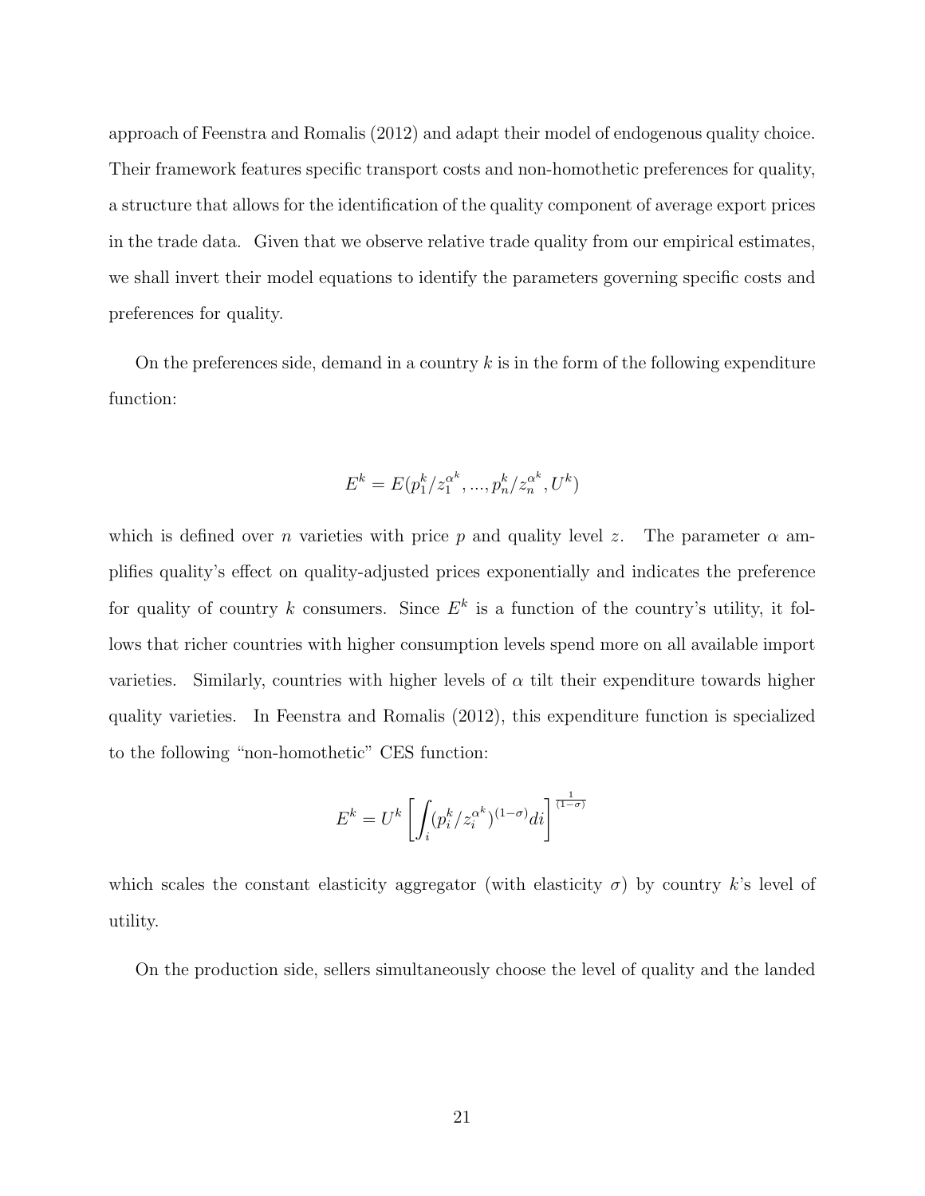approach of Feenstra and Romalis (2012) and adapt their model of endogenous quality choice. Their framework features specific transport costs and non-homothetic preferences for quality, a structure that allows for the identification of the quality component of average export prices in the trade data. Given that we observe relative trade quality from our empirical estimates, we shall invert their model equations to identify the parameters governing specific costs and preferences for quality.

On the preferences side, demand in a country $k$ is in the form of the following expenditure function:

$$E^k = E(p_1^k/z_1^{\alpha^k}, ..., p_n^k/z_n^{\alpha^k}, U^k)$$

which is defined over $n$ varieties with price $p$ and quality level $z$. The parameter $\alpha$ amplifies quality's effect on quality-adjusted prices exponentially and indicates the preference for quality of country $k$ consumers. Since $E^k$ is a function of the country's utility, it follows that richer countries with higher consumption levels spend more on all available import varieties. Similarly, countries with higher levels of $\alpha$ tilt their expenditure towards higher quality varieties. In Feenstra and Romalis (2012), this expenditure function is specialized to the following "non-homothetic" CES function:

$$E^k = U^k \left[ \int_i (p_i^k/z_i^{\alpha^k})^{(1-\sigma)} di \right]^{\frac{1}{(1-\sigma)}}$$

which scales the constant elasticity aggregator (with elasticity $\sigma$) by country $k$'s level of utility.

On the production side, sellers simultaneously choose the level of quality and the landed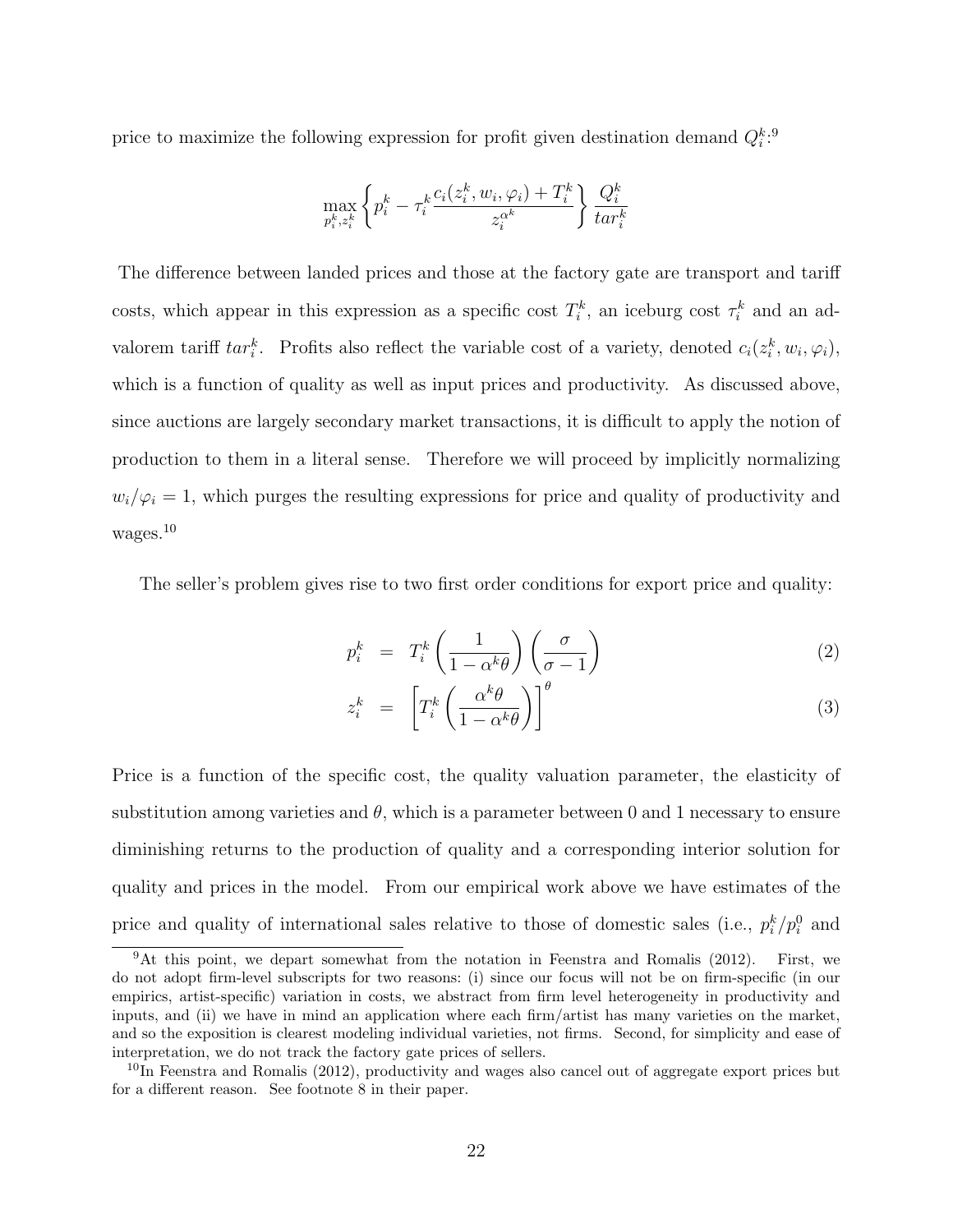price to maximize the following expression for profit given destination demand $Q_i^k$:[9]

$$\max_{p_i^k, z_i^k} \left\{ p_i^k - \tau_i^k \frac{c_i(z_i^k, w_i, \varphi_i) + T_i^k}{z_i^{\alpha^k}} \right\} \frac{Q_i^k}{tar_i^k}$$

The difference between landed prices and those at the factory gate are transport and tariff costs, which appear in this expression as a specific cost $T_i^k$, an iceburg cost $\tau_i^k$ and an ad-valorem tariff $tar_i^k$. Profits also reflect the variable cost of a variety, denoted $c_i(z_i^k, w_i, \varphi_i)$, which is a function of quality as well as input prices and productivity. As discussed above, since auctions are largely secondary market transactions, it is difficult to apply the notion of production to them in a literal sense. Therefore we will proceed by implicitly normalizing $w_i/\varphi_i = 1$, which purges the resulting expressions for price and quality of productivity and wages.[10]

The seller's problem gives rise to two first order conditions for export price and quality:

$$p_i^k = T_i^k \left( \frac{1}{1 - \alpha^k \theta} \right) \left( \frac{\sigma}{\sigma - 1} \right) \tag{2}$$

$$z_i^k = \left[ T_i^k \left( \frac{\alpha^k \theta}{1 - \alpha^k \theta} \right) \right]^{\theta} \tag{3}$$

Price is a function of the specific cost, the quality valuation parameter, the elasticity of substitution among varieties and $\theta$, which is a parameter between 0 and 1 necessary to ensure diminishing returns to the production of quality and a corresponding interior solution for quality and prices in the model. From our empirical work above we have estimates of the price and quality of international sales relative to those of domestic sales (i.e., $p_i^k/p_i^0$ and

[9] At this point, we depart somewhat from the notation in Feenstra and Romalis (2012). First, we do not adopt firm-level subscripts for two reasons: (i) since our focus will not be on firm-specific (in our empirics, artist-specific) variation in costs, we abstract from firm level heterogeneity in productivity and inputs, and (ii) we have in mind an application where each firm/artist has many varieties on the market, and so the exposition is clearest modeling individual varieties, not firms. Second, for simplicity and ease of interpretation, we do not track the factory gate prices of sellers.

[10] In Feenstra and Romalis (2012), productivity and wages also cancel out of aggregate export prices but for a different reason. See footnote 8 in their paper.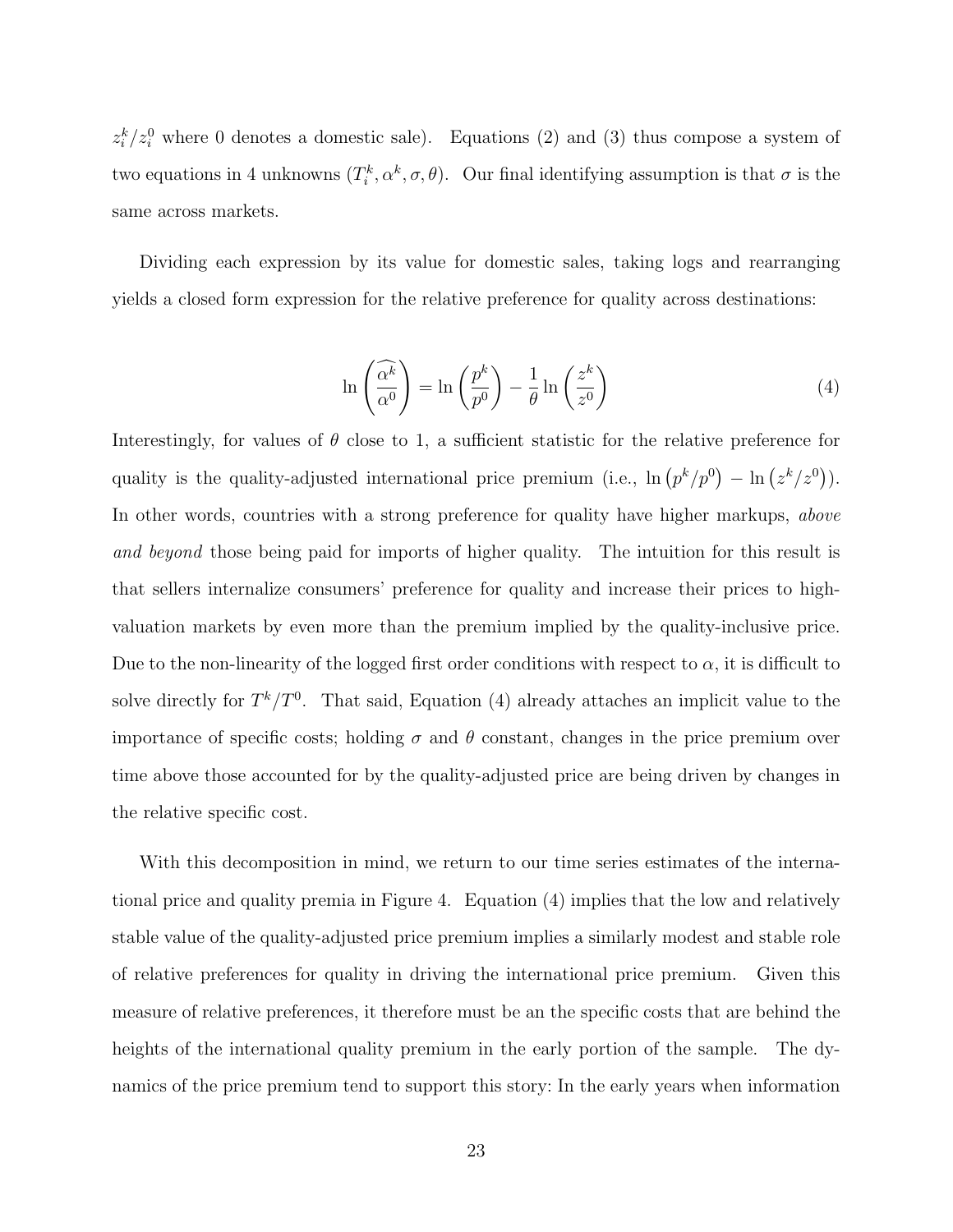$z_i^k/z_i^0$ where 0 denotes a domestic sale). Equations (2) and (3) thus compose a system of two equations in 4 unknowns $(T_i^k, \alpha^k, \sigma, \theta)$. Our final identifying assumption is that $\sigma$ is the same across markets.

Dividing each expression by its value for domestic sales, taking logs and rearranging yields a closed form expression for the relative preference for quality across destinations:

$$\ln\left(\widehat{\frac{\alpha^k}{\alpha^0}}\right) = \ln\left(\frac{p^k}{p^0}\right) - \frac{1}{\theta}\ln\left(\frac{z^k}{z^0}\right) \tag{4}$$

Interestingly, for values of $\theta$ close to 1, a sufficient statistic for the relative preference for quality is the quality-adjusted international price premium (i.e., $\ln\left(p^k/p^0\right) - \ln\left(z^k/z^0\right)$). In other words, countries with a strong preference for quality have higher markups, *above and beyond* those being paid for imports of higher quality. The intuition for this result is that sellers internalize consumers' preference for quality and increase their prices to high-valuation markets by even more than the premium implied by the quality-inclusive price. Due to the non-linearity of the logged first order conditions with respect to $\alpha$, it is difficult to solve directly for $T^k/T^0$. That said, Equation (4) already attaches an implicit value to the importance of specific costs; holding $\sigma$ and $\theta$ constant, changes in the price premium over time above those accounted for by the quality-adjusted price are being driven by changes in the relative specific cost.

With this decomposition in mind, we return to our time series estimates of the international price and quality premia in Figure 4. Equation (4) implies that the low and relatively stable value of the quality-adjusted price premium implies a similarly modest and stable role of relative preferences for quality in driving the international price premium. Given this measure of relative preferences, it therefore must be an the specific costs that are behind the heights of the international quality premium in the early portion of the sample. The dynamics of the price premium tend to support this story: In the early years when information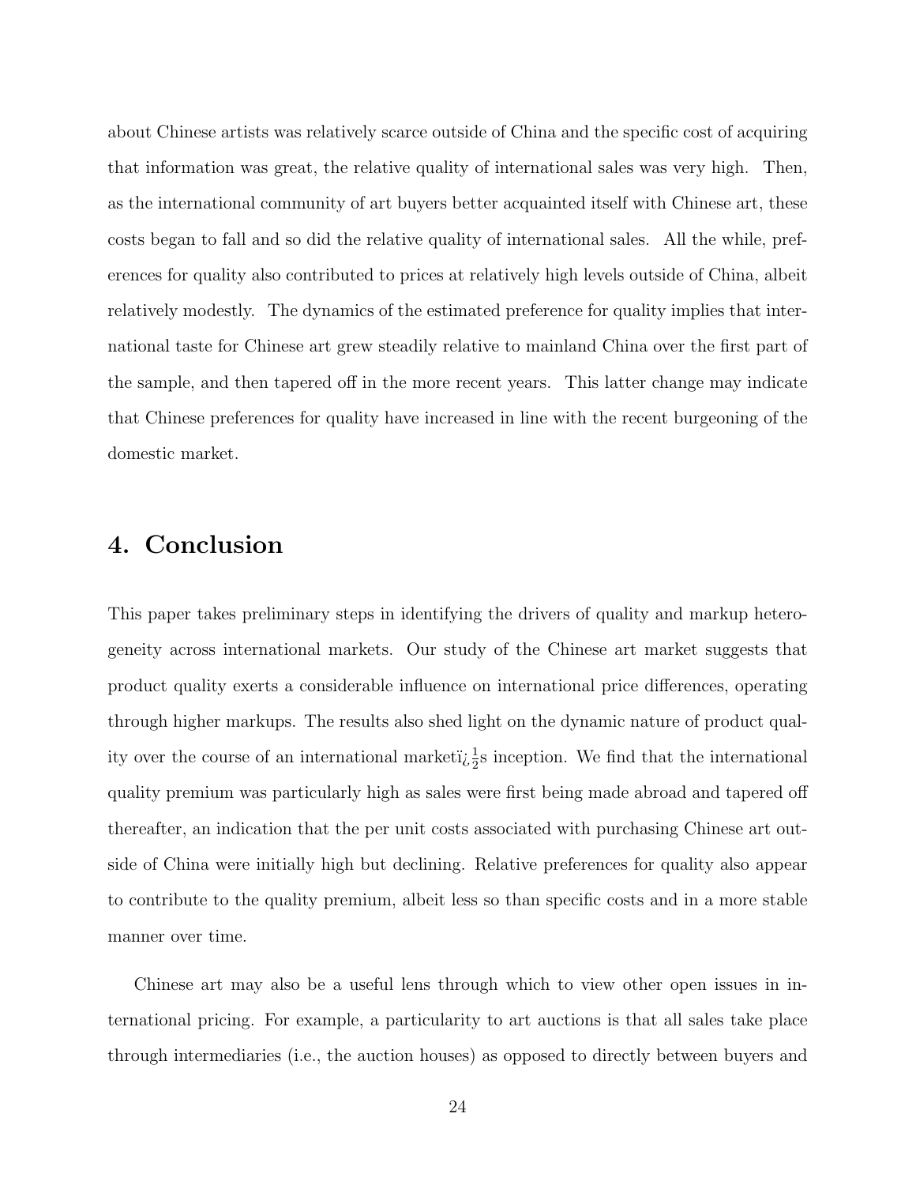about Chinese artists was relatively scarce outside of China and the specific cost of acquiring that information was great, the relative quality of international sales was very high. Then, as the international community of art buyers better acquainted itself with Chinese art, these costs began to fall and so did the relative quality of international sales. All the while, preferences for quality also contributed to prices at relatively high levels outside of China, albeit relatively modestly. The dynamics of the estimated preference for quality implies that international taste for Chinese art grew steadily relative to mainland China over the first part of the sample, and then tapered off in the more recent years. This latter change may indicate that Chinese preferences for quality have increased in line with the recent burgeoning of the domestic market.

## 4. Conclusion

This paper takes preliminary steps in identifying the drivers of quality and markup heterogeneity across international markets. Our study of the Chinese art market suggests that product quality exerts a considerable influence on international price differences, operating through higher markups. The results also shed light on the dynamic nature of product quality over the course of an international marketï¿½s inception. We find that the international quality premium was particularly high as sales were first being made abroad and tapered off thereafter, an indication that the per unit costs associated with purchasing Chinese art outside of China were initially high but declining. Relative preferences for quality also appear to contribute to the quality premium, albeit less so than specific costs and in a more stable manner over time.

Chinese art may also be a useful lens through which to view other open issues in international pricing. For example, a particularity to art auctions is that all sales take place through intermediaries (i.e., the auction houses) as opposed to directly between buyers and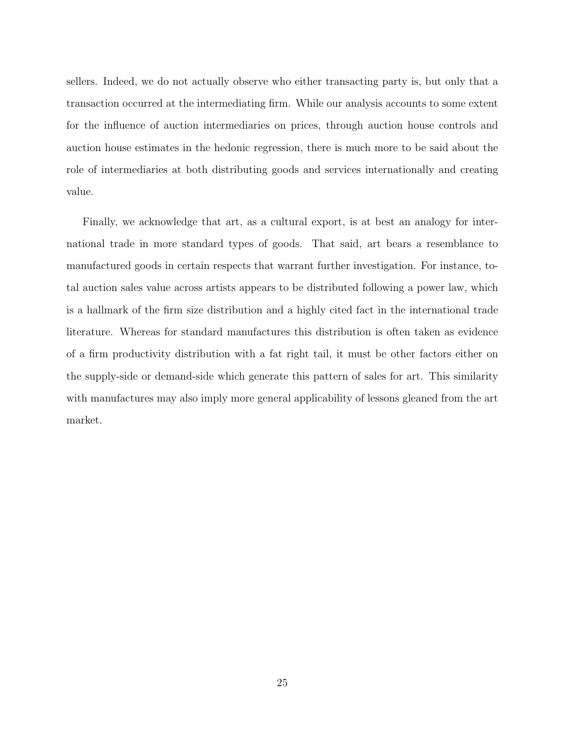sellers. Indeed, we do not actually observe who either transacting party is, but only that a transaction occurred at the intermediating firm. While our analysis accounts to some extent for the influence of auction intermediaries on prices, through auction house controls and auction house estimates in the hedonic regression, there is much more to be said about the role of intermediaries at both distributing goods and services internationally and creating value.

Finally, we acknowledge that art, as a cultural export, is at best an analogy for international trade in more standard types of goods. That said, art bears a resemblance to manufactured goods in certain respects that warrant further investigation. For instance, total auction sales value across artists appears to be distributed following a power law, which is a hallmark of the firm size distribution and a highly cited fact in the international trade literature. Whereas for standard manufactures this distribution is often taken as evidence of a firm productivity distribution with a fat right tail, it must be other factors either on the supply-side or demand-side which generate this pattern of sales for art. This similarity with manufactures may also imply more general applicability of lessons gleaned from the art market.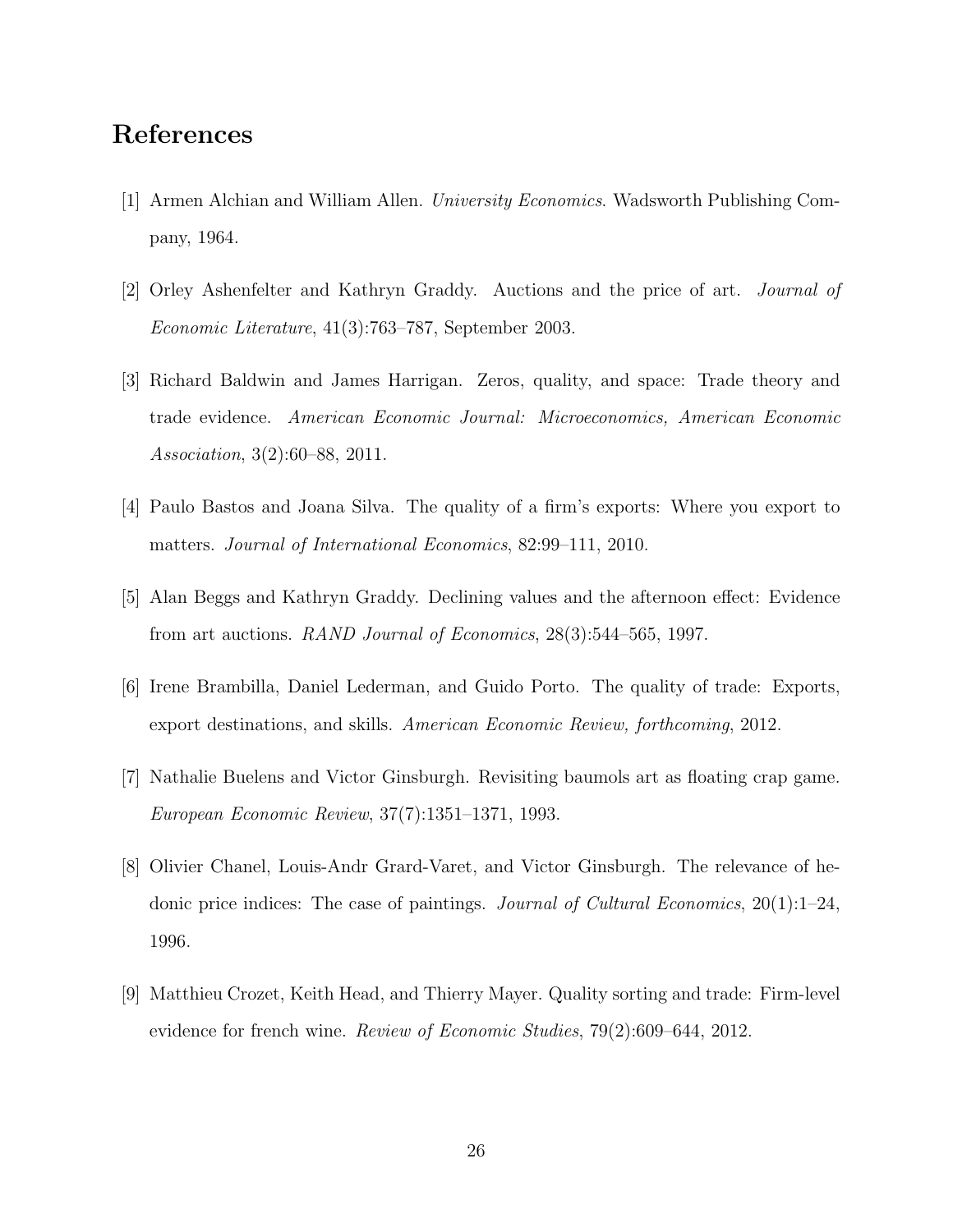# References

[1] Armen Alchian and William Allen. *University Economics*. Wadsworth Publishing Company, 1964.

[2] Orley Ashenfelter and Kathryn Graddy. Auctions and the price of art. *Journal of Economic Literature*, 41(3):763–787, September 2003.

[3] Richard Baldwin and James Harrigan. Zeros, quality, and space: Trade theory and trade evidence. *American Economic Journal: Microeconomics, American Economic Association*, 3(2):60–88, 2011.

[4] Paulo Bastos and Joana Silva. The quality of a firm's exports: Where you export to matters. *Journal of International Economics*, 82:99–111, 2010.

[5] Alan Beggs and Kathryn Graddy. Declining values and the afternoon effect: Evidence from art auctions. *RAND Journal of Economics*, 28(3):544–565, 1997.

[6] Irene Brambilla, Daniel Lederman, and Guido Porto. The quality of trade: Exports, export destinations, and skills. *American Economic Review, forthcoming*, 2012.

[7] Nathalie Buelens and Victor Ginsburgh. Revisiting baumols art as floating crap game. *European Economic Review*, 37(7):1351–1371, 1993.

[8] Olivier Chanel, Louis-Andr Grard-Varet, and Victor Ginsburgh. The relevance of hedonic price indices: The case of paintings. *Journal of Cultural Economics*, 20(1):1–24, 1996.

[9] Matthieu Crozet, Keith Head, and Thierry Mayer. Quality sorting and trade: Firm-level evidence for french wine. *Review of Economic Studies*, 79(2):609–644, 2012.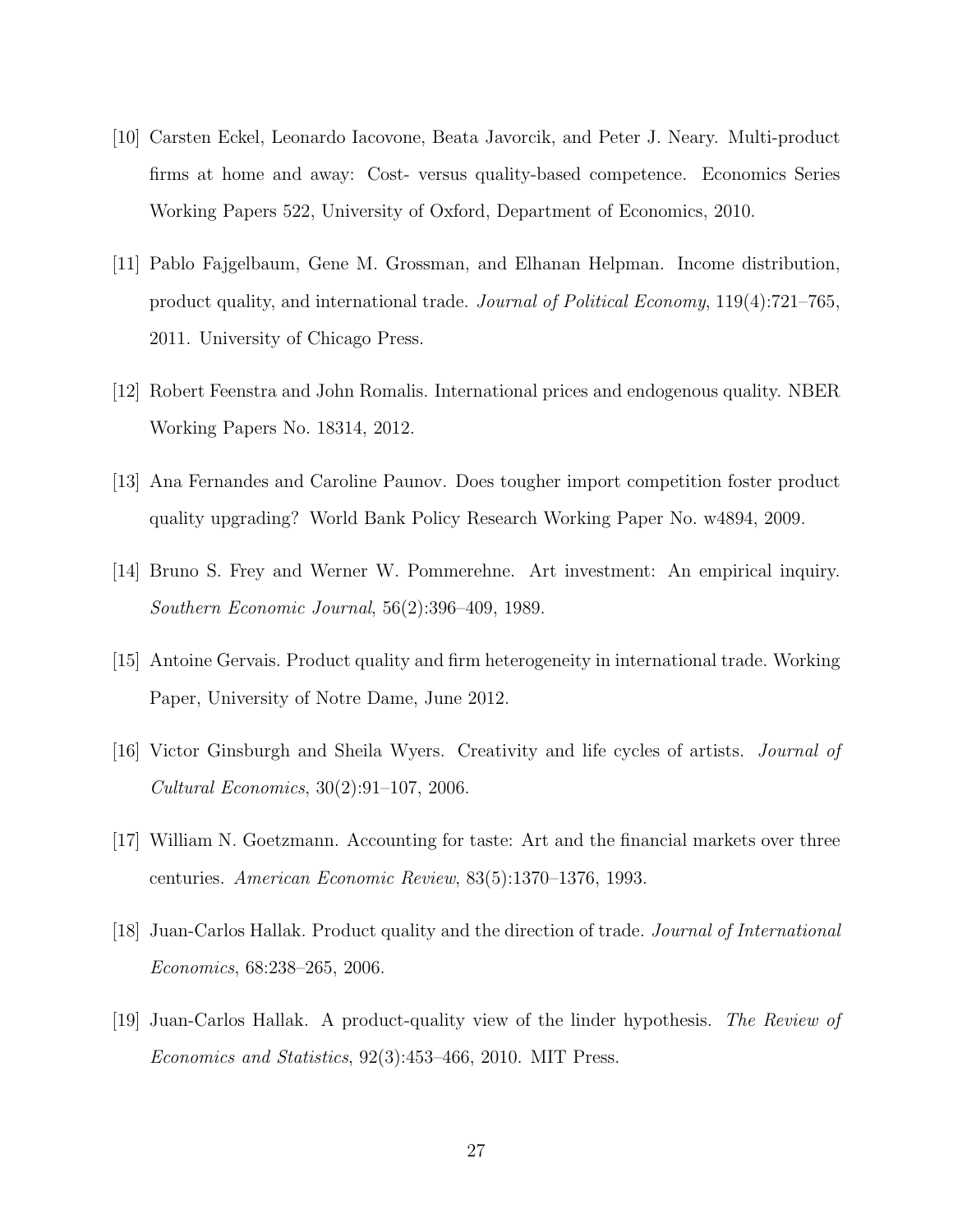[10] Carsten Eckel, Leonardo Iacovone, Beata Javorcik, and Peter J. Neary. Multi-product firms at home and away: Cost- versus quality-based competence. Economics Series Working Papers 522, University of Oxford, Department of Economics, 2010.

[11] Pablo Fajgelbaum, Gene M. Grossman, and Elhanan Helpman. Income distribution, product quality, and international trade. *Journal of Political Economy*, 119(4):721–765, 2011. University of Chicago Press.

[12] Robert Feenstra and John Romalis. International prices and endogenous quality. NBER Working Papers No. 18314, 2012.

[13] Ana Fernandes and Caroline Paunov. Does tougher import competition foster product quality upgrading? World Bank Policy Research Working Paper No. w4894, 2009.

[14] Bruno S. Frey and Werner W. Pommerehne. Art investment: An empirical inquiry. *Southern Economic Journal*, 56(2):396–409, 1989.

[15] Antoine Gervais. Product quality and firm heterogeneity in international trade. Working Paper, University of Notre Dame, June 2012.

[16] Victor Ginsburgh and Sheila Wyers. Creativity and life cycles of artists. *Journal of Cultural Economics*, 30(2):91–107, 2006.

[17] William N. Goetzmann. Accounting for taste: Art and the financial markets over three centuries. *American Economic Review*, 83(5):1370–1376, 1993.

[18] Juan-Carlos Hallak. Product quality and the direction of trade. *Journal of International Economics*, 68:238–265, 2006.

[19] Juan-Carlos Hallak. A product-quality view of the linder hypothesis. *The Review of Economics and Statistics*, 92(3):453–466, 2010. MIT Press.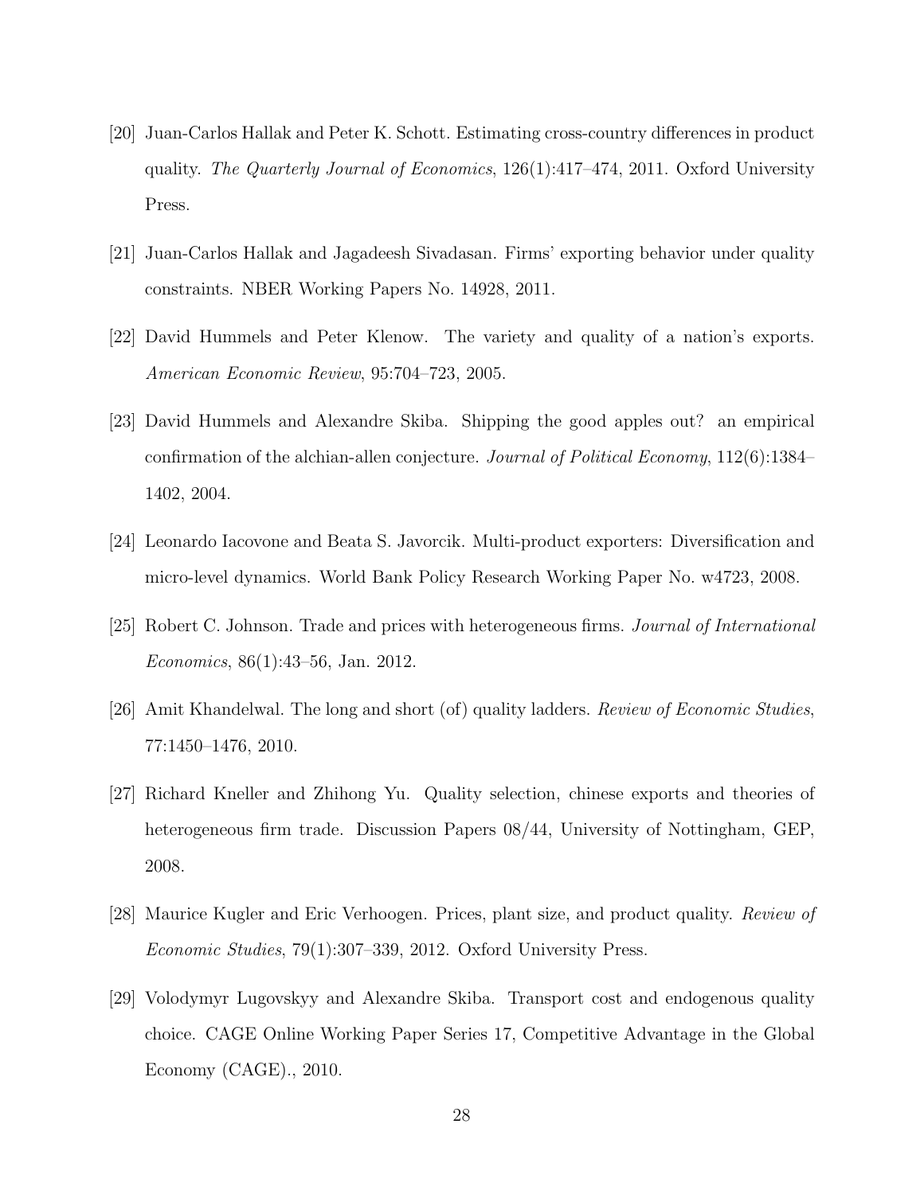[20] Juan-Carlos Hallak and Peter K. Schott. Estimating cross-country differences in product quality. *The Quarterly Journal of Economics*, 126(1):417–474, 2011. Oxford University Press.

[21] Juan-Carlos Hallak and Jagadeesh Sivadasan. Firms' exporting behavior under quality constraints. NBER Working Papers No. 14928, 2011.

[22] David Hummels and Peter Klenow. The variety and quality of a nation's exports. *American Economic Review*, 95:704–723, 2005.

[23] David Hummels and Alexandre Skiba. Shipping the good apples out? an empirical confirmation of the alchian-allen conjecture. *Journal of Political Economy*, 112(6):1384–1402, 2004.

[24] Leonardo Iacovone and Beata S. Javorcik. Multi-product exporters: Diversification and micro-level dynamics. World Bank Policy Research Working Paper No. w4723, 2008.

[25] Robert C. Johnson. Trade and prices with heterogeneous firms. *Journal of International Economics*, 86(1):43–56, Jan. 2012.

[26] Amit Khandelwal. The long and short (of) quality ladders. *Review of Economic Studies*, 77:1450–1476, 2010.

[27] Richard Kneller and Zhihong Yu. Quality selection, chinese exports and theories of heterogeneous firm trade. Discussion Papers 08/44, University of Nottingham, GEP, 2008.

[28] Maurice Kugler and Eric Verhoogen. Prices, plant size, and product quality. *Review of Economic Studies*, 79(1):307–339, 2012. Oxford University Press.

[29] Volodymyr Lugovskyy and Alexandre Skiba. Transport cost and endogenous quality choice. CAGE Online Working Paper Series 17, Competitive Advantage in the Global Economy (CAGE)., 2010.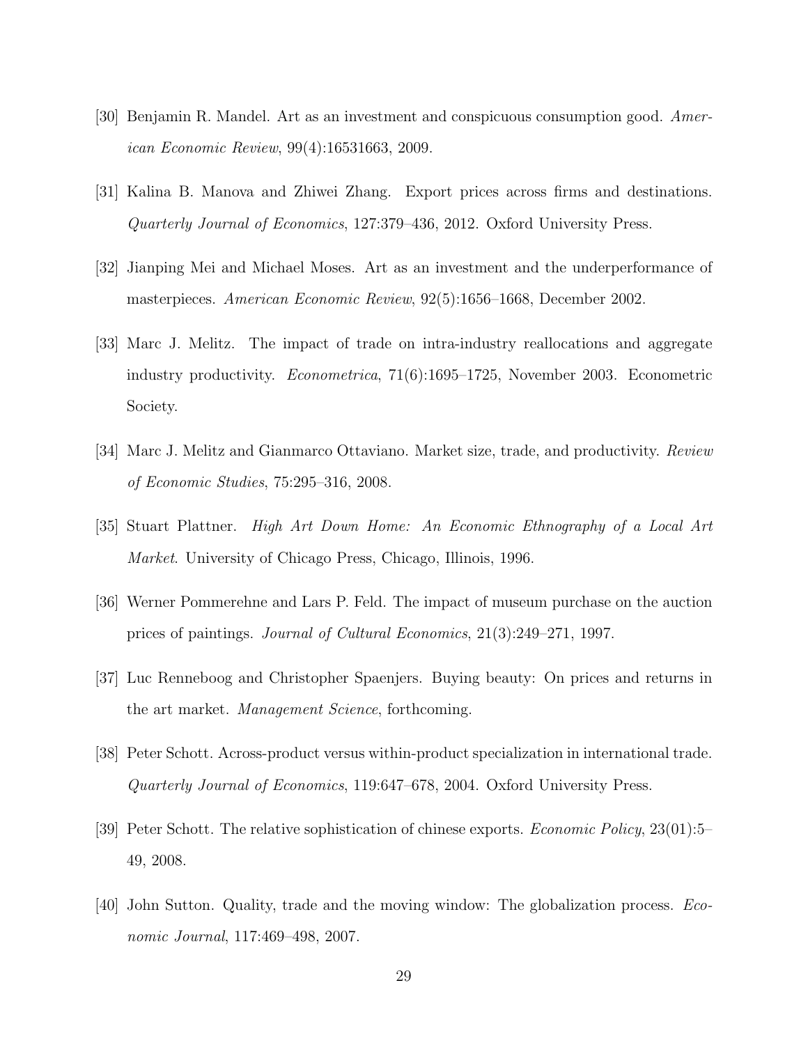[30] Benjamin R. Mandel. Art as an investment and conspicuous consumption good. *American Economic Review*, 99(4):16531663, 2009.

[31] Kalina B. Manova and Zhiwei Zhang. Export prices across firms and destinations. *Quarterly Journal of Economics*, 127:379–436, 2012. Oxford University Press.

[32] Jianping Mei and Michael Moses. Art as an investment and the underperformance of masterpieces. *American Economic Review*, 92(5):1656–1668, December 2002.

[33] Marc J. Melitz. The impact of trade on intra-industry reallocations and aggregate industry productivity. *Econometrica*, 71(6):1695–1725, November 2003. Econometric Society.

[34] Marc J. Melitz and Gianmarco Ottaviano. Market size, trade, and productivity. *Review of Economic Studies*, 75:295–316, 2008.

[35] Stuart Plattner. *High Art Down Home: An Economic Ethnography of a Local Art Market*. University of Chicago Press, Chicago, Illinois, 1996.

[36] Werner Pommerehne and Lars P. Feld. The impact of museum purchase on the auction prices of paintings. *Journal of Cultural Economics*, 21(3):249–271, 1997.

[37] Luc Renneboog and Christopher Spaenjers. Buying beauty: On prices and returns in the art market. *Management Science*, forthcoming.

[38] Peter Schott. Across-product versus within-product specialization in international trade. *Quarterly Journal of Economics*, 119:647–678, 2004. Oxford University Press.

[39] Peter Schott. The relative sophistication of chinese exports. *Economic Policy*, 23(01):5–49, 2008.

[40] John Sutton. Quality, trade and the moving window: The globalization process. *Economic Journal*, 117:469–498, 2007.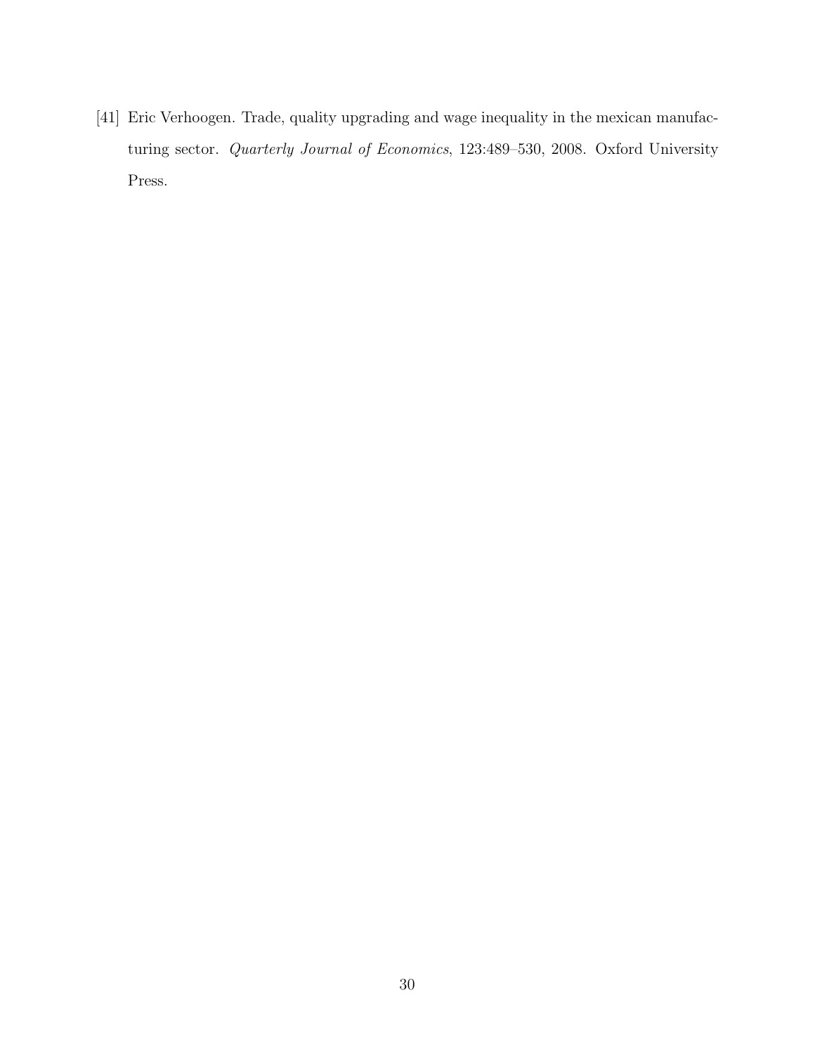[41] Eric Verhoogen. Trade, quality upgrading and wage inequality in the mexican manufacturing sector. *Quarterly Journal of Economics*, 123:489–530, 2008. Oxford University Press.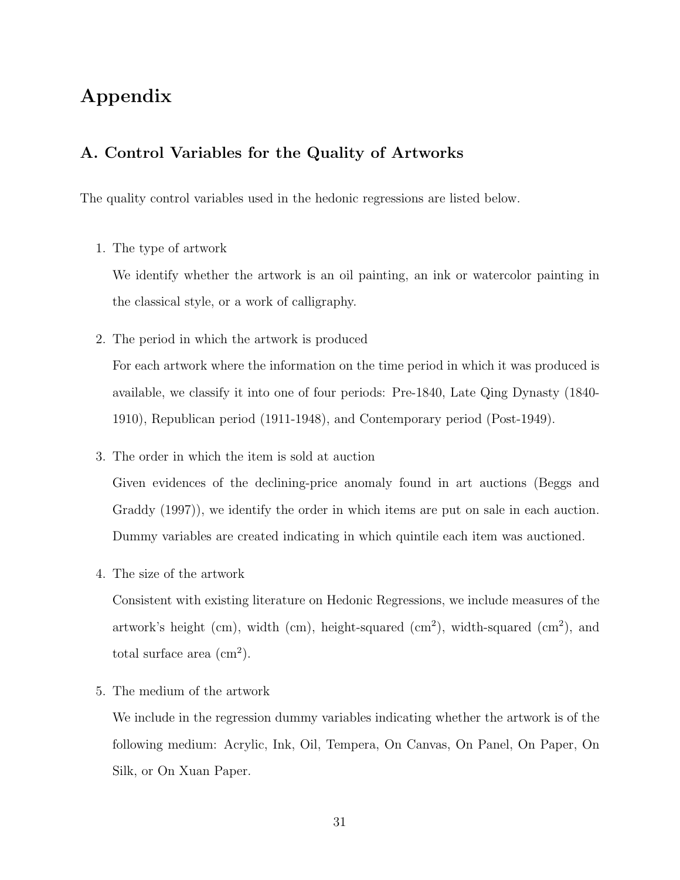# Appendix

## A. Control Variables for the Quality of Artworks

The quality control variables used in the hedonic regressions are listed below.

1. The type of artwork

   We identify whether the artwork is an oil painting, an ink or watercolor painting in the classical style, or a work of calligraphy.

2. The period in which the artwork is produced

   For each artwork where the information on the time period in which it was produced is available, we classify it into one of four periods: Pre-1840, Late Qing Dynasty (1840-1910), Republican period (1911-1948), and Contemporary period (Post-1949).

3. The order in which the item is sold at auction

   Given evidences of the declining-price anomaly found in art auctions (Beggs and Graddy (1997)), we identify the order in which items are put on sale in each auction. Dummy variables are created indicating in which quintile each item was auctioned.

4. The size of the artwork

   Consistent with existing literature on Hedonic Regressions, we include measures of the artwork's height (cm), width (cm), height-squared ($cm^2$), width-squared ($cm^2$), and total surface area ($cm^2$).

5. The medium of the artwork

   We include in the regression dummy variables indicating whether the artwork is of the following medium: Acrylic, Ink, Oil, Tempera, On Canvas, On Panel, On Paper, On Silk, or On Xuan Paper.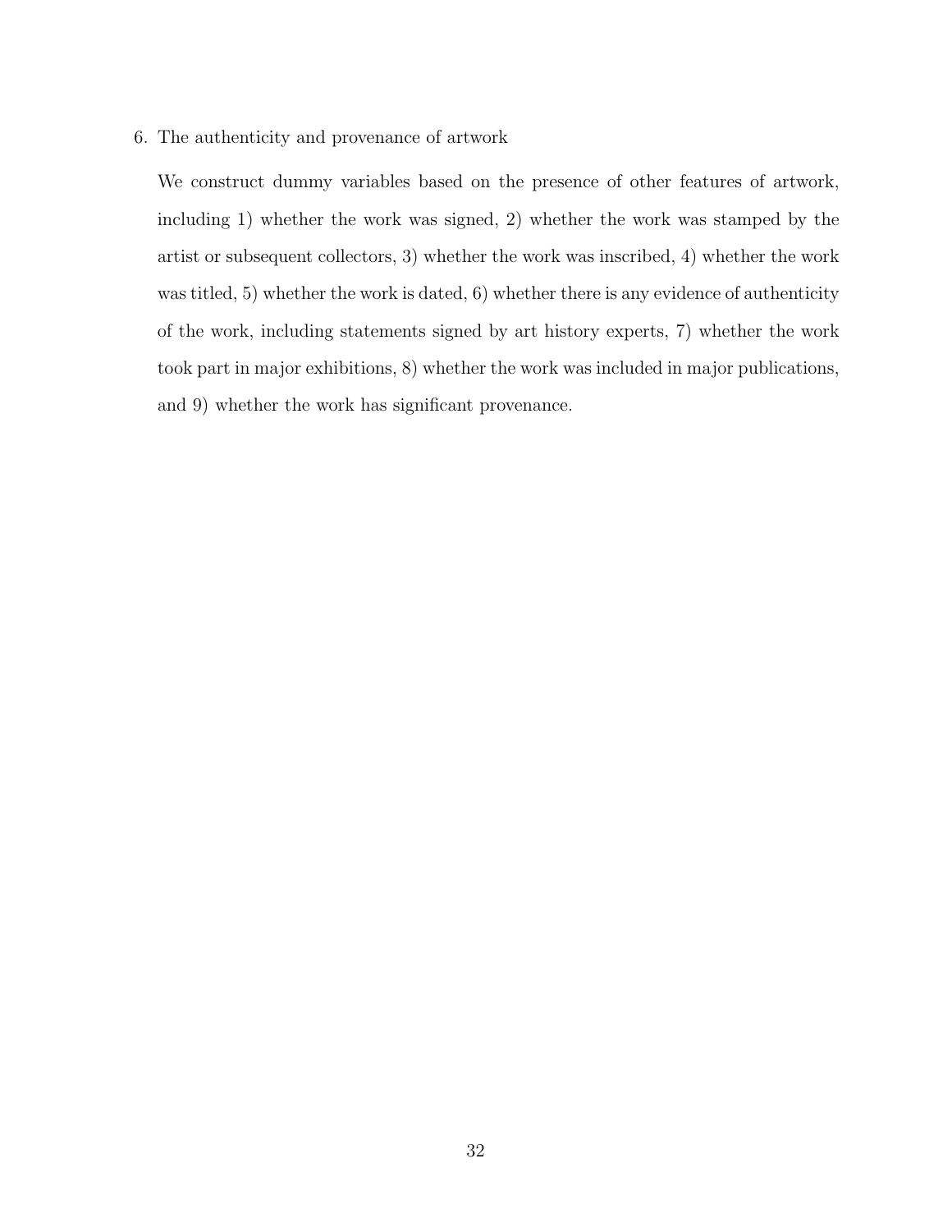6. The authenticity and provenance of artwork

   We construct dummy variables based on the presence of other features of artwork, including 1) whether the work was signed, 2) whether the work was stamped by the artist or subsequent collectors, 3) whether the work was inscribed, 4) whether the work was titled, 5) whether the work is dated, 6) whether there is any evidence of authenticity of the work, including statements signed by art history experts, 7) whether the work took part in major exhibitions, 8) whether the work was included in major publications, and 9) whether the work has significant provenance.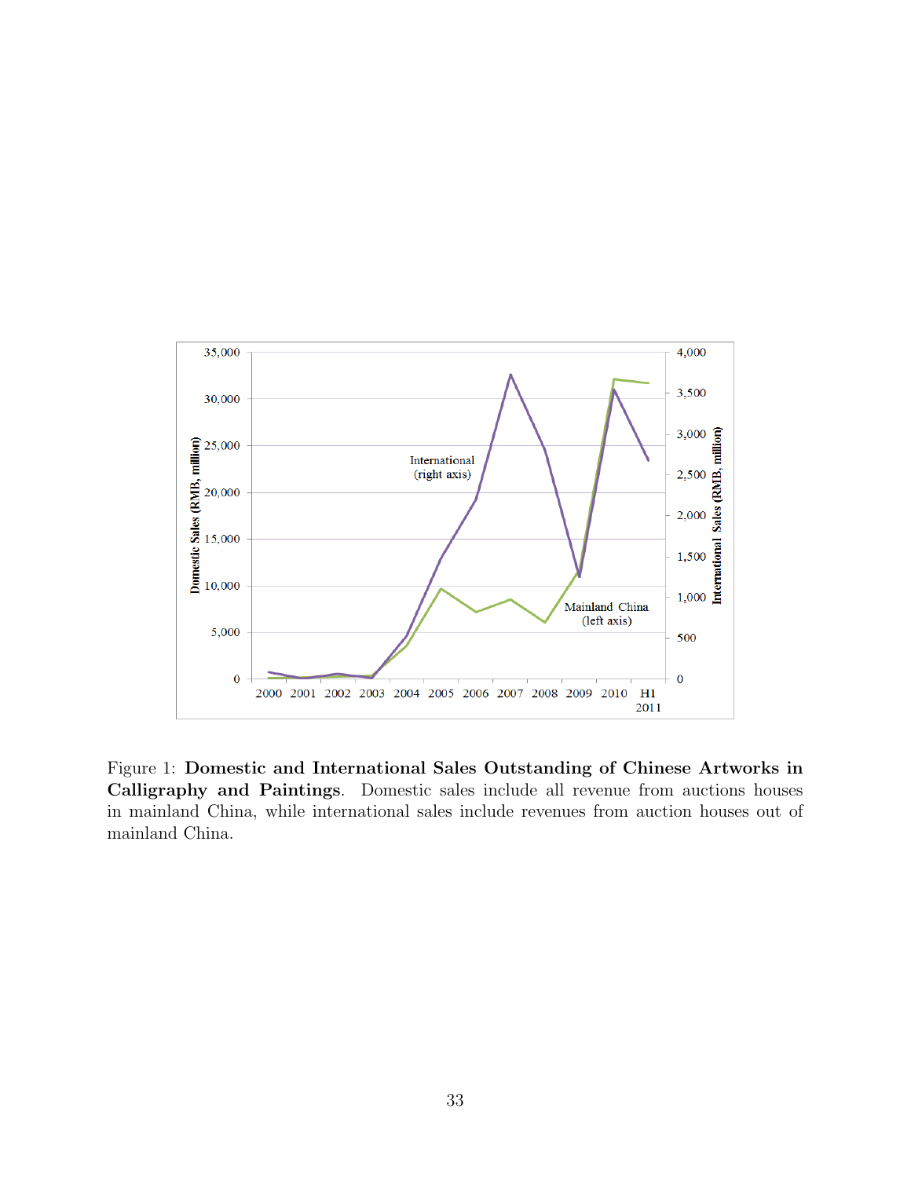Figure 1: **Domestic and International Sales Outstanding of Chinese Artworks in Calligraphy and Paintings**. Domestic sales include all revenue from auctions houses in mainland China, while international sales include revenues from auction houses out of mainland China.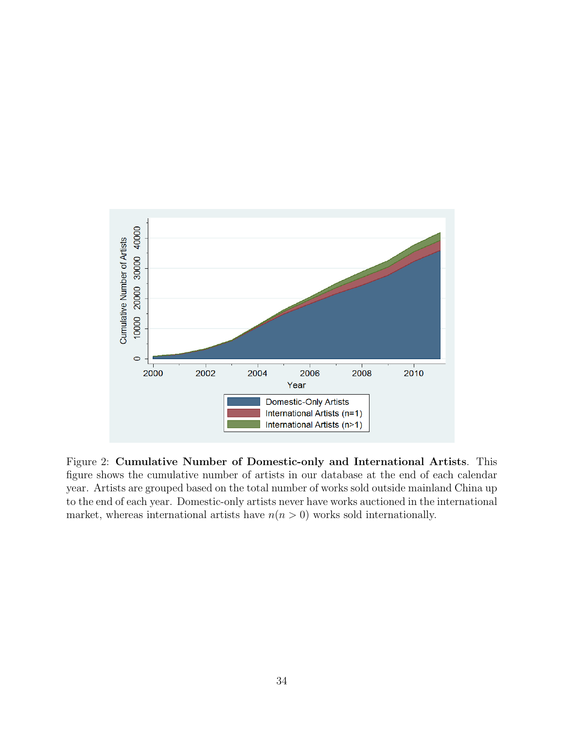Figure 2: **Cumulative Number of Domestic-only and International Artists**. This figure shows the cumulative number of artists in our database at the end of each calendar year. Artists are grouped based on the total number of works sold outside mainland China up to the end of each year. Domestic-only artists never have works auctioned in the international market, whereas international artists have $n(n > 0)$ works sold internationally.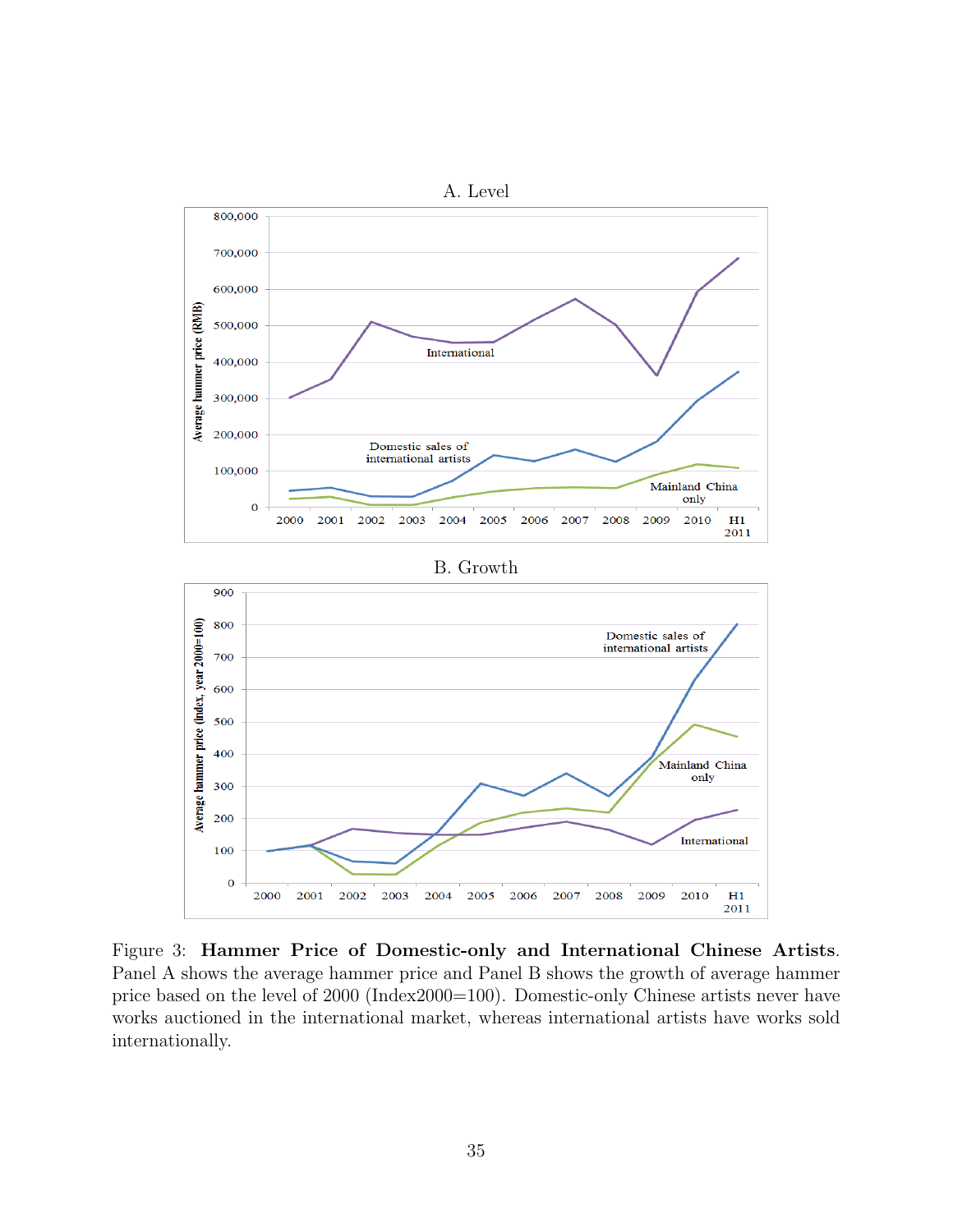A. Level

B. Growth

Figure 3: **Hammer Price of Domestic-only and International Chinese Artists**. Panel A shows the average hammer price and Panel B shows the growth of average hammer price based on the level of 2000 (Index2000=100). Domestic-only Chinese artists never have works auctioned in the international market, whereas international artists have works sold internationally.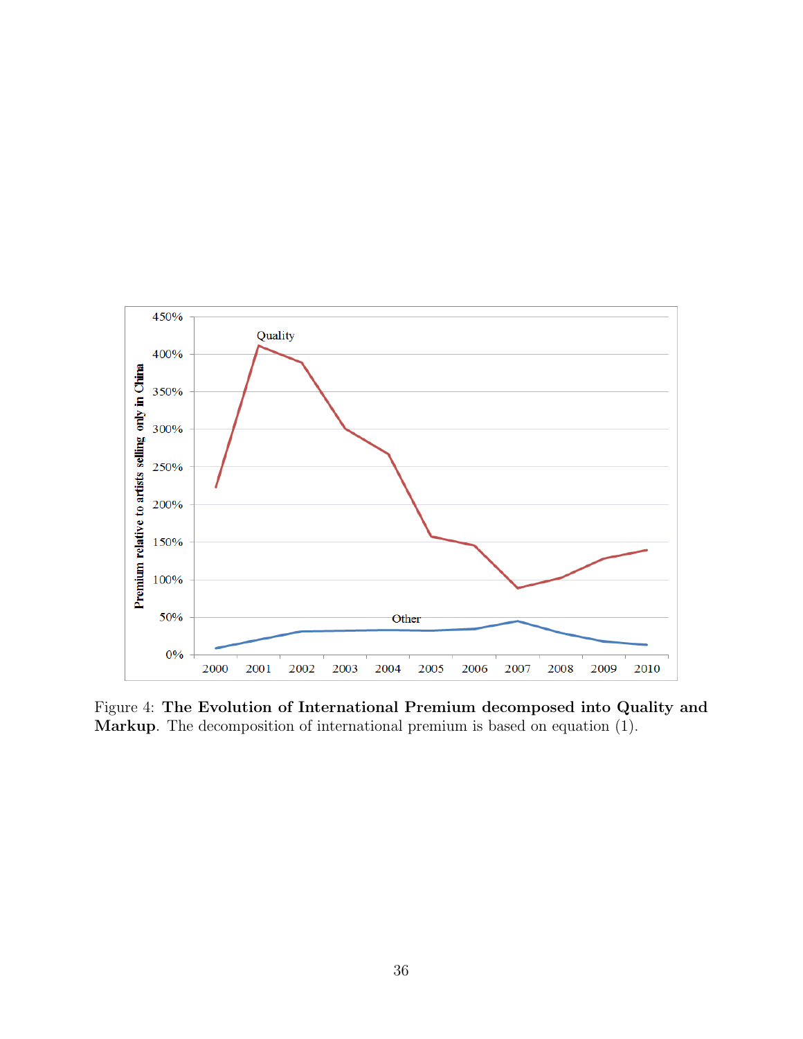Figure 4: **The Evolution of International Premium decomposed into Quality and Markup**. The decomposition of international premium is based on equation (1).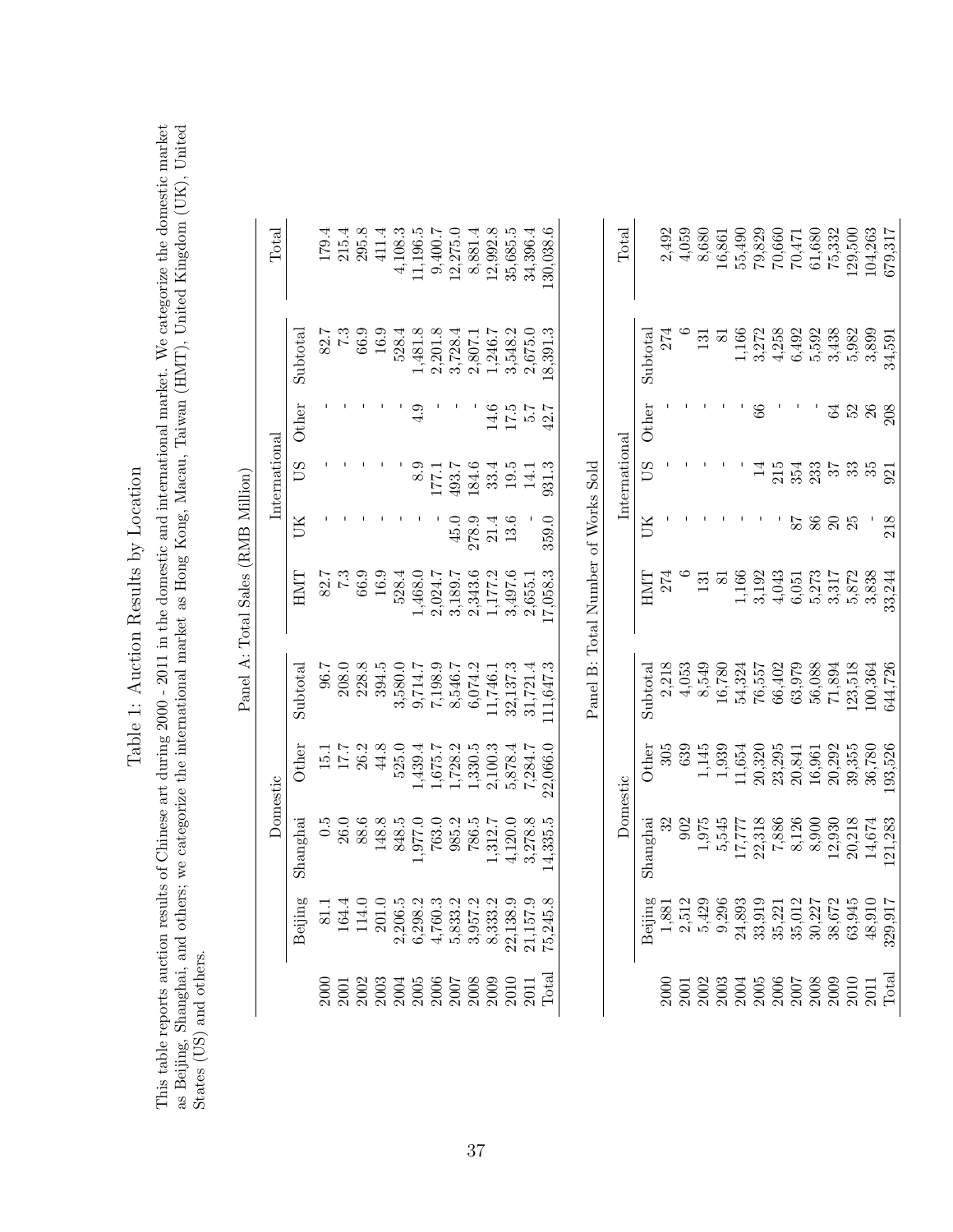# Table 1: Auction Results by Location

This table reports auction results of Chinese art during 2000 - 2011 in the domestic and international market. We categorize the domestic market as Beijing, Shanghai, and others; we categorize the international market as Hong Kong, Macau, Taiwan (HMT), United Kingdom (UK), United States (US) and others.

Panel A: Total Sales (RMB Million)

| | Domestic | | | | International | | | | | Total |
|---|---|---|---|---|---|---|---|---|---|---|
| | Beijing | Shanghai | Other | Subtotal | HMT | UK | US | Other | Subtotal | |
| 2000 | 81.1 | 0.5 | 15.1 | 96.7 | 82.7 | - | - | - | 82.7 | 179.4 |
| 2001 | 164.4 | 26.0 | 17.7 | 208.0 | 7.3 | - | - | - | 7.3 | 215.4 |
| 2002 | 114.0 | 88.6 | 26.2 | 228.8 | 66.9 | - | - | - | 66.9 | 295.8 |
| 2003 | 201.0 | 148.8 | 44.8 | 394.5 | 16.9 | - | - | - | 16.9 | 411.4 |
| 2004 | 2,206.5 | 848.5 | 525.0 | 3,580.0 | 528.4 | - | - | - | 528.4 | 4,108.3 |
| 2005 | 6,298.2 | 1,977.0 | 1,439.4 | 9,714.7 | 1,468.0 | - | 8.9 | 4.9 | 1,481.8 | 11,196.5 |
| 2006 | 4,760.3 | 763.0 | 1,675.7 | 7,198.9 | 2,024.7 | - | 177.1 | - | 2,201.8 | 9,400.7 |
| 2007 | 5,833.2 | 985.2 | 1,728.2 | 8,546.7 | 3,189.7 | 45.0 | 493.7 | - | 3,728.4 | 12,275.0 |
| 2008 | 3,957.2 | 786.5 | 1,330.5 | 6,074.2 | 2,343.6 | 278.9 | 184.6 | - | 2,807.1 | 8,881.4 |
| 2009 | 8,333.2 | 1,312.7 | 2,100.3 | 11,746.1 | 1,177.2 | 21.4 | 33.4 | 14.6 | 1,246.7 | 12,992.8 |
| 2010 | 22,138.9 | 4,120.0 | 5,878.4 | 32,137.3 | 3,497.6 | 13.6 | 19.5 | 17.5 | 3,548.2 | 35,685.5 |
| 2011 | 21,157.9 | 3,278.8 | 7,284.7 | 31,721.4 | 2,655.1 | - | 14.1 | 5.7 | 2,675.0 | 34,396.4 |
| Total | 75,245.8 | 14,335.5 | 22,066.0 | 111,647.3 | 17,058.3 | 359.0 | 931.3 | 42.7 | 18,391.3 | 130,038.6 |

Panel B: Total Number of Works Sold

| | Domestic | | | | International | | | | | Total |
|---|---|---|---|---|---|---|---|---|---|---|
| | Beijing | Shanghai | Other | Subtotal | HMT | UK | US | Other | Subtotal | |
| 2000 | 1,881 | 32 | 305 | 2,218 | 274 | - | - | - | 274 | 2,492 |
| 2001 | 2,512 | 902 | 639 | 4,053 | 6 | - | - | - | 6 | 4,059 |
| 2002 | 5,429 | 1,975 | 1,145 | 8,549 | 131 | - | - | - | 131 | 8,680 |
| 2003 | 9,296 | 5,545 | 1,939 | 16,780 | 81 | - | - | - | 81 | 16,861 |
| 2004 | 24,893 | 17,777 | 11,654 | 54,324 | 1,166 | - | - | - | 1,166 | 55,490 |
| 2005 | 33,919 | 22,318 | 20,320 | 76,557 | 3,192 | - | 14 | 66 | 3,272 | 79,829 |
| 2006 | 35,221 | 7,886 | 23,295 | 66,402 | 4,043 | - | 215 | - | 4,258 | 70,660 |
| 2007 | 35,012 | 8,126 | 20,841 | 63,979 | 6,051 | 87 | 354 | - | 6,492 | 70,471 |
| 2008 | 30,227 | 8,900 | 16,961 | 56,088 | 5,273 | 86 | 233 | - | 5,592 | 61,680 |
| 2009 | 38,672 | 12,930 | 20,292 | 71,894 | 3,317 | 20 | 37 | 64 | 3,438 | 75,332 |
| 2010 | 63,945 | 20,218 | 39,355 | 123,518 | 5,872 | 25 | 33 | 52 | 5,982 | 129,500 |
| 2011 | 48,910 | 14,674 | 36,780 | 100,364 | 3,838 | - | 35 | 26 | 3,899 | 104,263 |
| Total | 329,917 | 121,283 | 193,526 | 644,726 | 33,244 | 218 | 921 | 208 | 34,591 | 679,317 |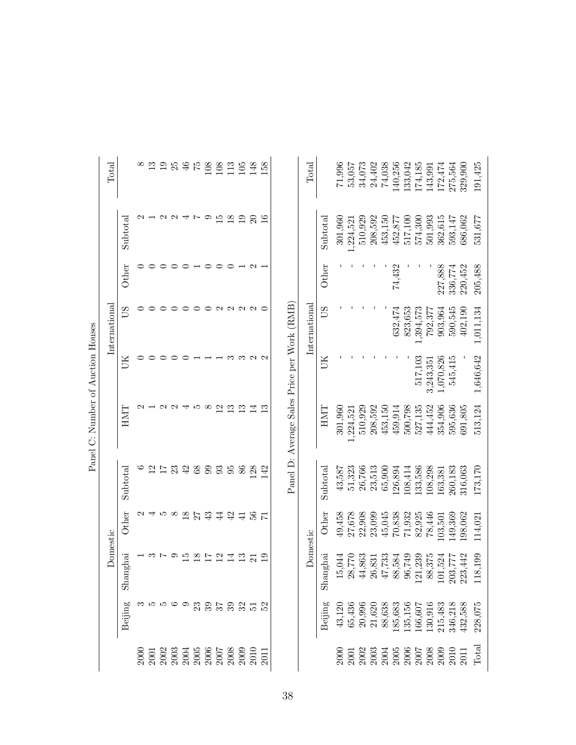Panel C: Number of Auction Houses

| | Domestic | | | | International | | | | | Total |
|---|---|---|---|---|---|---|---|---|---|---|
| | Beijing | Shanghai | Other | Subtotal | HMT | UK | US | Other | Subtotal | |
| 2000 | 3 | 1 | 2 | 6 | 2 | 0 | 0 | 0 | 2 | 8 |
| 2001 | 5 | 3 | 4 | 12 | 1 | 0 | 0 | 0 | 1 | 13 |
| 2002 | 5 | 7 | 5 | 17 | 2 | 0 | 0 | 0 | 2 | 19 |
| 2003 | 6 | 9 | 8 | 23 | 2 | 0 | 0 | 0 | 2 | 25 |
| 2004 | 9 | 15 | 18 | 42 | 4 | 0 | 0 | 0 | 4 | 46 |
| 2005 | 23 | 18 | 27 | 68 | 5 | 1 | 0 | 1 | 7 | 75 |
| 2006 | 39 | 17 | 43 | 99 | 8 | 1 | 0 | 0 | 9 | 108 |
| 2007 | 37 | 12 | 44 | 93 | 12 | 1 | 2 | 0 | 15 | 108 |
| 2008 | 39 | 14 | 42 | 95 | 13 | 3 | 2 | 0 | 18 | 113 |
| 2009 | 32 | 13 | 41 | 86 | 13 | 3 | 2 | 1 | 19 | 105 |
| 2010 | 51 | 21 | 56 | 128 | 14 | 2 | 2 | 2 | 20 | 148 |
| 2011 | 52 | 19 | 71 | 142 | 13 | 2 | 0 | 1 | 16 | 158 |

Panel D: Average Sales Price per Work (RMB)

| | Domestic | | | | International | | | | | Total |
|---|---|---|---|---|---|---|---|---|---|---|
| | Beijing | Shanghai | Other | Subtotal | HMT | UK | US | Other | Subtotal | |
| 2000 | 43,120 | 15,044 | 49,458 | 43,587 | 301,960 | - | - | - | 301,960 | 71,996 |
| 2001 | 65,436 | 28,770 | 27,678 | 51,323 | 1,224,521 | - | - | - | 1,224,521 | 53,057 |
| 2002 | 20,996 | 44,863 | 22,908 | 26,766 | 510,929 | - | - | - | 510,929 | 34,073 |
| 2003 | 21,620 | 26,831 | 23,099 | 23,513 | 208,592 | - | - | - | 208,592 | 24,402 |
| 2004 | 88,638 | 47,733 | 45,045 | 65,900 | 453,150 | - | - | - | 453,150 | 74,038 |
| 2005 | 185,683 | 88,584 | 70,838 | 126,894 | 459,914 | - | - | 74,432 | 452,877 | 140,256 |
| 2006 | 135,156 | 96,749 | 71,932 | 108,414 | 500,798 | - | 632,474 | - | 517,100 | 133,042 |
| 2007 | 166,607 | 121,239 | 82,925 | 133,586 | 527,135 | 517,103 | 823,653 | - | 574,300 | 174,185 |
| 2008 | 130,916 | 88,375 | 78,446 | 108,298 | 444,452 | 3,243,351 | 1,394,573 | - | 501,993 | 143,991 |
| 2009 | 215,483 | 101,524 | 103,501 | 163,381 | 354,906 | 1,070,826 | 792,377 | 227,888 | 362,615 | 172,474 |
| 2010 | 346,218 | 203,777 | 149,369 | 260,183 | 595,636 | 545,415 | 903,964 | 336,774 | 593,147 | 275,564 |
| 2011 | 432,588 | 223,442 | 198,062 | 316,063 | 691,805 | - | 590,545 | 220,452 | 686,062 | 329,900 |
| Total | 228,075 | 118,199 | 114,021 | 173,170 | 513,124 | 1,646,642 | 1,011,134 | 205,488 | 531,677 | 191,425 |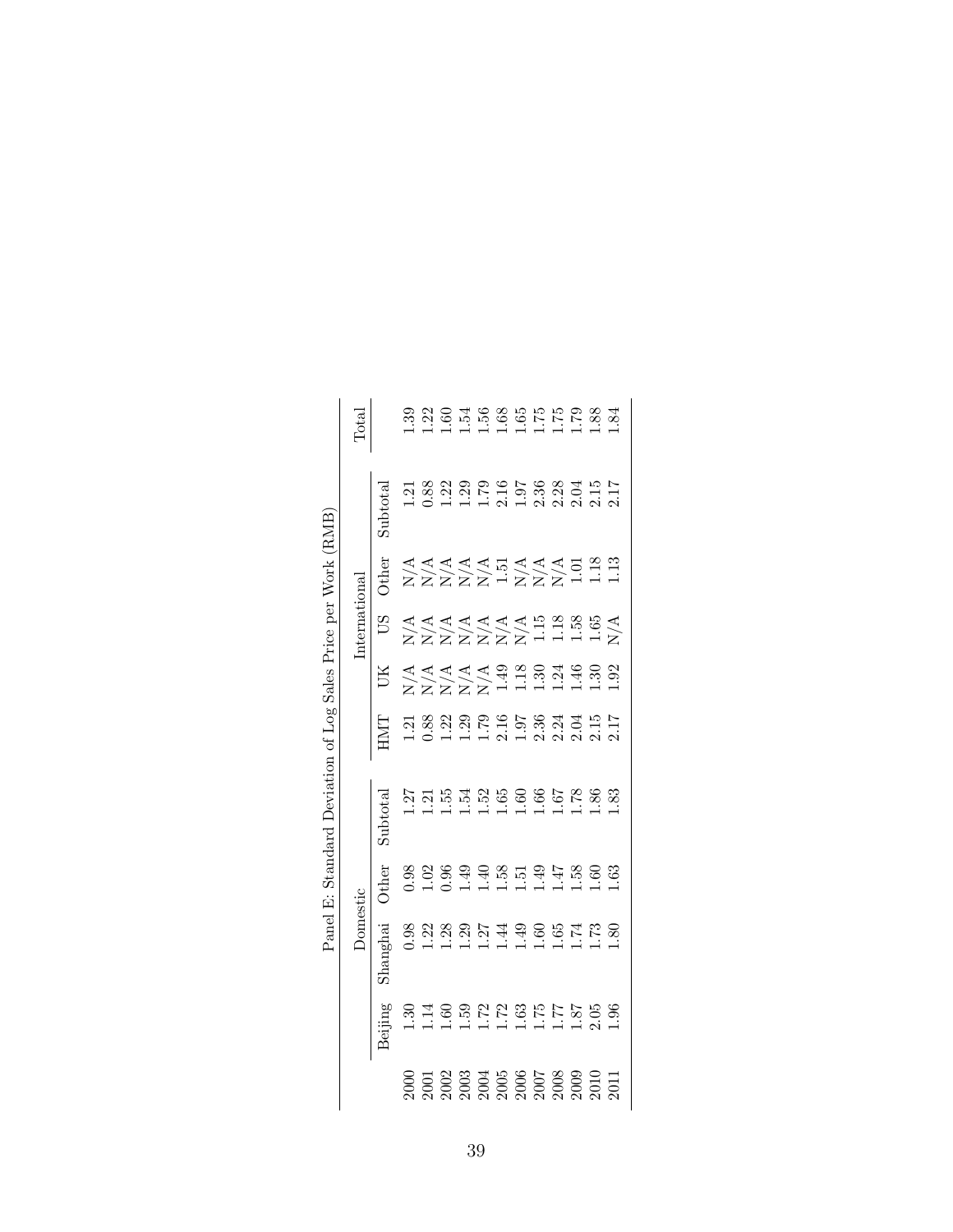Panel E: Standard Deviation of Log Sales Price per Work (RMB)

| | Domestic | | | | International | | | | | Total |
|---|---|---|---|---|---|---|---|---|---|---|
| | Beijing | Shanghai | Other | Subtotal | HMT | UK | US | Other | Subtotal | |
| 2000 | 1.30 | 0.98 | 0.98 | 1.27 | 1.21 | N/A | N/A | N/A | 1.21 | 1.39 |
| 2001 | 1.14 | 1.22 | 1.02 | 1.21 | 0.88 | N/A | N/A | N/A | 0.88 | 1.22 |
| 2002 | 1.60 | 1.28 | 0.96 | 1.55 | 1.22 | N/A | N/A | N/A | 1.22 | 1.60 |
| 2003 | 1.59 | 1.29 | 1.49 | 1.54 | 1.29 | N/A | N/A | N/A | 1.29 | 1.54 |
| 2004 | 1.72 | 1.27 | 1.40 | 1.52 | 1.79 | N/A | N/A | N/A | 1.79 | 1.56 |
| 2005 | 1.72 | 1.44 | 1.58 | 1.65 | 2.16 | 1.49 | N/A | 1.51 | 2.16 | 1.68 |
| 2006 | 1.63 | 1.49 | 1.51 | 1.60 | 1.97 | 1.18 | N/A | N/A | 1.97 | 1.65 |
| 2007 | 1.75 | 1.60 | 1.49 | 1.66 | 2.36 | 1.30 | 1.15 | N/A | 2.36 | 1.75 |
| 2008 | 1.77 | 1.65 | 1.47 | 1.67 | 2.24 | 1.24 | 1.18 | N/A | 2.28 | 1.75 |
| 2009 | 1.87 | 1.74 | 1.58 | 1.78 | 2.04 | 1.46 | 1.58 | 1.01 | 2.04 | 1.79 |
| 2010 | 2.05 | 1.73 | 1.60 | 1.86 | 2.15 | 1.30 | 1.65 | 1.18 | 2.15 | 1.88 |
| 2011 | 1.96 | 1.80 | 1.63 | 1.83 | 2.17 | 1.92 | N/A | 1.13 | 2.17 | 1.84 |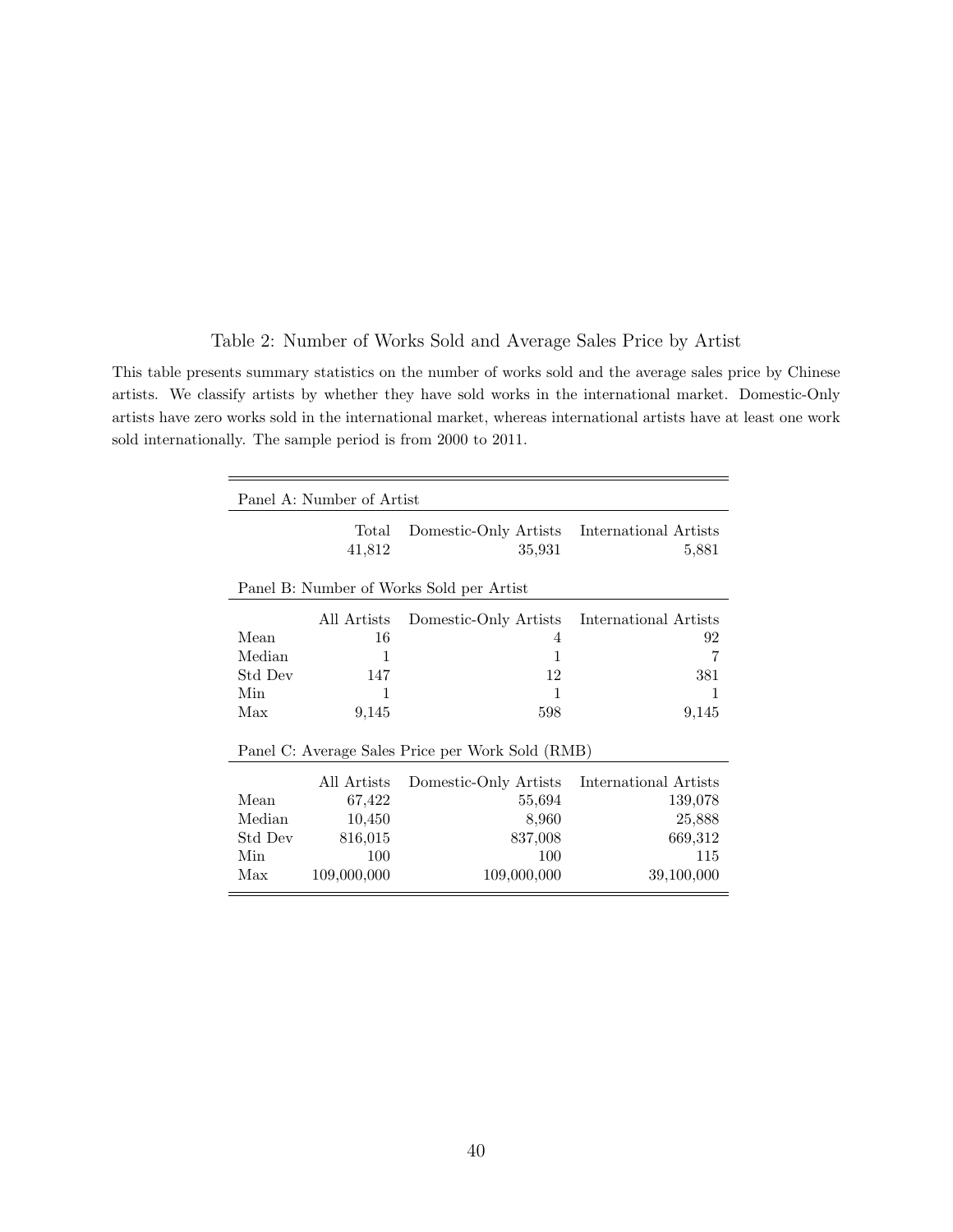Table 2: Number of Works Sold and Average Sales Price by Artist

This table presents summary statistics on the number of works sold and the average sales price by Chinese artists. We classify artists by whether they have sold works in the international market. Domestic-Only artists have zero works sold in the international market, whereas international artists have at least one work sold internationally. The sample period is from 2000 to 2011.

| Panel A: Number of Artist | | | |
|---|---|---|---|
| | Total | Domestic-Only Artists | International Artists |
| | 41,812 | 35,931 | 5,881 |
| **Panel B: Number of Works Sold per Artist** | | | |
| | All Artists | Domestic-Only Artists | International Artists |
| Mean | 16 | 4 | 92 |
| Median | 1 | 1 | 7 |
| Std Dev | 147 | 12 | 381 |
| Min | 1 | 1 | 1 |
| Max | 9,145 | 598 | 9,145 |
| **Panel C: Average Sales Price per Work Sold (RMB)** | | | |
| | All Artists | Domestic-Only Artists | International Artists |
| Mean | 67,422 | 55,694 | 139,078 |
| Median | 10,450 | 8,960 | 25,888 |
| Std Dev | 816,015 | 837,008 | 669,312 |
| Min | 100 | 100 | 115 |
| Max | 109,000,000 | 109,000,000 | 39,100,000 |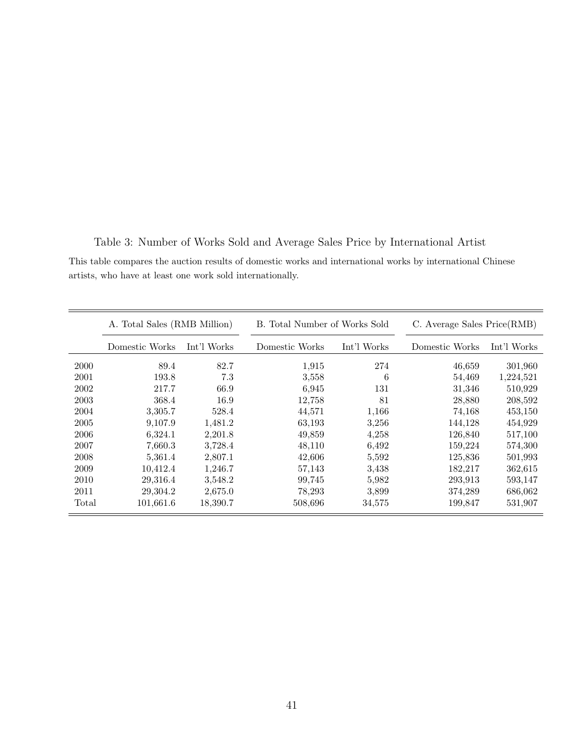Table 3: Number of Works Sold and Average Sales Price by International Artist

This table compares the auction results of domestic works and international works by international Chinese artists, who have at least one work sold internationally.

| | A. Total Sales (RMB Million) | | B. Total Number of Works Sold | | C. Average Sales Price(RMB) | |
|---|---|---|---|---|---|---|
| | Domestic Works | Int'l Works | Domestic Works | Int'l Works | Domestic Works | Int'l Works |
| 2000 | 89.4 | 82.7 | 1,915 | 274 | 46,659 | 301,960 |
| 2001 | 193.8 | 7.3 | 3,558 | 6 | 54,469 | 1,224,521 |
| 2002 | 217.7 | 66.9 | 6,945 | 131 | 31,346 | 510,929 |
| 2003 | 368.4 | 16.9 | 12,758 | 81 | 28,880 | 208,592 |
| 2004 | 3,305.7 | 528.4 | 44,571 | 1,166 | 74,168 | 453,150 |
| 2005 | 9,107.9 | 1,481.2 | 63,193 | 3,256 | 144,128 | 454,929 |
| 2006 | 6,324.1 | 2,201.8 | 49,859 | 4,258 | 126,840 | 517,100 |
| 2007 | 7,660.3 | 3,728.4 | 48,110 | 6,492 | 159,224 | 574,300 |
| 2008 | 5,361.4 | 2,807.1 | 42,606 | 5,592 | 125,836 | 501,993 |
| 2009 | 10,412.4 | 1,246.7 | 57,143 | 3,438 | 182,217 | 362,615 |
| 2010 | 29,316.4 | 3,548.2 | 99,745 | 5,982 | 293,913 | 593,147 |
| 2011 | 29,304.2 | 2,675.0 | 78,293 | 3,899 | 374,289 | 686,062 |
| Total | 101,661.6 | 18,390.7 | 508,696 | 34,575 | 199,847 | 531,907 |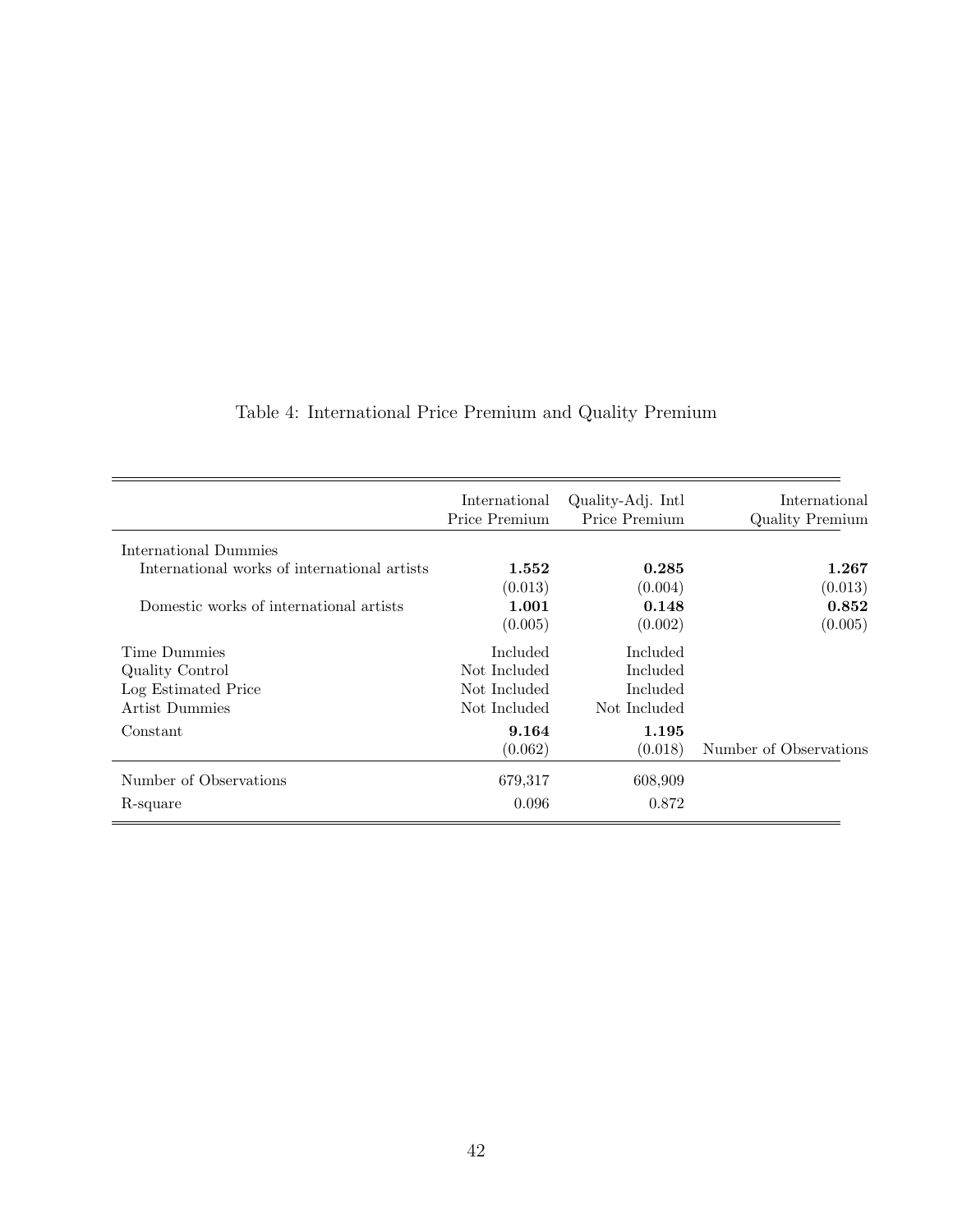Table 4: International Price Premium and Quality Premium

| | International Price Premium | Quality-Adj. Intl Price Premium | International Quality Premium |
|---|---|---|---|
| International Dummies | | | |
| International works of international artists | **1.552** | **0.285** | **1.267** |
| | (0.013) | (0.004) | (0.013) |
| Domestic works of international artists | **1.001** | **0.148** | **0.852** |
| | (0.005) | (0.002) | (0.005) |
| Time Dummies | Included | Included | |
| Quality Control | Not Included | Included | |
| Log Estimated Price | Not Included | Included | |
| Artist Dummies | Not Included | Not Included | |
| Constant | **9.164** | **1.195** | |
| | (0.062) | (0.018) | Number of Observations |
| Number of Observations | 679,317 | 608,909 | |
| R-square | 0.096 | 0.872 | |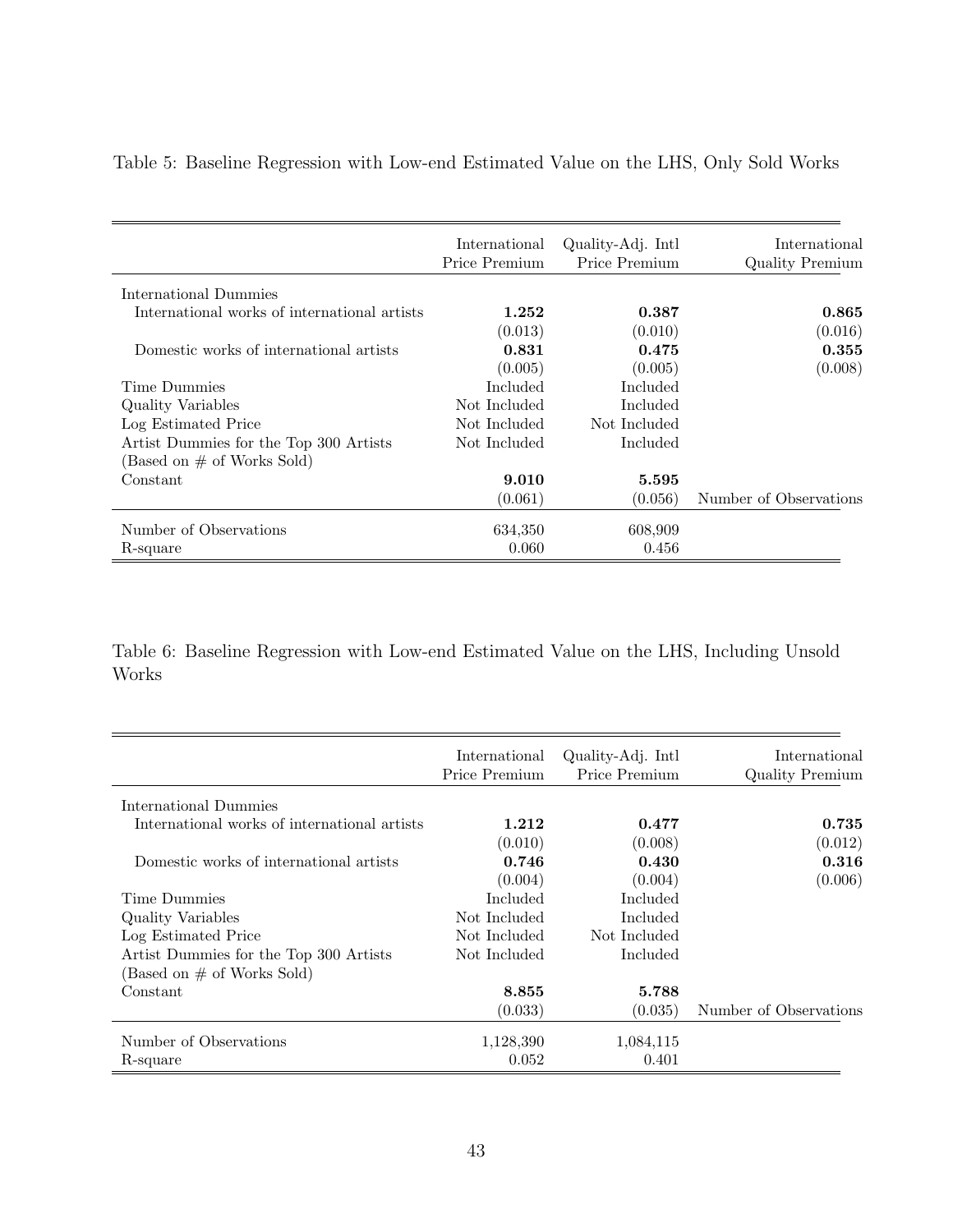Table 5: Baseline Regression with Low-end Estimated Value on the LHS, Only Sold Works

| | International Price Premium | Quality-Adj. Intl Price Premium | International Quality Premium |
|---|---|---|---|
| International Dummies | | | |
| International works of international artists | **1.252** | **0.387** | **0.865** |
| | (0.013) | (0.010) | (0.016) |
| Domestic works of international artists | **0.831** | **0.475** | **0.355** |
| | (0.005) | (0.005) | (0.008) |
| Time Dummies | Included | Included | |
| Quality Variables | Not Included | Included | |
| Log Estimated Price | Not Included | Not Included | |
| Artist Dummies for the Top 300 Artists (Based on # of Works Sold) | Not Included | Included | |
| Constant | **9.010** | **5.595** | |
| | (0.061) | (0.056) | Number of Observations |
| Number of Observations | 634,350 | 608,909 | |
| R-square | 0.060 | 0.456 | |

Table 6: Baseline Regression with Low-end Estimated Value on the LHS, Including Unsold Works

| | International Price Premium | Quality-Adj. Intl Price Premium | International Quality Premium |
|---|---|---|---|
| International Dummies | | | |
| International works of international artists | **1.212** | **0.477** | **0.735** |
| | (0.010) | (0.008) | (0.012) |
| Domestic works of international artists | **0.746** | **0.430** | **0.316** |
| | (0.004) | (0.004) | (0.006) |
| Time Dummies | Included | Included | |
| Quality Variables | Not Included | Included | |
| Log Estimated Price | Not Included | Not Included | |
| Artist Dummies for the Top 300 Artists (Based on # of Works Sold) | Not Included | Included | |
| Constant | **8.855** | **5.788** | |
| | (0.033) | (0.035) | Number of Observations |
| Number of Observations | 1,128,390 | 1,084,115 | |
| R-square | 0.052 | 0.401 | |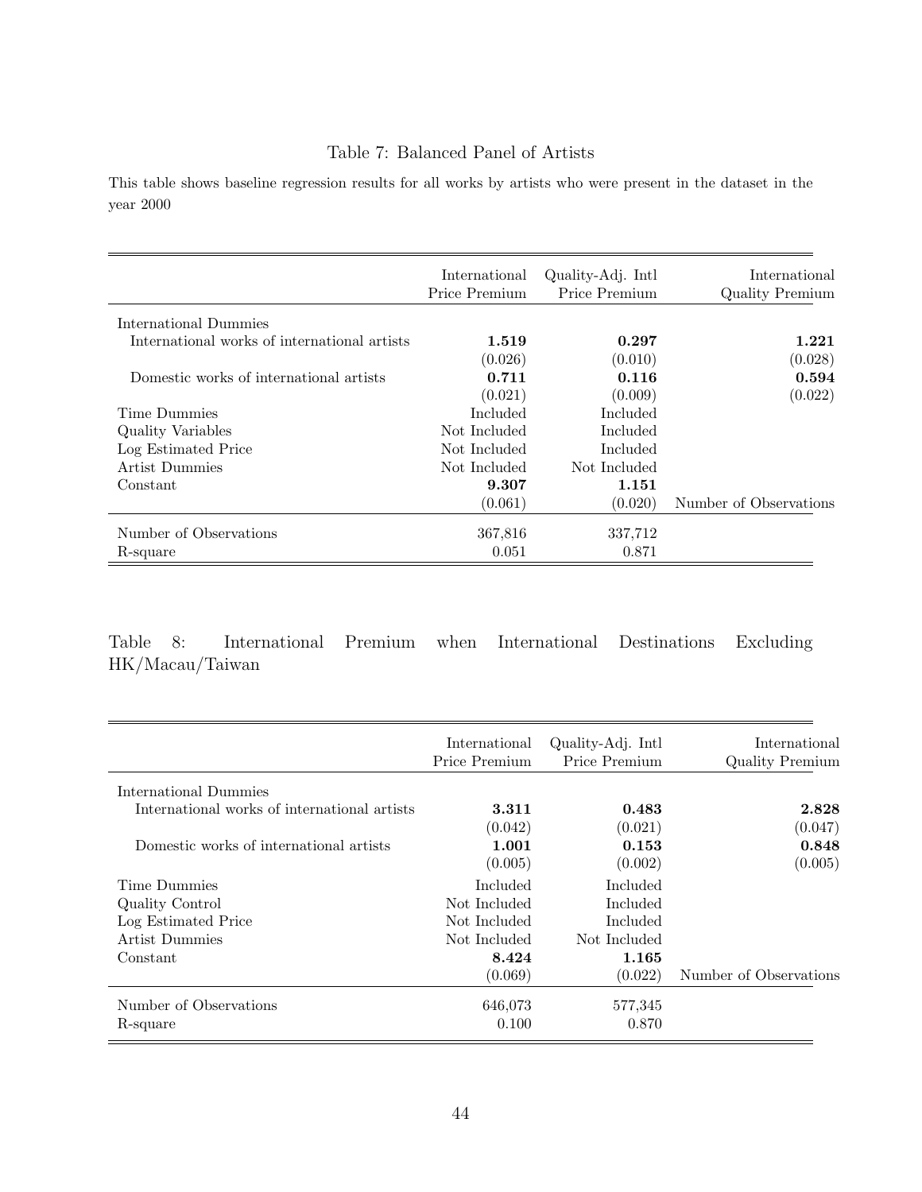Table 7: Balanced Panel of Artists

This table shows baseline regression results for all works by artists who were present in the dataset in the year 2000

| | International Price Premium | Quality-Adj. Intl Price Premium | International Quality Premium |
|---|---|---|---|
| International Dummies | | | |
| International works of international artists | **1.519** | **0.297** | **1.221** |
| | (0.026) | (0.010) | (0.028) |
| Domestic works of international artists | **0.711** | **0.116** | **0.594** |
| | (0.021) | (0.009) | (0.022) |
| Time Dummies | Included | Included | |
| Quality Variables | Not Included | Included | |
| Log Estimated Price | Not Included | Included | |
| Artist Dummies | Not Included | Not Included | |
| Constant | **9.307** | **1.151** | |
| | (0.061) | (0.020) | Number of Observations |
| Number of Observations | 367,816 | 337,712 | |
| R-square | 0.051 | 0.871 | |

Table 8: International Premium when International Destinations Excluding HK/Macau/Taiwan

| | International Price Premium | Quality-Adj. Intl Price Premium | International Quality Premium |
|---|---|---|---|
| International Dummies | | | |
| International works of international artists | **3.311** | **0.483** | **2.828** |
| | (0.042) | (0.021) | (0.047) |
| Domestic works of international artists | **1.001** | **0.153** | **0.848** |
| | (0.005) | (0.002) | (0.005) |
| Time Dummies | Included | Included | |
| Quality Control | Not Included | Included | |
| Log Estimated Price | Not Included | Included | |
| Artist Dummies | Not Included | Not Included | |
| Constant | **8.424** | **1.165** | |
| | (0.069) | (0.022) | Number of Observations |
| Number of Observations | 646,073 | 577,345 | |
| R-square | 0.100 | 0.870 | |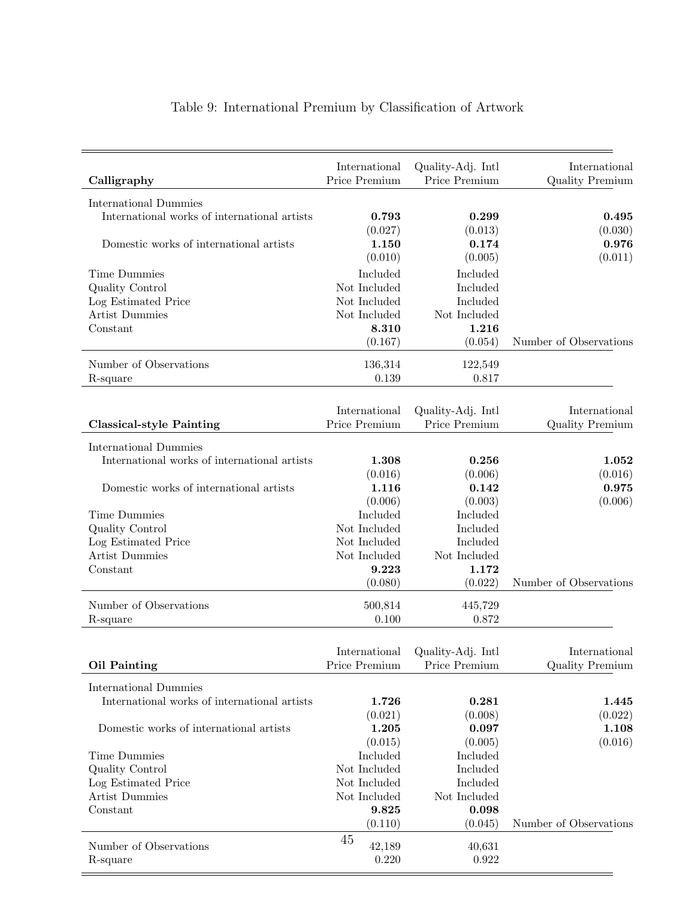Table 9: International Premium by Classification of Artwork

| **Calligraphy** | International Price Premium | Quality-Adj. Intl Price Premium | International Quality Premium |
|---|---|---|---|
| International Dummies | | | |
| International works of international artists | **0.793** | **0.299** | **0.495** |
| | (0.027) | (0.013) | (0.030) |
| Domestic works of international artists | **1.150** | **0.174** | **0.976** |
| | (0.010) | (0.005) | (0.011) |
| Time Dummies | Included | Included | |
| Quality Control | Not Included | Included | |
| Log Estimated Price | Not Included | Included | |
| Artist Dummies | Not Included | Not Included | |
| Constant | **8.310** | **1.216** | |
| | (0.167) | (0.054) | Number of Observations |
| Number of Observations | 136,314 | 122,549 | |
| R-square | 0.139 | 0.817 | |

| **Classical-style Painting** | International Price Premium | Quality-Adj. Intl Price Premium | International Quality Premium |
|---|---|---|---|
| International Dummies | | | |
| International works of international artists | **1.308** | **0.256** | **1.052** |
| | (0.016) | (0.006) | (0.016) |
| Domestic works of international artists | **1.116** | **0.142** | **0.975** |
| | (0.006) | (0.003) | (0.006) |
| Time Dummies | Included | Included | |
| Quality Control | Not Included | Included | |
| Log Estimated Price | Not Included | Included | |
| Artist Dummies | Not Included | Not Included | |
| Constant | **9.223** | **1.172** | |
| | (0.080) | (0.022) | Number of Observations |
| Number of Observations | 500,814 | 445,729 | |
| R-square | 0.100 | 0.872 | |

| **Oil Painting** | International Price Premium | Quality-Adj. Intl Price Premium | International Quality Premium |
|---|---|---|---|
| International Dummies | | | |
| International works of international artists | **1.726** | **0.281** | **1.445** |
| | (0.021) | (0.008) | (0.022) |
| Domestic works of international artists | **1.205** | **0.097** | **1.108** |
| | (0.015) | (0.005) | (0.016) |
| Time Dummies | Included | Included | |
| Quality Control | Not Included | Included | |
| Log Estimated Price | Not Included | Included | |
| Artist Dummies | Not Included | Not Included | |
| Constant | **9.825** | **0.098** | |
| | (0.110) | (0.045) | Number of Observations |
| Number of Observations | 42,189 | 40,631 | |
| R-square | 0.220 | 0.922 | |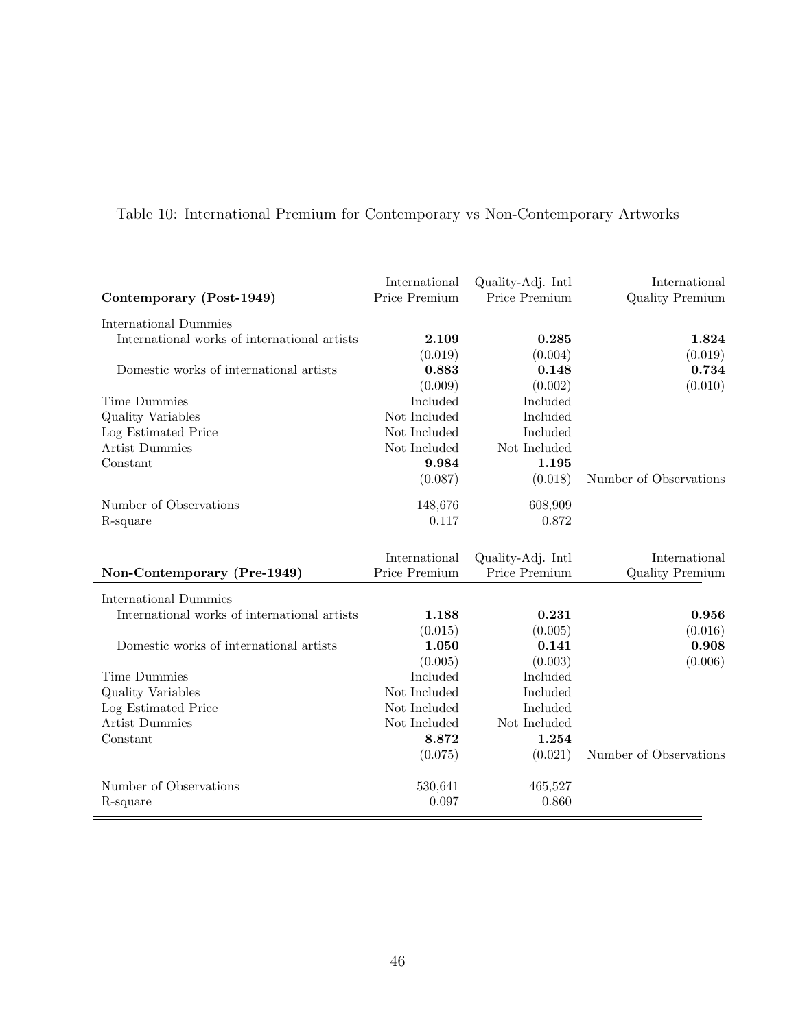Table 10: International Premium for Contemporary vs Non-Contemporary Artworks

| **Contemporary (Post-1949)** | International Price Premium | Quality-Adj. Intl Price Premium | International Quality Premium |
|---|---|---|---|
| International Dummies | | | |
| International works of international artists | **2.109** | **0.285** | **1.824** |
| | (0.019) | (0.004) | (0.019) |
| Domestic works of international artists | **0.883** | **0.148** | **0.734** |
| | (0.009) | (0.002) | (0.010) |
| Time Dummies | Included | Included | |
| Quality Variables | Not Included | Included | |
| Log Estimated Price | Not Included | Included | |
| Artist Dummies | Not Included | Not Included | |
| Constant | **9.984** | **1.195** | |
| | (0.087) | (0.018) | Number of Observations |
| Number of Observations | 148,676 | 608,909 | |
| R-square | 0.117 | 0.872 | |

| **Non-Contemporary (Pre-1949)** | International Price Premium | Quality-Adj. Intl Price Premium | International Quality Premium |
|---|---|---|---|
| International Dummies | | | |
| International works of international artists | **1.188** | **0.231** | **0.956** |
| | (0.015) | (0.005) | (0.016) |
| Domestic works of international artists | **1.050** | **0.141** | **0.908** |
| | (0.005) | (0.003) | (0.006) |
| Time Dummies | Included | Included | |
| Quality Variables | Not Included | Included | |
| Log Estimated Price | Not Included | Included | |
| Artist Dummies | Not Included | Not Included | |
| Constant | **8.872** | **1.254** | |
| | (0.075) | (0.021) | Number of Observations |
| Number of Observations | 530,641 | 465,527 | |
| R-square | 0.097 | 0.860 | |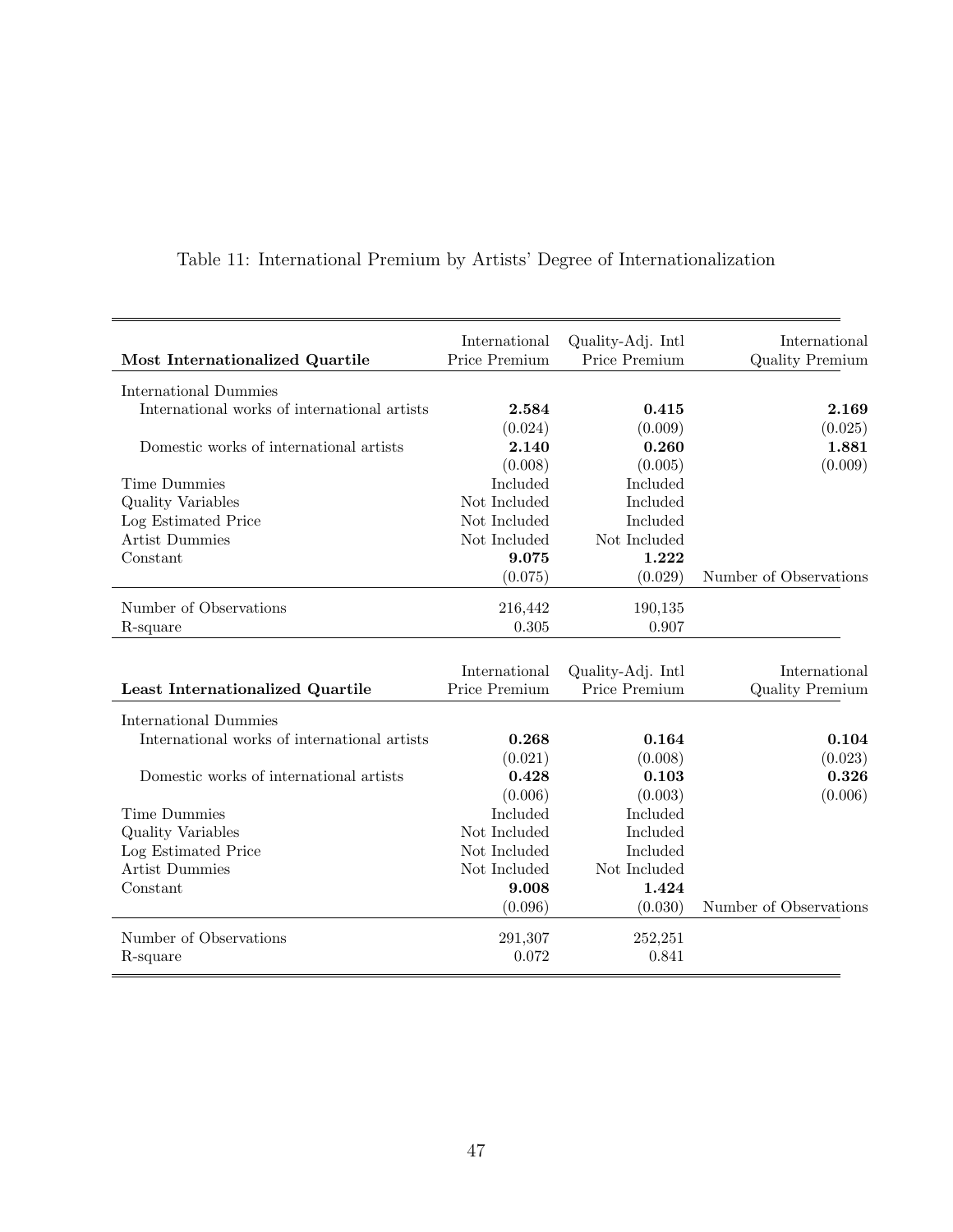Table 11: International Premium by Artists' Degree of Internationalization

| **Most Internationalized Quartile** | International Price Premium | Quality-Adj. Intl Price Premium | International Quality Premium |
|---|---|---|---|
| International Dummies | | | |
| International works of international artists | **2.584** | **0.415** | **2.169** |
| | (0.024) | (0.009) | (0.025) |
| Domestic works of international artists | **2.140** | **0.260** | **1.881** |
| | (0.008) | (0.005) | (0.009) |
| Time Dummies | Included | Included | |
| Quality Variables | Not Included | Included | |
| Log Estimated Price | Not Included | Included | |
| Artist Dummies | Not Included | Not Included | |
| Constant | **9.075** | **1.222** | |
| | (0.075) | (0.029) | Number of Observations |
| Number of Observations | 216,442 | 190,135 | |
| R-square | 0.305 | 0.907 | |

| **Least Internationalized Quartile** | International Price Premium | Quality-Adj. Intl Price Premium | International Quality Premium |
|---|---|---|---|
| International Dummies | | | |
| International works of international artists | **0.268** | **0.164** | **0.104** |
| | (0.021) | (0.008) | (0.023) |
| Domestic works of international artists | **0.428** | **0.103** | **0.326** |
| | (0.006) | (0.003) | (0.006) |
| Time Dummies | Included | Included | |
| Quality Variables | Not Included | Included | |
| Log Estimated Price | Not Included | Included | |
| Artist Dummies | Not Included | Not Included | |
| Constant | **9.008** | **1.424** | |
| | (0.096) | (0.030) | Number of Observations |
| Number of Observations | 291,307 | 252,251 | |
| R-square | 0.072 | 0.841 | |